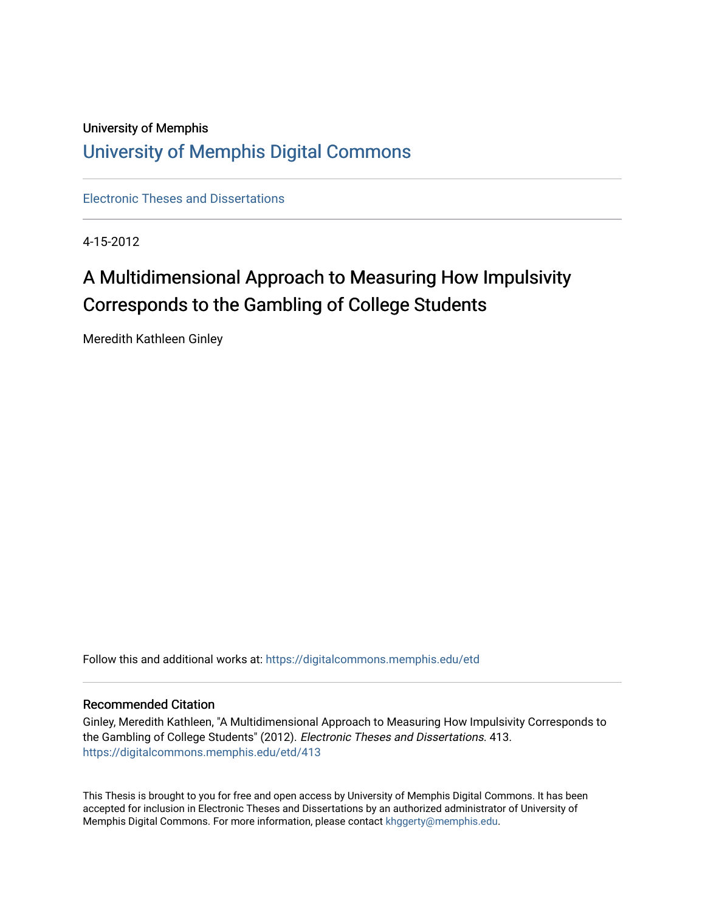University of Memphis

# University of Memphis Digital Commons

Electronic Theses and Dissertations

4-15-2012

## A Multidimensional Approach to Measuring How Impulsivity Corresponds to the Gambling of College Students

Meredith Kathleen Ginley

Follow this and additional works at: https://digitalcommons.memphis.edu/etd

### Recommended Citation

Ginley, Meredith Kathleen, "A Multidimensional Approach to Measuring How Impulsivity Corresponds to the Gambling of College Students" (2012). *Electronic Theses and Dissertations.* 413.
https://digitalcommons.memphis.edu/etd/413

This Thesis is brought to you for free and open access by University of Memphis Digital Commons. It has been accepted for inclusion in Electronic Theses and Dissertations by an authorized administrator of University of Memphis Digital Commons. For more information, please contact khggerty@memphis.edu.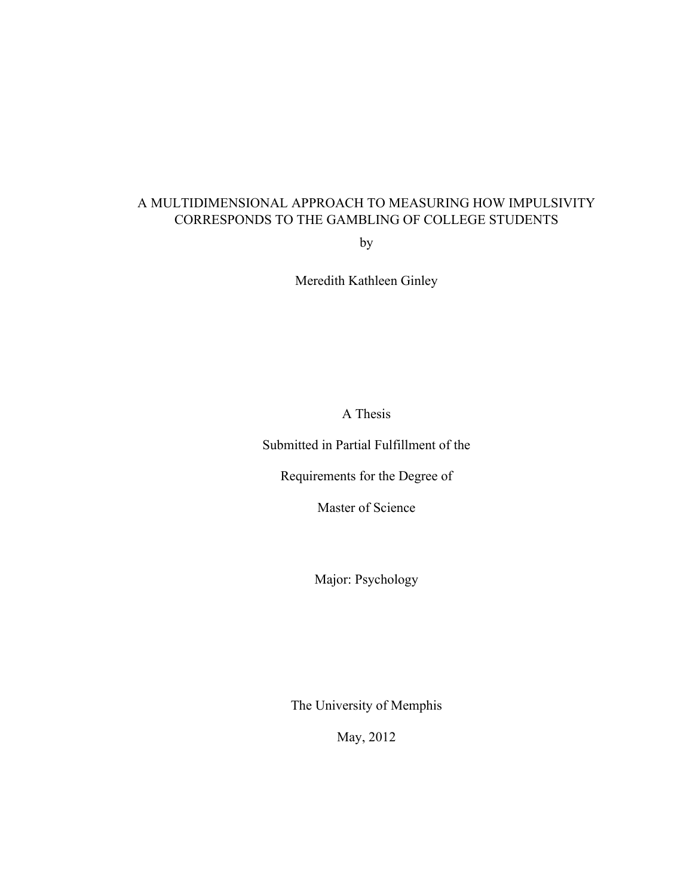# A MULTIDIMENSIONAL APPROACH TO MEASURING HOW IMPULSIVITY CORRESPONDS TO THE GAMBLING OF COLLEGE STUDENTS

by

Meredith Kathleen Ginley

A Thesis

Submitted in Partial Fulfillment of the

Requirements for the Degree of

Master of Science

Major: Psychology

The University of Memphis

May, 2012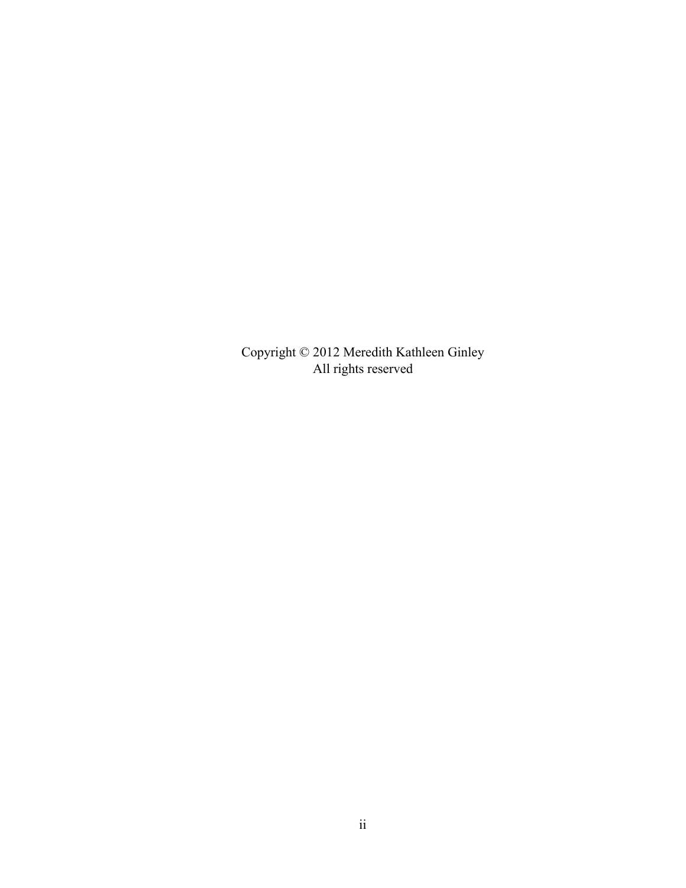Copyright © 2012 Meredith Kathleen Ginley
All rights reserved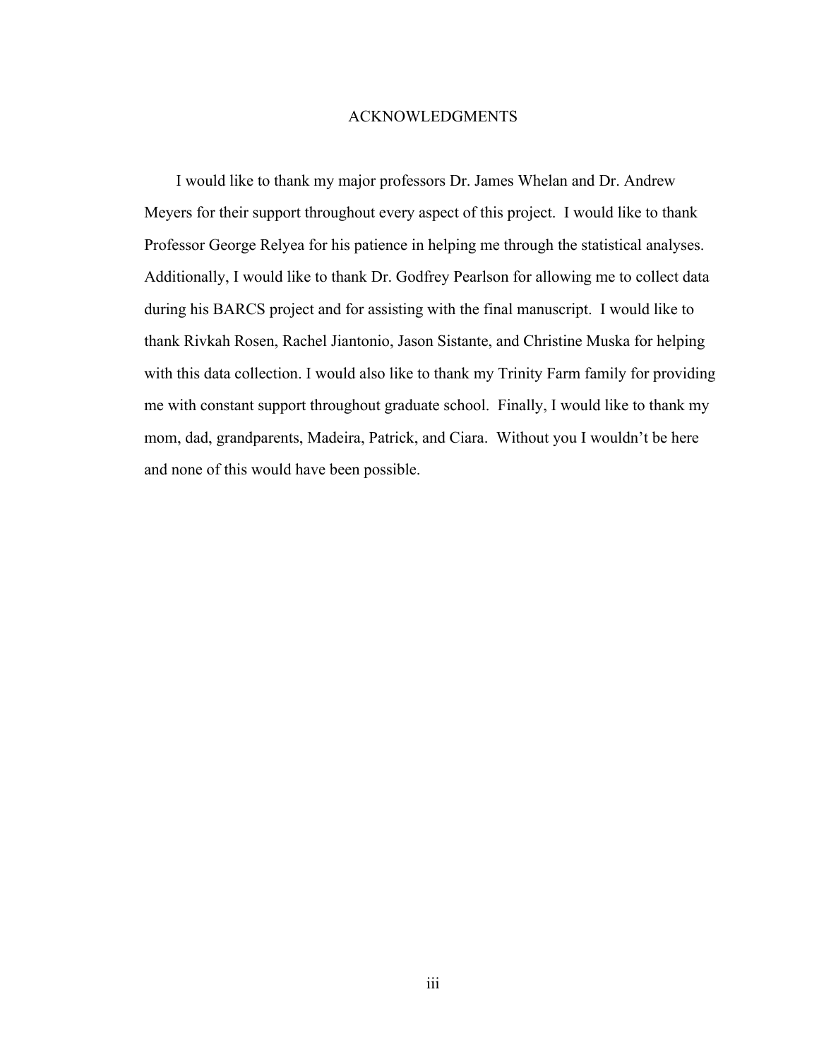# ACKNOWLEDGMENTS

I would like to thank my major professors Dr. James Whelan and Dr. Andrew Meyers for their support throughout every aspect of this project. I would like to thank Professor George Relyea for his patience in helping me through the statistical analyses. Additionally, I would like to thank Dr. Godfrey Pearlson for allowing me to collect data during his BARCS project and for assisting with the final manuscript. I would like to thank Rivkah Rosen, Rachel Jiantonio, Jason Sistante, and Christine Muska for helping with this data collection. I would also like to thank my Trinity Farm family for providing me with constant support throughout graduate school. Finally, I would like to thank my mom, dad, grandparents, Madeira, Patrick, and Ciara. Without you I wouldn't be here and none of this would have been possible.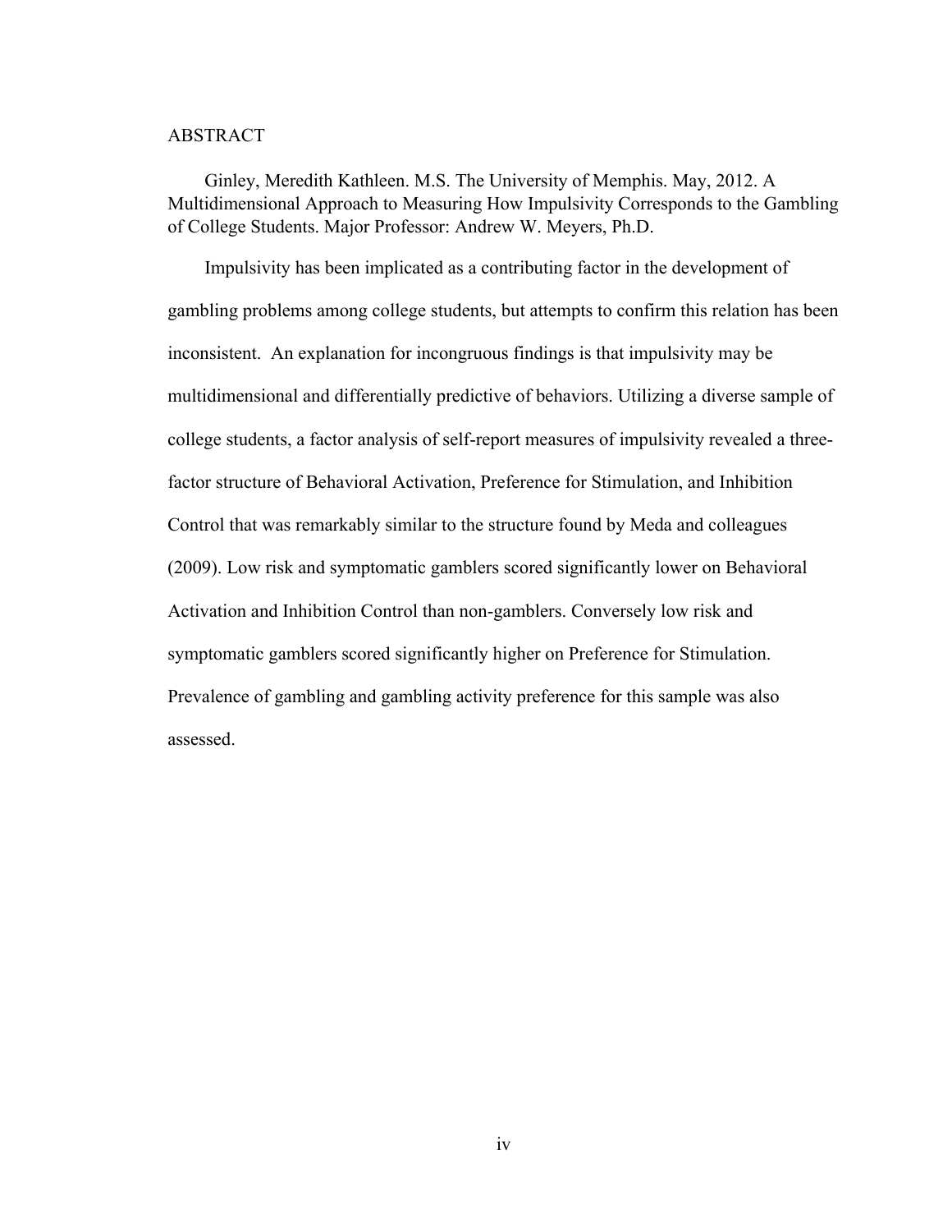# ABSTRACT

Ginley, Meredith Kathleen. M.S. The University of Memphis. May, 2012. A Multidimensional Approach to Measuring How Impulsivity Corresponds to the Gambling of College Students. Major Professor: Andrew W. Meyers, Ph.D.

Impulsivity has been implicated as a contributing factor in the development of gambling problems among college students, but attempts to confirm this relation has been inconsistent. An explanation for incongruous findings is that impulsivity may be multidimensional and differentially predictive of behaviors. Utilizing a diverse sample of college students, a factor analysis of self-report measures of impulsivity revealed a three-factor structure of Behavioral Activation, Preference for Stimulation, and Inhibition Control that was remarkably similar to the structure found by Meda and colleagues (2009). Low risk and symptomatic gamblers scored significantly lower on Behavioral Activation and Inhibition Control than non-gamblers. Conversely low risk and symptomatic gamblers scored significantly higher on Preference for Stimulation. Prevalence of gambling and gambling activity preference for this sample was also assessed.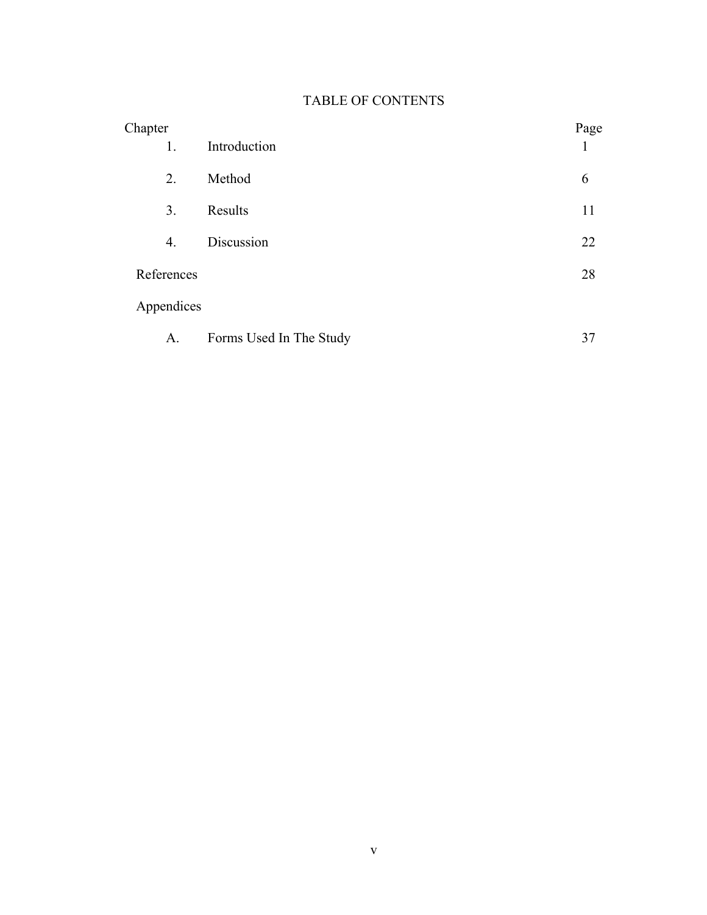# TABLE OF CONTENTS

| Chapter | | Page |
|---|---|---|
| 1. | Introduction | 1 |
| 2. | Method | 6 |
| 3. | Results | 11 |
| 4. | Discussion | 22 |
| References | | 28 |
| Appendices | | |
| A. | Forms Used In The Study | 37 |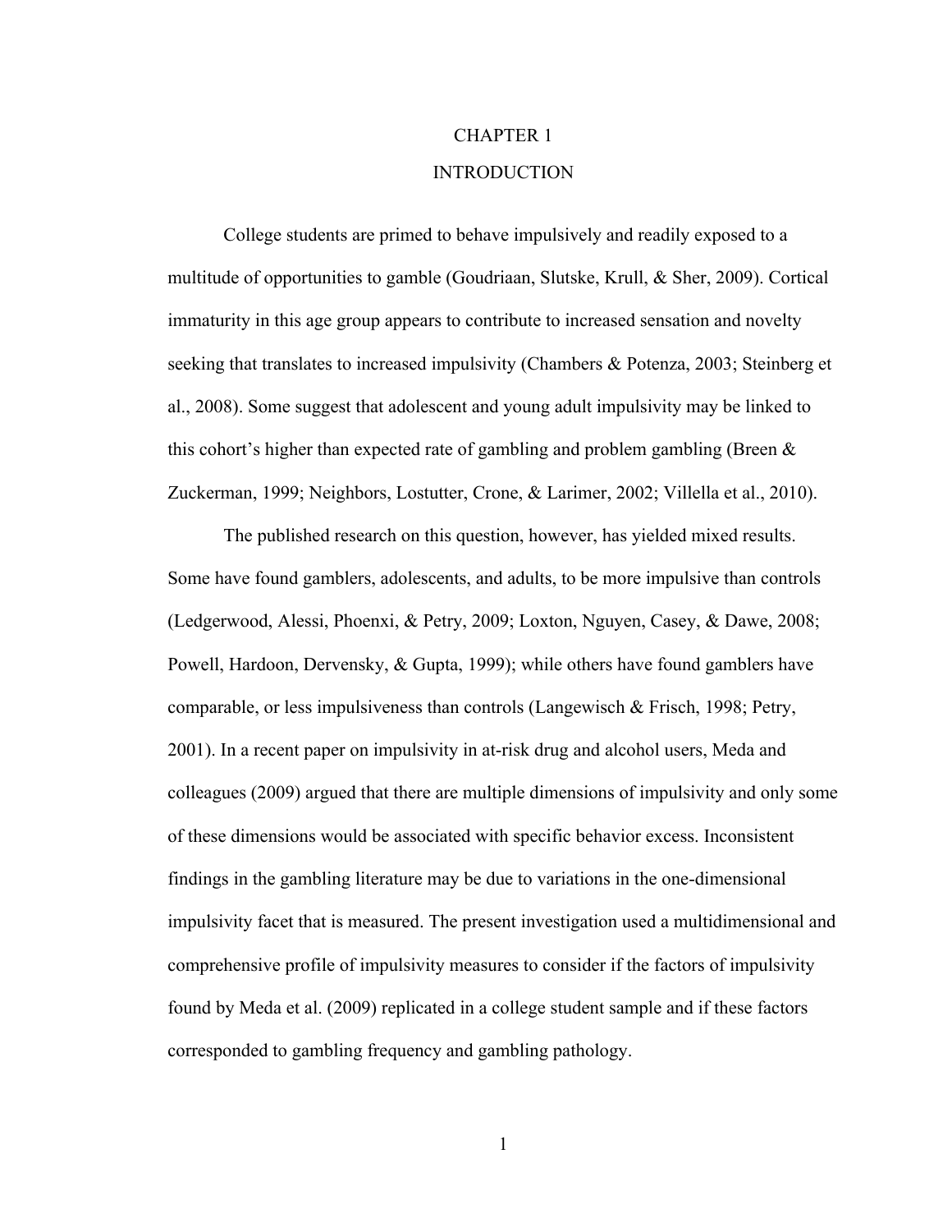# CHAPTER 1

# INTRODUCTION

College students are primed to behave impulsively and readily exposed to a multitude of opportunities to gamble (Goudriaan, Slutske, Krull, & Sher, 2009). Cortical immaturity in this age group appears to contribute to increased sensation and novelty seeking that translates to increased impulsivity (Chambers & Potenza, 2003; Steinberg et al., 2008). Some suggest that adolescent and young adult impulsivity may be linked to this cohort's higher than expected rate of gambling and problem gambling (Breen & Zuckerman, 1999; Neighbors, Lostutter, Crone, & Larimer, 2002; Villella et al., 2010).

The published research on this question, however, has yielded mixed results. Some have found gamblers, adolescents, and adults, to be more impulsive than controls (Ledgerwood, Alessi, Phoenxi, & Petry, 2009; Loxton, Nguyen, Casey, & Dawe, 2008; Powell, Hardoon, Dervensky, & Gupta, 1999); while others have found gamblers have comparable, or less impulsiveness than controls (Langewisch & Frisch, 1998; Petry, 2001). In a recent paper on impulsivity in at-risk drug and alcohol users, Meda and colleagues (2009) argued that there are multiple dimensions of impulsivity and only some of these dimensions would be associated with specific behavior excess. Inconsistent findings in the gambling literature may be due to variations in the one-dimensional impulsivity facet that is measured. The present investigation used a multidimensional and comprehensive profile of impulsivity measures to consider if the factors of impulsivity found by Meda et al. (2009) replicated in a college student sample and if these factors corresponded to gambling frequency and gambling pathology.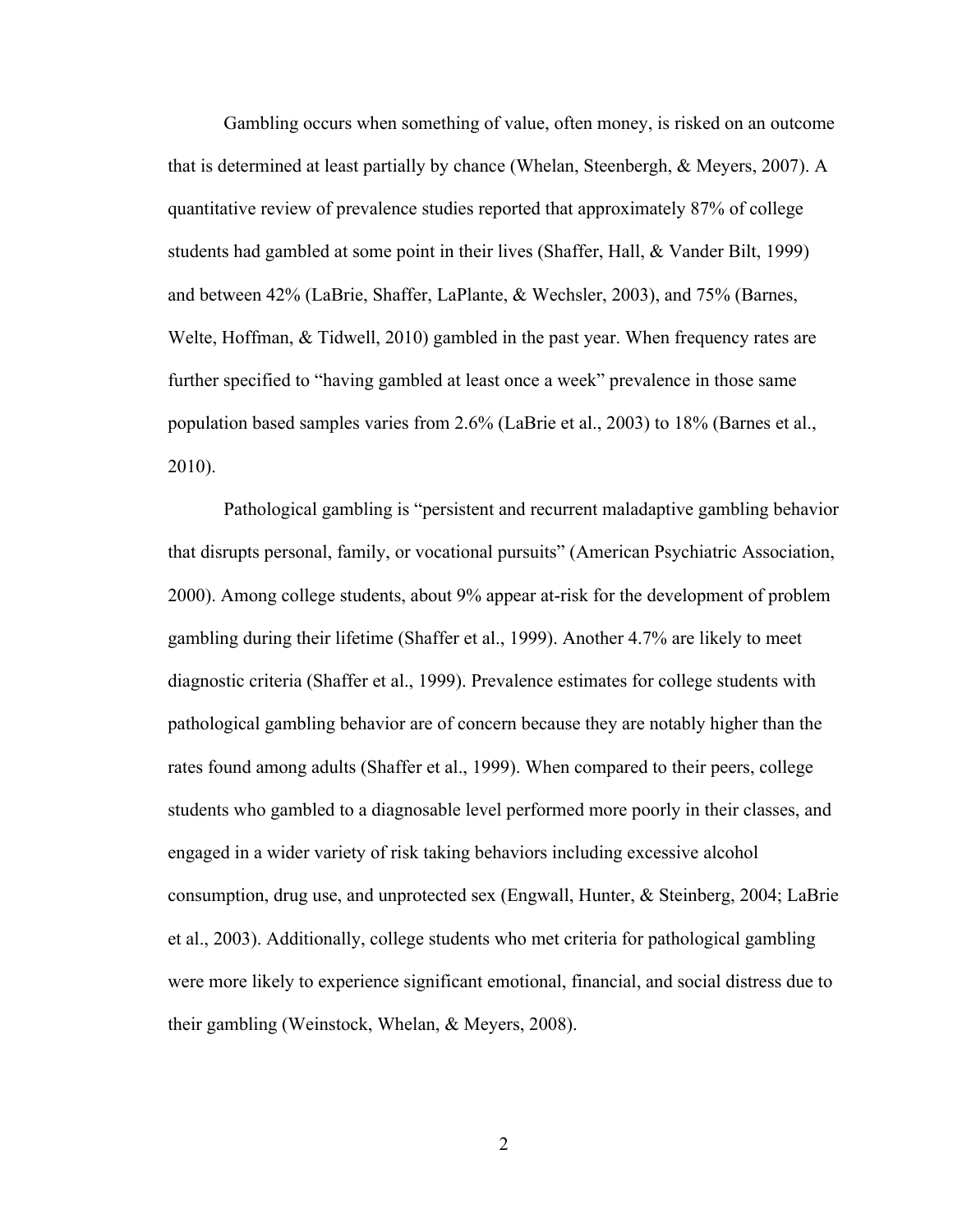Gambling occurs when something of value, often money, is risked on an outcome that is determined at least partially by chance (Whelan, Steenbergh, & Meyers, 2007). A quantitative review of prevalence studies reported that approximately 87% of college students had gambled at some point in their lives (Shaffer, Hall, & Vander Bilt, 1999) and between 42% (LaBrie, Shaffer, LaPlante, & Wechsler, 2003), and 75% (Barnes, Welte, Hoffman, & Tidwell, 2010) gambled in the past year. When frequency rates are further specified to "having gambled at least once a week" prevalence in those same population based samples varies from 2.6% (LaBrie et al., 2003) to 18% (Barnes et al., 2010).

Pathological gambling is "persistent and recurrent maladaptive gambling behavior that disrupts personal, family, or vocational pursuits" (American Psychiatric Association, 2000). Among college students, about 9% appear at-risk for the development of problem gambling during their lifetime (Shaffer et al., 1999). Another 4.7% are likely to meet diagnostic criteria (Shaffer et al., 1999). Prevalence estimates for college students with pathological gambling behavior are of concern because they are notably higher than the rates found among adults (Shaffer et al., 1999). When compared to their peers, college students who gambled to a diagnosable level performed more poorly in their classes, and engaged in a wider variety of risk taking behaviors including excessive alcohol consumption, drug use, and unprotected sex (Engwall, Hunter, & Steinberg, 2004; LaBrie et al., 2003). Additionally, college students who met criteria for pathological gambling were more likely to experience significant emotional, financial, and social distress due to their gambling (Weinstock, Whelan, & Meyers, 2008).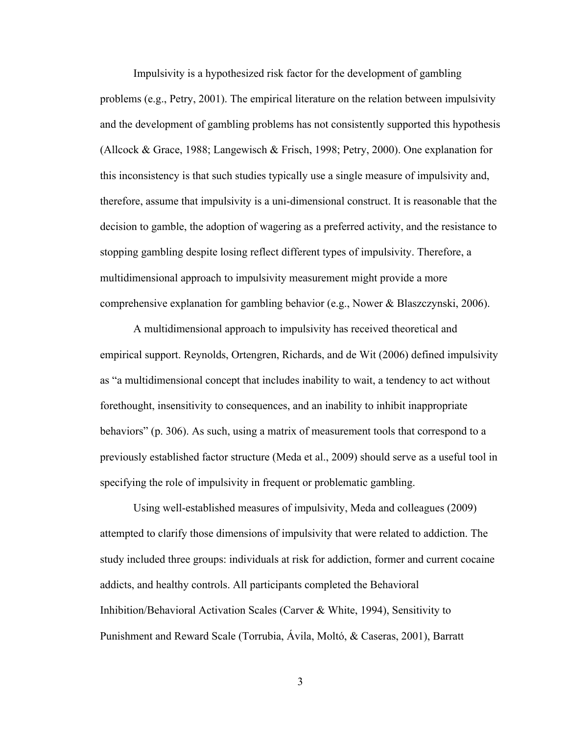Impulsivity is a hypothesized risk factor for the development of gambling problems (e.g., Petry, 2001). The empirical literature on the relation between impulsivity and the development of gambling problems has not consistently supported this hypothesis (Allcock & Grace, 1988; Langewisch & Frisch, 1998; Petry, 2000). One explanation for this inconsistency is that such studies typically use a single measure of impulsivity and, therefore, assume that impulsivity is a uni-dimensional construct. It is reasonable that the decision to gamble, the adoption of wagering as a preferred activity, and the resistance to stopping gambling despite losing reflect different types of impulsivity. Therefore, a multidimensional approach to impulsivity measurement might provide a more comprehensive explanation for gambling behavior (e.g., Nower & Blaszczynski, 2006).

A multidimensional approach to impulsivity has received theoretical and empirical support. Reynolds, Ortengren, Richards, and de Wit (2006) defined impulsivity as "a multidimensional concept that includes inability to wait, a tendency to act without forethought, insensitivity to consequences, and an inability to inhibit inappropriate behaviors" (p. 306). As such, using a matrix of measurement tools that correspond to a previously established factor structure (Meda et al., 2009) should serve as a useful tool in specifying the role of impulsivity in frequent or problematic gambling.

Using well-established measures of impulsivity, Meda and colleagues (2009) attempted to clarify those dimensions of impulsivity that were related to addiction. The study included three groups: individuals at risk for addiction, former and current cocaine addicts, and healthy controls. All participants completed the Behavioral Inhibition/Behavioral Activation Scales (Carver & White, 1994), Sensitivity to Punishment and Reward Scale (Torrubia, Ávila, Moltó, & Caseras, 2001), Barratt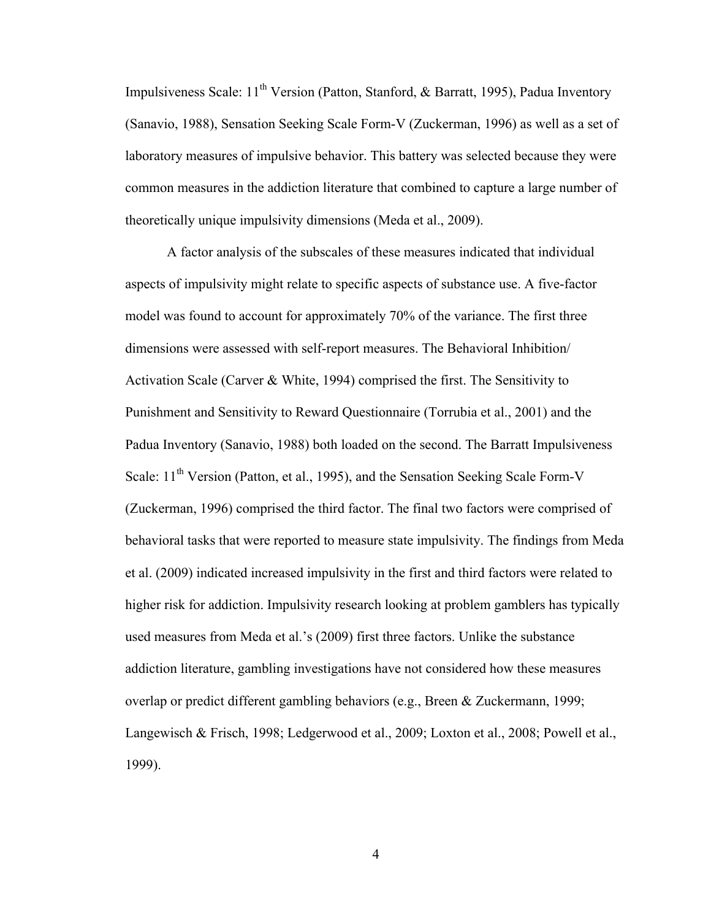Impulsiveness Scale: 11th Version (Patton, Stanford, & Barratt, 1995), Padua Inventory (Sanavio, 1988), Sensation Seeking Scale Form-V (Zuckerman, 1996) as well as a set of laboratory measures of impulsive behavior. This battery was selected because they were common measures in the addiction literature that combined to capture a large number of theoretically unique impulsivity dimensions (Meda et al., 2009).

A factor analysis of the subscales of these measures indicated that individual aspects of impulsivity might relate to specific aspects of substance use. A five-factor model was found to account for approximately 70% of the variance. The first three dimensions were assessed with self-report measures. The Behavioral Inhibition/Activation Scale (Carver & White, 1994) comprised the first. The Sensitivity to Punishment and Sensitivity to Reward Questionnaire (Torrubia et al., 2001) and the Padua Inventory (Sanavio, 1988) both loaded on the second. The Barratt Impulsiveness Scale: 11th Version (Patton, et al., 1995), and the Sensation Seeking Scale Form-V (Zuckerman, 1996) comprised the third factor. The final two factors were comprised of behavioral tasks that were reported to measure state impulsivity. The findings from Meda et al. (2009) indicated increased impulsivity in the first and third factors were related to higher risk for addiction. Impulsivity research looking at problem gamblers has typically used measures from Meda et al.'s (2009) first three factors. Unlike the substance addiction literature, gambling investigations have not considered how these measures overlap or predict different gambling behaviors (e.g., Breen & Zuckermann, 1999; Langewisch & Frisch, 1998; Ledgerwood et al., 2009; Loxton et al., 2008; Powell et al., 1999).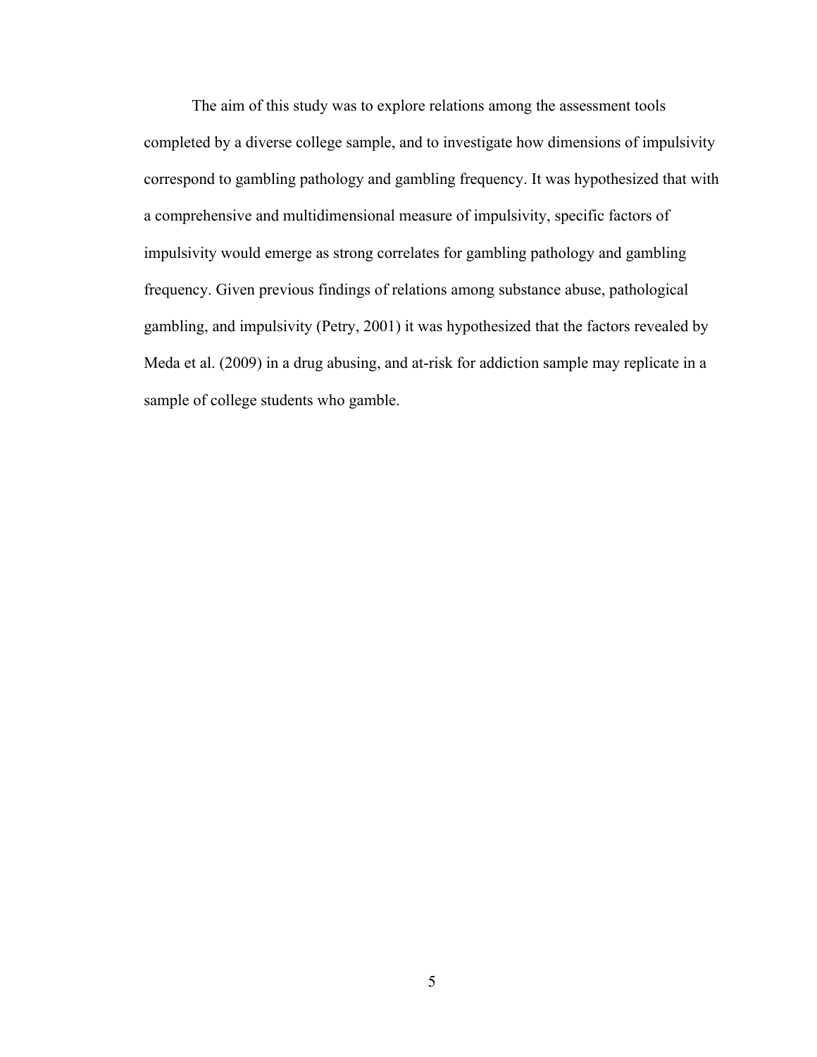The aim of this study was to explore relations among the assessment tools completed by a diverse college sample, and to investigate how dimensions of impulsivity correspond to gambling pathology and gambling frequency. It was hypothesized that with a comprehensive and multidimensional measure of impulsivity, specific factors of impulsivity would emerge as strong correlates for gambling pathology and gambling frequency. Given previous findings of relations among substance abuse, pathological gambling, and impulsivity (Petry, 2001) it was hypothesized that the factors revealed by Meda et al. (2009) in a drug abusing, and at-risk for addiction sample may replicate in a sample of college students who gamble.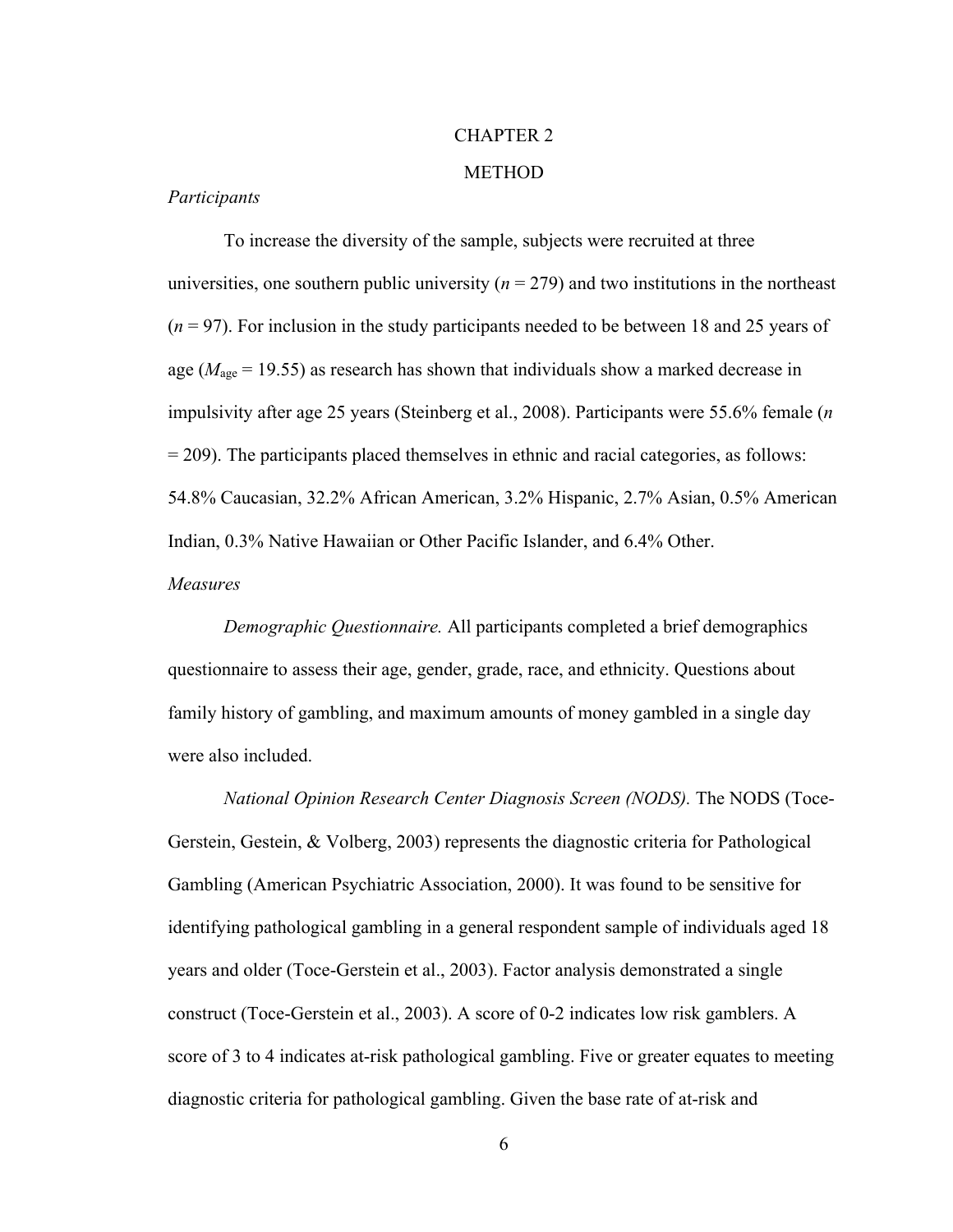# CHAPTER 2

# METHOD

## *Participants*

To increase the diversity of the sample, subjects were recruited at three universities, one southern public university (*n* = 279) and two institutions in the northeast (*n* = 97). For inclusion in the study participants needed to be between 18 and 25 years of age ($M_{age}$ = 19.55) as research has shown that individuals show a marked decrease in impulsivity after age 25 years (Steinberg et al., 2008). Participants were 55.6% female (*n* = 209). The participants placed themselves in ethnic and racial categories, as follows: 54.8% Caucasian, 32.2% African American, 3.2% Hispanic, 2.7% Asian, 0.5% American Indian, 0.3% Native Hawaiian or Other Pacific Islander, and 6.4% Other.

## *Measures*

*Demographic Questionnaire.* All participants completed a brief demographics questionnaire to assess their age, gender, grade, race, and ethnicity. Questions about family history of gambling, and maximum amounts of money gambled in a single day were also included.

*National Opinion Research Center Diagnosis Screen (NODS).* The NODS (Toce-Gerstein, Gestein, & Volberg, 2003) represents the diagnostic criteria for Pathological Gambling (American Psychiatric Association, 2000). It was found to be sensitive for identifying pathological gambling in a general respondent sample of individuals aged 18 years and older (Toce-Gerstein et al., 2003). Factor analysis demonstrated a single construct (Toce-Gerstein et al., 2003). A score of 0-2 indicates low risk gamblers. A score of 3 to 4 indicates at-risk pathological gambling. Five or greater equates to meeting diagnostic criteria for pathological gambling. Given the base rate of at-risk and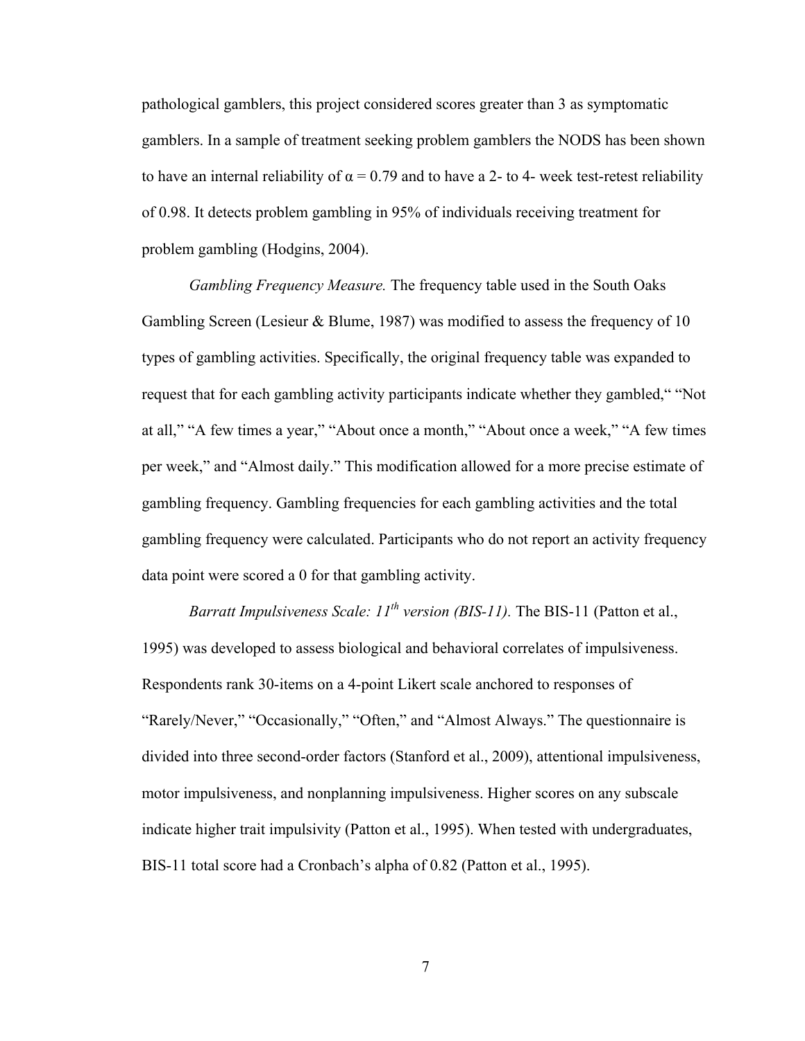pathological gamblers, this project considered scores greater than 3 as symptomatic gamblers. In a sample of treatment seeking problem gamblers the NODS has been shown to have an internal reliability of $\alpha = 0.79$ and to have a 2- to 4- week test-retest reliability of 0.98. It detects problem gambling in 95% of individuals receiving treatment for problem gambling (Hodgins, 2004).

*Gambling Frequency Measure.* The frequency table used in the South Oaks Gambling Screen (Lesieur & Blume, 1987) was modified to assess the frequency of 10 types of gambling activities. Specifically, the original frequency table was expanded to request that for each gambling activity participants indicate whether they gambled," "Not at all," "A few times a year," "About once a month," "About once a week," "A few times per week," and "Almost daily." This modification allowed for a more precise estimate of gambling frequency. Gambling frequencies for each gambling activities and the total gambling frequency were calculated. Participants who do not report an activity frequency data point were scored a 0 for that gambling activity.

*Barratt Impulsiveness Scale: 11th version (BIS-11).* The BIS-11 (Patton et al., 1995) was developed to assess biological and behavioral correlates of impulsiveness. Respondents rank 30-items on a 4-point Likert scale anchored to responses of "Rarely/Never," "Occasionally," "Often," and "Almost Always." The questionnaire is divided into three second-order factors (Stanford et al., 2009), attentional impulsiveness, motor impulsiveness, and nonplanning impulsiveness. Higher scores on any subscale indicate higher trait impulsivity (Patton et al., 1995). When tested with undergraduates, BIS-11 total score had a Cronbach's alpha of 0.82 (Patton et al., 1995).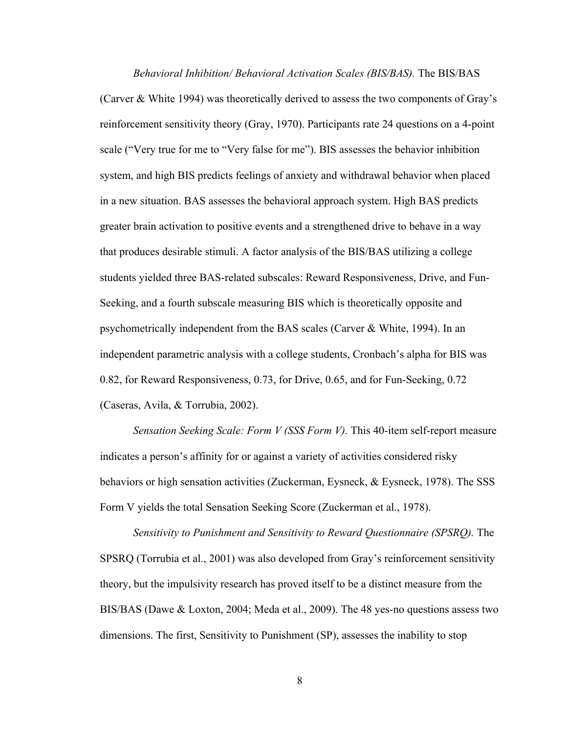*Behavioral Inhibition/ Behavioral Activation Scales (BIS/BAS).* The BIS/BAS (Carver & White 1994) was theoretically derived to assess the two components of Gray's reinforcement sensitivity theory (Gray, 1970). Participants rate 24 questions on a 4-point scale ("Very true for me to "Very false for me"). BIS assesses the behavior inhibition system, and high BIS predicts feelings of anxiety and withdrawal behavior when placed in a new situation. BAS assesses the behavioral approach system. High BAS predicts greater brain activation to positive events and a strengthened drive to behave in a way that produces desirable stimuli. A factor analysis of the BIS/BAS utilizing a college students yielded three BAS-related subscales: Reward Responsiveness, Drive, and Fun-Seeking, and a fourth subscale measuring BIS which is theoretically opposite and psychometrically independent from the BAS scales (Carver & White, 1994). In an independent parametric analysis with a college students, Cronbach's alpha for BIS was 0.82, for Reward Responsiveness, 0.73, for Drive, 0.65, and for Fun-Seeking, 0.72 (Caseras, Avila, & Torrubia, 2002).

*Sensation Seeking Scale: Form V (SSS Form V).* This 40-item self-report measure indicates a person's affinity for or against a variety of activities considered risky behaviors or high sensation activities (Zuckerman, Eysneck, & Eysneck, 1978). The SSS Form V yields the total Sensation Seeking Score (Zuckerman et al., 1978).

*Sensitivity to Punishment and Sensitivity to Reward Questionnaire (SPSRQ).* The SPSRQ (Torrubia et al., 2001) was also developed from Gray's reinforcement sensitivity theory, but the impulsivity research has proved itself to be a distinct measure from the BIS/BAS (Dawe & Loxton, 2004; Meda et al., 2009). The 48 yes-no questions assess two dimensions. The first, Sensitivity to Punishment (SP), assesses the inability to stop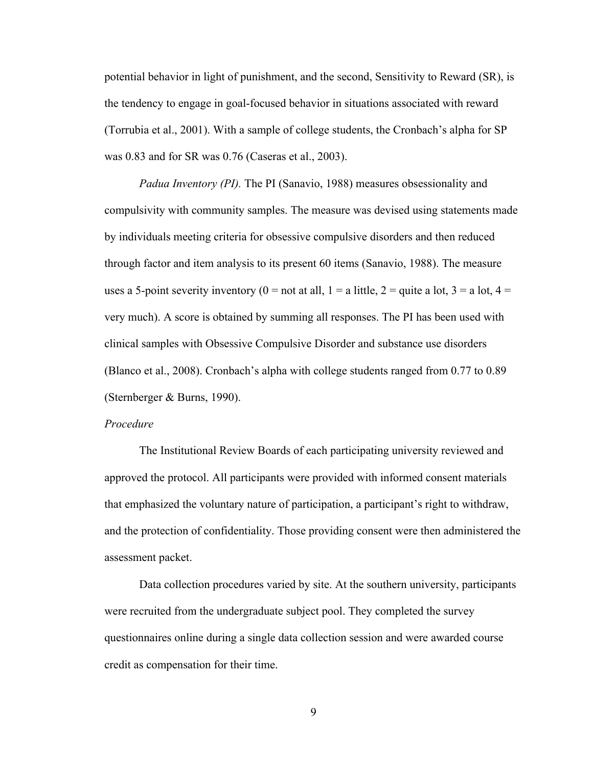potential behavior in light of punishment, and the second, Sensitivity to Reward (SR), is the tendency to engage in goal-focused behavior in situations associated with reward (Torrubia et al., 2001). With a sample of college students, the Cronbach's alpha for SP was 0.83 and for SR was 0.76 (Caseras et al., 2003).

*Padua Inventory (PI).* The PI (Sanavio, 1988) measures obsessionality and compulsivity with community samples. The measure was devised using statements made by individuals meeting criteria for obsessive compulsive disorders and then reduced through factor and item analysis to its present 60 items (Sanavio, 1988). The measure uses a 5-point severity inventory (0 = not at all, 1 = a little, 2 = quite a lot, 3 = a lot, 4 = very much). A score is obtained by summing all responses. The PI has been used with clinical samples with Obsessive Compulsive Disorder and substance use disorders (Blanco et al., 2008). Cronbach's alpha with college students ranged from 0.77 to 0.89 (Sternberger & Burns, 1990).

*Procedure*

The Institutional Review Boards of each participating university reviewed and approved the protocol. All participants were provided with informed consent materials that emphasized the voluntary nature of participation, a participant's right to withdraw, and the protection of confidentiality. Those providing consent were then administered the assessment packet.

Data collection procedures varied by site. At the southern university, participants were recruited from the undergraduate subject pool. They completed the survey questionnaires online during a single data collection session and were awarded course credit as compensation for their time.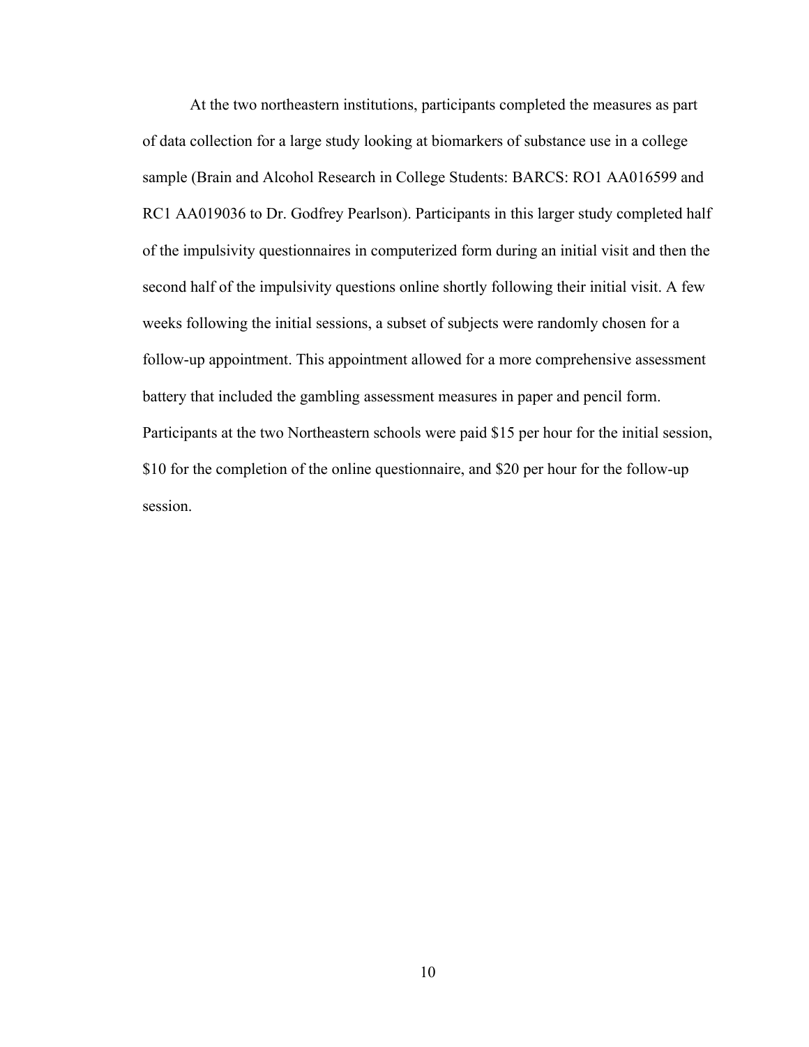At the two northeastern institutions, participants completed the measures as part of data collection for a large study looking at biomarkers of substance use in a college sample (Brain and Alcohol Research in College Students: BARCS: RO1 AA016599 and RC1 AA019036 to Dr. Godfrey Pearlson). Participants in this larger study completed half of the impulsivity questionnaires in computerized form during an initial visit and then the second half of the impulsivity questions online shortly following their initial visit. A few weeks following the initial sessions, a subset of subjects were randomly chosen for a follow-up appointment. This appointment allowed for a more comprehensive assessment battery that included the gambling assessment measures in paper and pencil form. Participants at the two Northeastern schools were paid $15 per hour for the initial session, $10 for the completion of the online questionnaire, and $20 per hour for the follow-up session.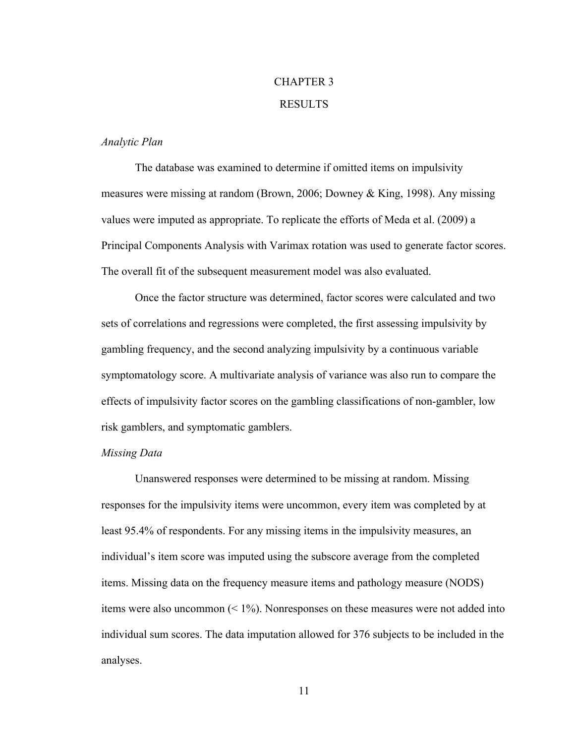# CHAPTER 3

# RESULTS

*Analytic Plan*

The database was examined to determine if omitted items on impulsivity measures were missing at random (Brown, 2006; Downey & King, 1998). Any missing values were imputed as appropriate. To replicate the efforts of Meda et al. (2009) a Principal Components Analysis with Varimax rotation was used to generate factor scores. The overall fit of the subsequent measurement model was also evaluated.

Once the factor structure was determined, factor scores were calculated and two sets of correlations and regressions were completed, the first assessing impulsivity by gambling frequency, and the second analyzing impulsivity by a continuous variable symptomatology score. A multivariate analysis of variance was also run to compare the effects of impulsivity factor scores on the gambling classifications of non-gambler, low risk gamblers, and symptomatic gamblers.

*Missing Data*

Unanswered responses were determined to be missing at random. Missing responses for the impulsivity items were uncommon, every item was completed by at least 95.4% of respondents. For any missing items in the impulsivity measures, an individual's item score was imputed using the subscore average from the completed items. Missing data on the frequency measure items and pathology measure (NODS) items were also uncommon (< 1%). Nonresponses on these measures were not added into individual sum scores. The data imputation allowed for 376 subjects to be included in the analyses.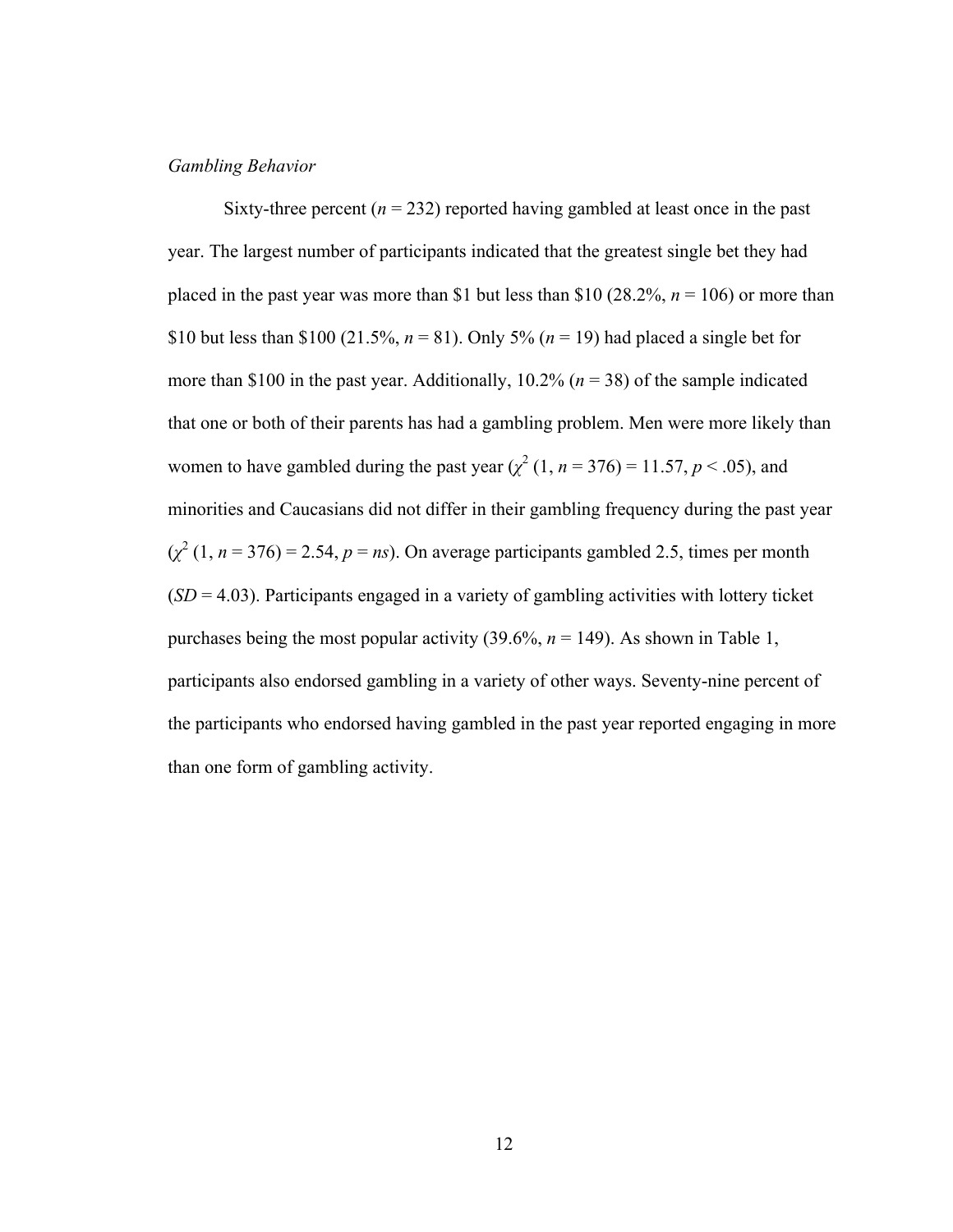*Gambling Behavior*

Sixty-three percent ($n$ = 232) reported having gambled at least once in the past year. The largest number of participants indicated that the greatest single bet they had placed in the past year was more than $1 but less than $10 (28.2%, $n$ = 106) or more than $10 but less than $100 (21.5%, $n$ = 81). Only 5% ($n$ = 19) had placed a single bet for more than $100 in the past year. Additionally, 10.2% ($n$ = 38) of the sample indicated that one or both of their parents has had a gambling problem. Men were more likely than women to have gambled during the past year ($\chi^2$ (1, $n$ = 376) = 11.57, $p < .05$), and minorities and Caucasians did not differ in their gambling frequency during the past year ($\chi^2$ (1, $n$ = 376) = 2.54, $p$ = *ns*). On average participants gambled 2.5, times per month (*SD* = 4.03). Participants engaged in a variety of gambling activities with lottery ticket purchases being the most popular activity (39.6%, $n$ = 149). As shown in Table 1, participants also endorsed gambling in a variety of other ways. Seventy-nine percent of the participants who endorsed having gambled in the past year reported engaging in more than one form of gambling activity.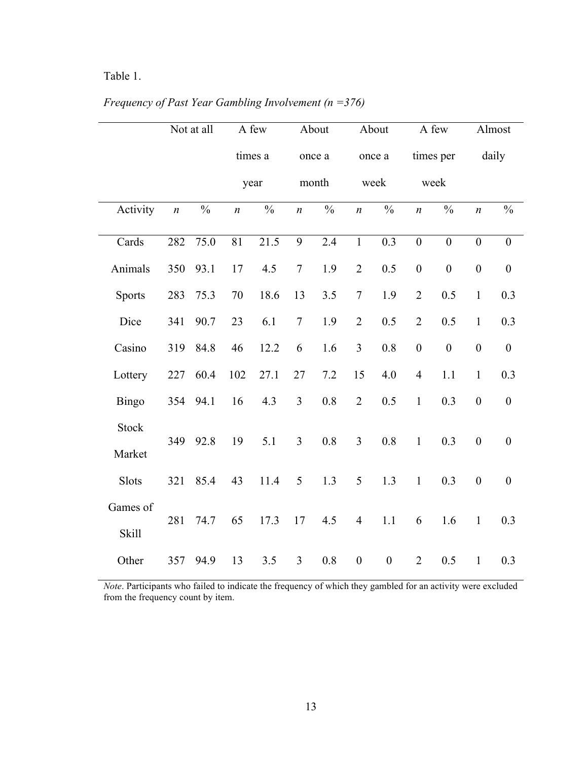Table 1.

*Frequency of Past Year Gambling Involvement (n =376)*

| | Not at all | | A few times a year | | About once a month | | About once a week | | A few times per week | | Almost daily | |
|---|---|---|---|---|---|---|---|---|---|---|---|---|
| Activity | *n* | % | *n* | % | *n* | % | *n* | % | *n* | % | *n* | % |
| Cards | 282 | 75.0 | 81 | 21.5 | 9 | 2.4 | 1 | 0.3 | 0 | 0 | 0 | 0 |
| Animals | 350 | 93.1 | 17 | 4.5 | 7 | 1.9 | 2 | 0.5 | 0 | 0 | 0 | 0 |
| Sports | 283 | 75.3 | 70 | 18.6 | 13 | 3.5 | 7 | 1.9 | 2 | 0.5 | 1 | 0.3 |
| Dice | 341 | 90.7 | 23 | 6.1 | 7 | 1.9 | 2 | 0.5 | 2 | 0.5 | 1 | 0.3 |
| Casino | 319 | 84.8 | 46 | 12.2 | 6 | 1.6 | 3 | 0.8 | 0 | 0 | 0 | 0 |
| Lottery | 227 | 60.4 | 102 | 27.1 | 27 | 7.2 | 15 | 4.0 | 4 | 1.1 | 1 | 0.3 |
| Bingo | 354 | 94.1 | 16 | 4.3 | 3 | 0.8 | 2 | 0.5 | 1 | 0.3 | 0 | 0 |
| Stock Market | 349 | 92.8 | 19 | 5.1 | 3 | 0.8 | 3 | 0.8 | 1 | 0.3 | 0 | 0 |
| Slots | 321 | 85.4 | 43 | 11.4 | 5 | 1.3 | 5 | 1.3 | 1 | 0.3 | 0 | 0 |
| Games of Skill | 281 | 74.7 | 65 | 17.3 | 17 | 4.5 | 4 | 1.1 | 6 | 1.6 | 1 | 0.3 |
| Other | 357 | 94.9 | 13 | 3.5 | 3 | 0.8 | 0 | 0 | 2 | 0.5 | 1 | 0.3 |

*Note*. Participants who failed to indicate the frequency of which they gambled for an activity were excluded from the frequency count by item.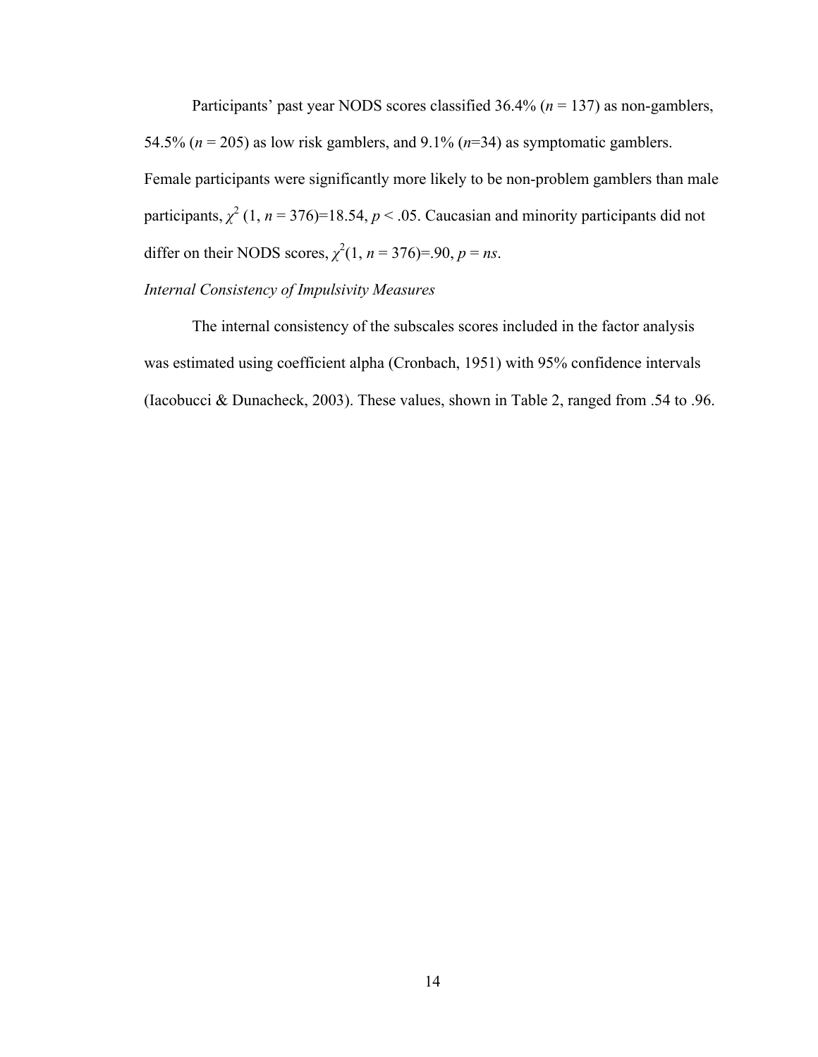Participants' past year NODS scores classified 36.4% ($n$ = 137) as non-gamblers, 54.5% ($n$ = 205) as low risk gamblers, and 9.1% ($n$=34) as symptomatic gamblers. Female participants were significantly more likely to be non-problem gamblers than male participants, $\chi^2$ (1, $n$ = 376)=18.54, $p$ < .05. Caucasian and minority participants did not differ on their NODS scores, $\chi^2$(1, $n$ = 376)=.90, $p$ = *ns*.

*Internal Consistency of Impulsivity Measures*

The internal consistency of the subscales scores included in the factor analysis was estimated using coefficient alpha (Cronbach, 1951) with 95% confidence intervals (Iacobucci & Dunacheck, 2003). These values, shown in Table 2, ranged from .54 to .96.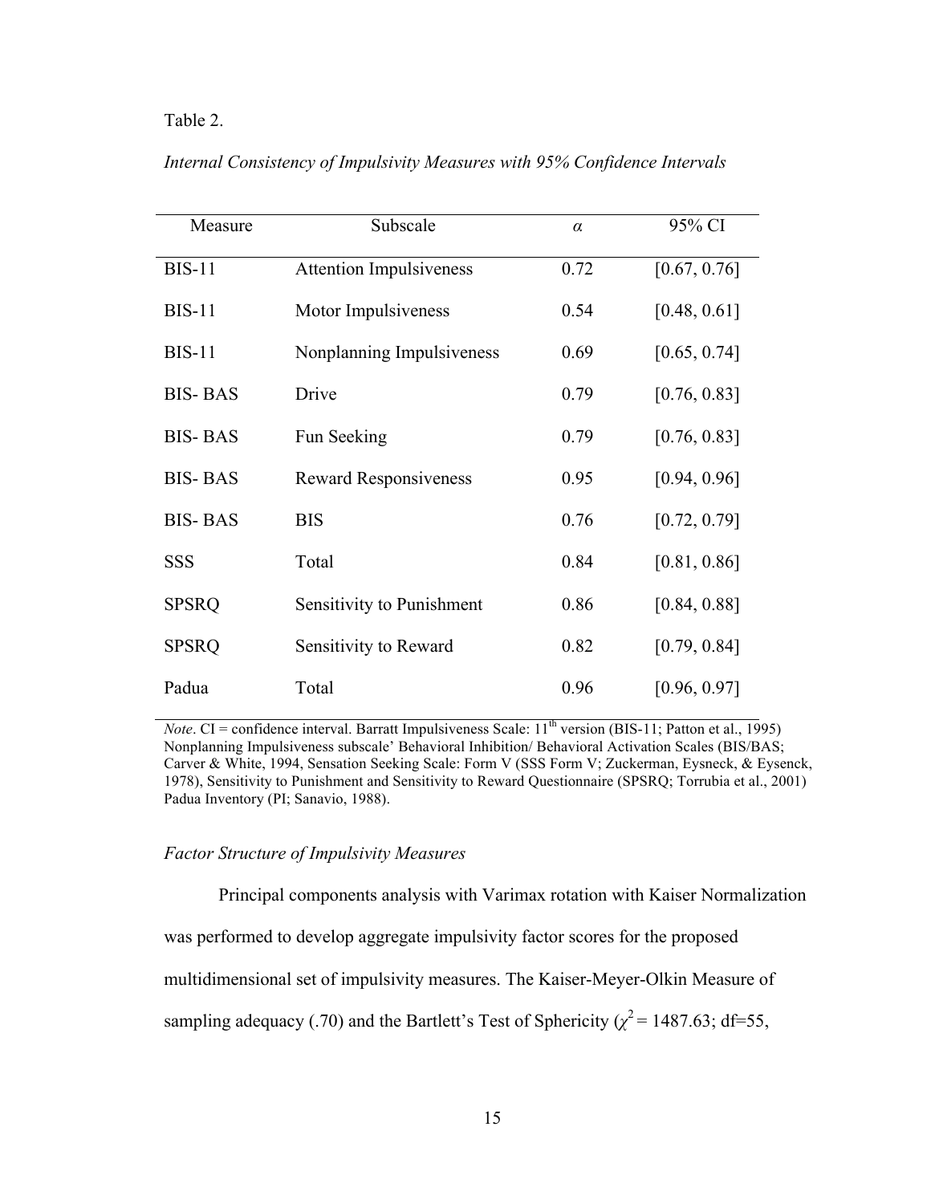Table 2.

*Internal Consistency of Impulsivity Measures with 95% Confidence Intervals*

| Measure | Subscale | $\alpha$ | 95% CI |
|---|---|---|---|
| BIS-11 | Attention Impulsiveness | 0.72 | [0.67, 0.76] |
| BIS-11 | Motor Impulsiveness | 0.54 | [0.48, 0.61] |
| BIS-11 | Nonplanning Impulsiveness | 0.69 | [0.65, 0.74] |
| BIS- BAS | Drive | 0.79 | [0.76, 0.83] |
| BIS- BAS | Fun Seeking | 0.79 | [0.76, 0.83] |
| BIS- BAS | Reward Responsiveness | 0.95 | [0.94, 0.96] |
| BIS- BAS | BIS | 0.76 | [0.72, 0.79] |
| SSS | Total | 0.84 | [0.81, 0.86] |
| SPSRQ | Sensitivity to Punishment | 0.86 | [0.84, 0.88] |
| SPSRQ | Sensitivity to Reward | 0.82 | [0.79, 0.84] |
| Padua | Total | 0.96 | [0.96, 0.97] |

*Note*. CI = confidence interval. Barratt Impulsiveness Scale: 11th version (BIS-11; Patton et al., 1995) Nonplanning Impulsiveness subscale' Behavioral Inhibition/ Behavioral Activation Scales (BIS/BAS; Carver & White, 1994, Sensation Seeking Scale: Form V (SSS Form V; Zuckerman, Eysneck, & Eysenck, 1978), Sensitivity to Punishment and Sensitivity to Reward Questionnaire (SPSRQ; Torrubia et al., 2001) Padua Inventory (PI; Sanavio, 1988).

*Factor Structure of Impulsivity Measures*

Principal components analysis with Varimax rotation with Kaiser Normalization was performed to develop aggregate impulsivity factor scores for the proposed multidimensional set of impulsivity measures. The Kaiser-Meyer-Olkin Measure of sampling adequacy (.70) and the Bartlett's Test of Sphericity ($\chi^2$ = 1487.63; df=55,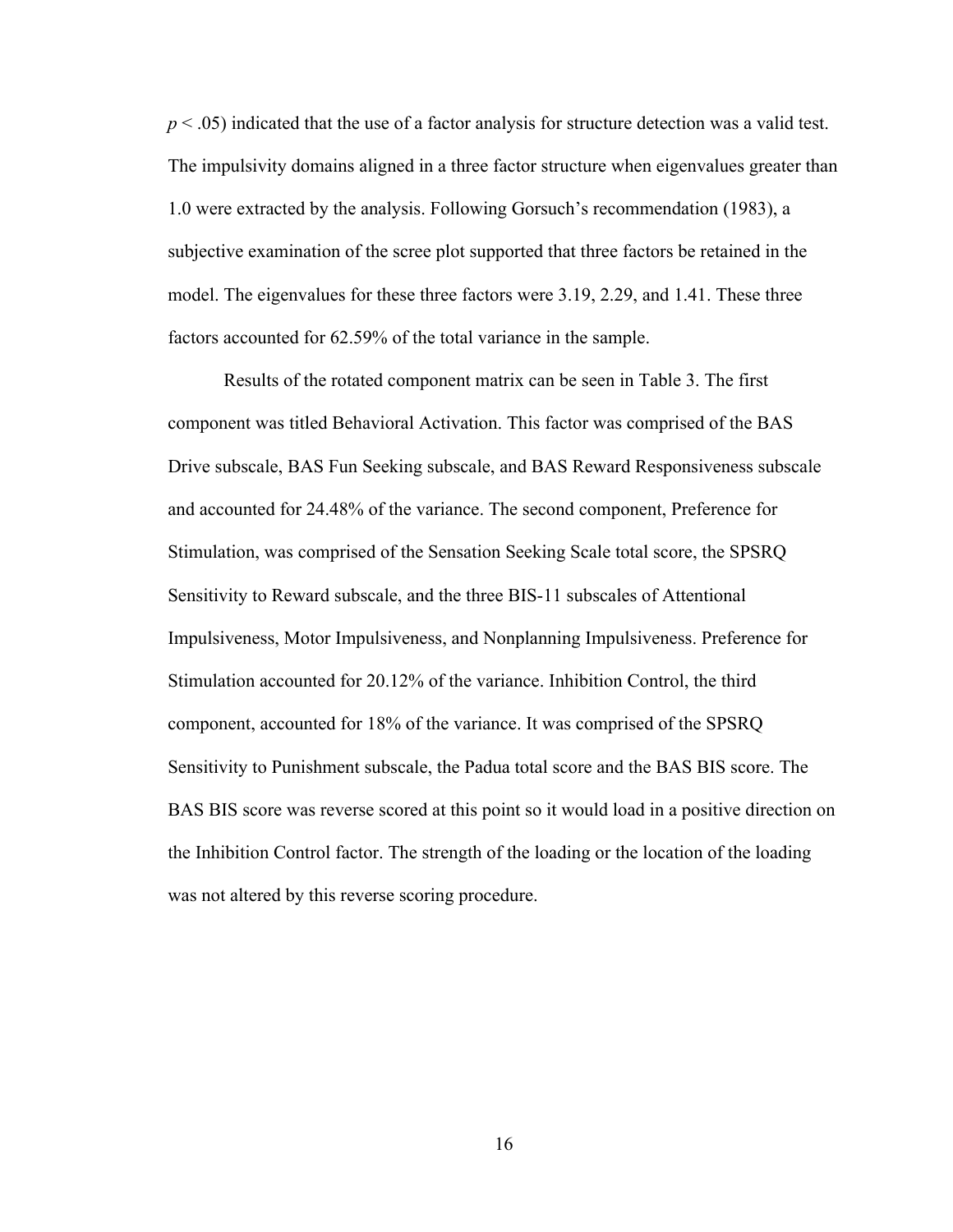$p < .05$) indicated that the use of a factor analysis for structure detection was a valid test. The impulsivity domains aligned in a three factor structure when eigenvalues greater than 1.0 were extracted by the analysis. Following Gorsuch's recommendation (1983), a subjective examination of the scree plot supported that three factors be retained in the model. The eigenvalues for these three factors were 3.19, 2.29, and 1.41. These three factors accounted for 62.59% of the total variance in the sample.

Results of the rotated component matrix can be seen in Table 3. The first component was titled Behavioral Activation. This factor was comprised of the BAS Drive subscale, BAS Fun Seeking subscale, and BAS Reward Responsiveness subscale and accounted for 24.48% of the variance. The second component, Preference for Stimulation, was comprised of the Sensation Seeking Scale total score, the SPSRQ Sensitivity to Reward subscale, and the three BIS-11 subscales of Attentional Impulsiveness, Motor Impulsiveness, and Nonplanning Impulsiveness. Preference for Stimulation accounted for 20.12% of the variance. Inhibition Control, the third component, accounted for 18% of the variance. It was comprised of the SPSRQ Sensitivity to Punishment subscale, the Padua total score and the BAS BIS score. The BAS BIS score was reverse scored at this point so it would load in a positive direction on the Inhibition Control factor. The strength of the loading or the location of the loading was not altered by this reverse scoring procedure.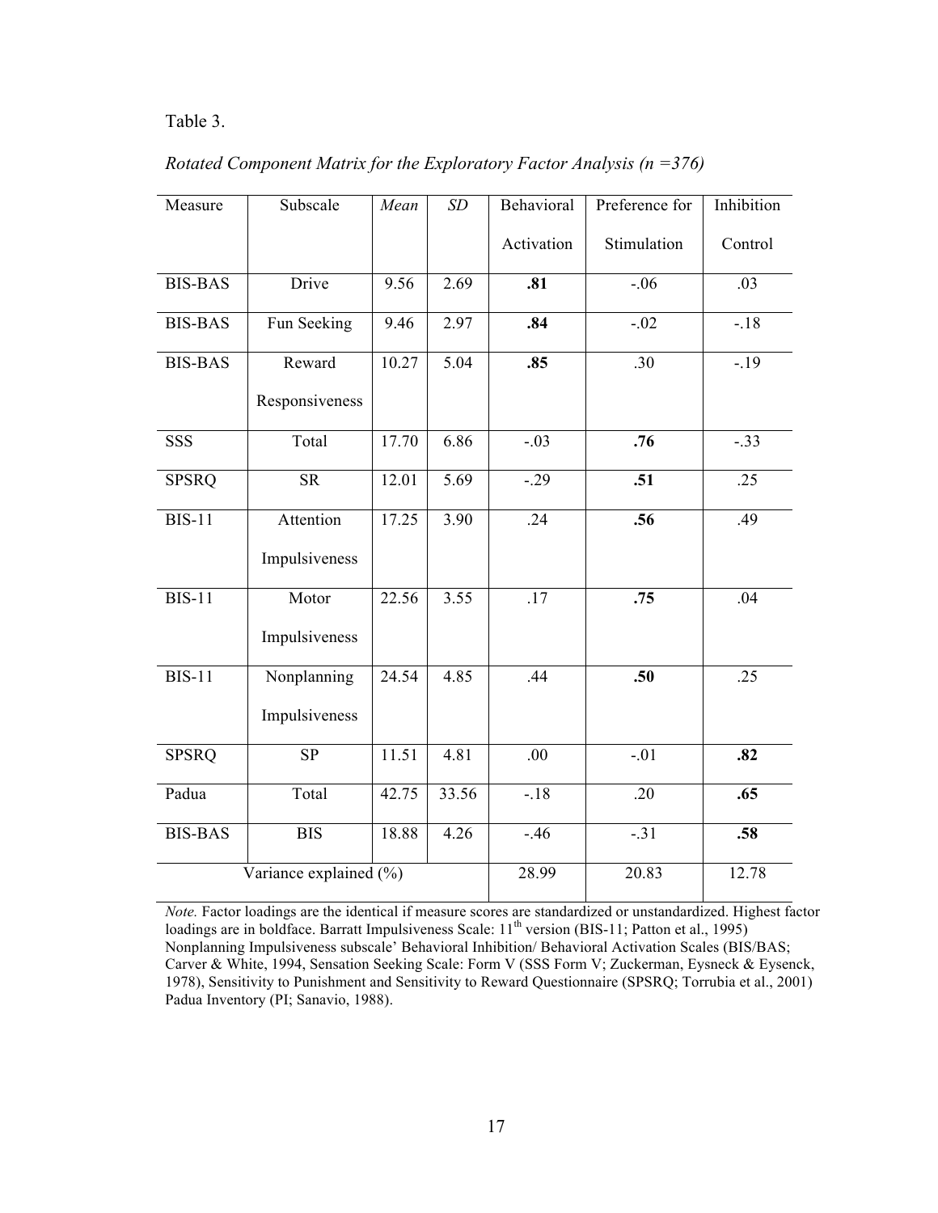Table 3.

*Rotated Component Matrix for the Exploratory Factor Analysis (n =376)*

| Measure | Subscale | *Mean* | *SD* | Behavioral Activation | Preference for Stimulation | Inhibition Control |
|---|---|---|---|---|---|---|
| BIS-BAS | Drive | 9.56 | 2.69 | **.81** | -.06 | .03 |
| BIS-BAS | Fun Seeking | 9.46 | 2.97 | **.84** | -.02 | -.18 |
| BIS-BAS | Reward Responsiveness | 10.27 | 5.04 | **.85** | .30 | -.19 |
| SSS | Total | 17.70 | 6.86 | -.03 | **.76** | -.33 |
| SPSRQ | SR | 12.01 | 5.69 | -.29 | **.51** | .25 |
| BIS-11 | Attention Impulsiveness | 17.25 | 3.90 | .24 | **.56** | .49 |
| BIS-11 | Motor Impulsiveness | 22.56 | 3.55 | .17 | **.75** | .04 |
| BIS-11 | Nonplanning Impulsiveness | 24.54 | 4.85 | .44 | **.50** | .25 |
| SPSRQ | SP | 11.51 | 4.81 | .00 | -.01 | **.82** |
| Padua | Total | 42.75 | 33.56 | -.18 | .20 | **.65** |
| BIS-BAS | BIS | 18.88 | 4.26 | -.46 | -.31 | **.58** |
| Variance explained (%) | | | | 28.99 | 20.83 | 12.78 |

*Note.* Factor loadings are the identical if measure scores are standardized or unstandardized. Highest factor loadings are in boldface. Barratt Impulsiveness Scale: 11th version (BIS-11; Patton et al., 1995) Nonplanning Impulsiveness subscale' Behavioral Inhibition/ Behavioral Activation Scales (BIS/BAS; Carver & White, 1994, Sensation Seeking Scale: Form V (SSS Form V; Zuckerman, Eysneck & Eysenck, 1978), Sensitivity to Punishment and Sensitivity to Reward Questionnaire (SPSRQ; Torrubia et al., 2001) Padua Inventory (PI; Sanavio, 1988).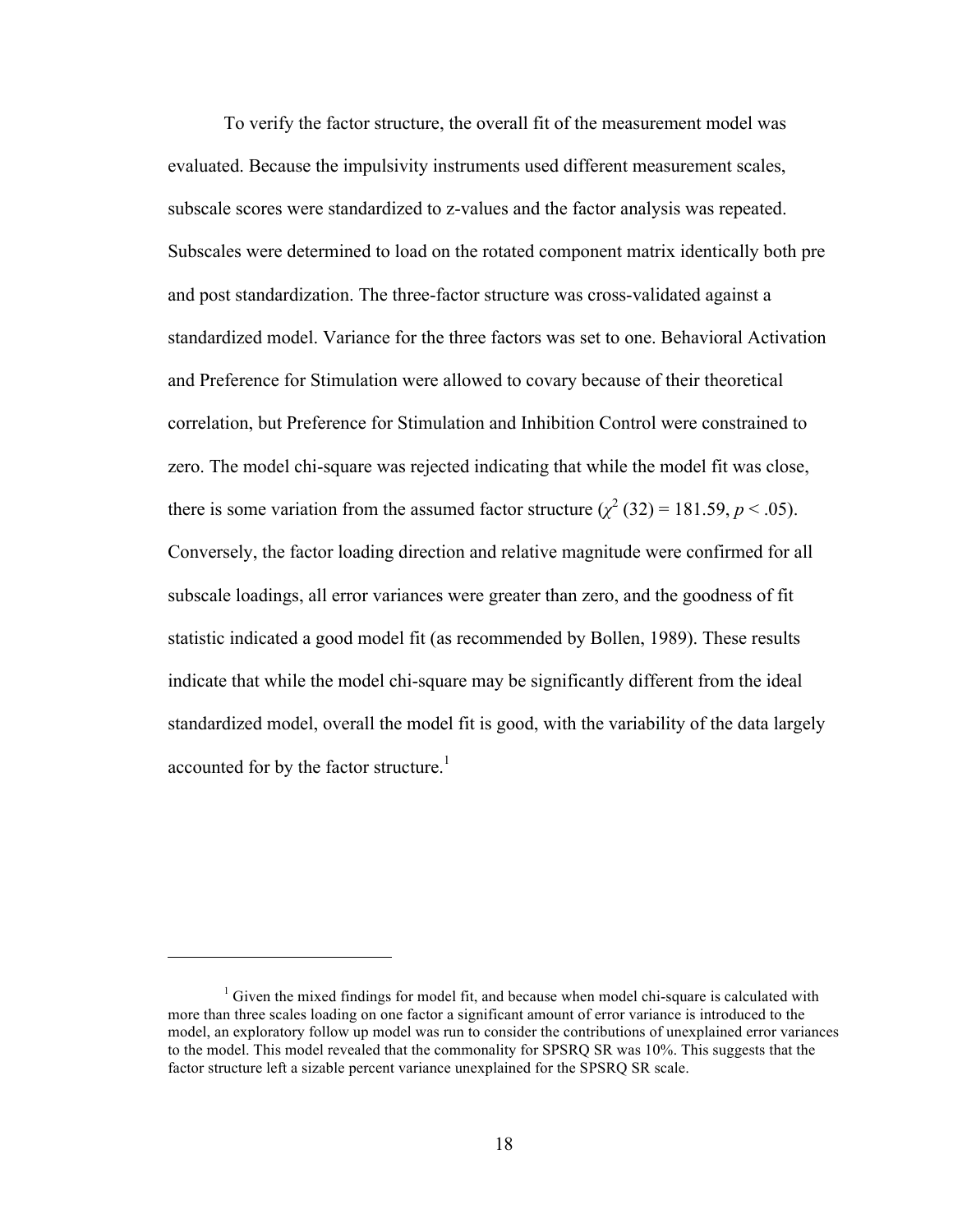To verify the factor structure, the overall fit of the measurement model was evaluated. Because the impulsivity instruments used different measurement scales, subscale scores were standardized to z-values and the factor analysis was repeated. Subscales were determined to load on the rotated component matrix identically both pre and post standardization. The three-factor structure was cross-validated against a standardized model. Variance for the three factors was set to one. Behavioral Activation and Preference for Stimulation were allowed to covary because of their theoretical correlation, but Preference for Stimulation and Inhibition Control were constrained to zero. The model chi-square was rejected indicating that while the model fit was close, there is some variation from the assumed factor structure ($\chi^2$ (32) = 181.59, $p < .05$). Conversely, the factor loading direction and relative magnitude were confirmed for all subscale loadings, all error variances were greater than zero, and the goodness of fit statistic indicated a good model fit (as recommended by Bollen, 1989). These results indicate that while the model chi-square may be significantly different from the ideal standardized model, overall the model fit is good, with the variability of the data largely accounted for by the factor structure.[1]

---

[1] Given the mixed findings for model fit, and because when model chi-square is calculated with more than three scales loading on one factor a significant amount of error variance is introduced to the model, an exploratory follow up model was run to consider the contributions of unexplained error variances to the model. This model revealed that the commonality for SPSRQ SR was 10%. This suggests that the factor structure left a sizable percent variance unexplained for the SPSRQ SR scale.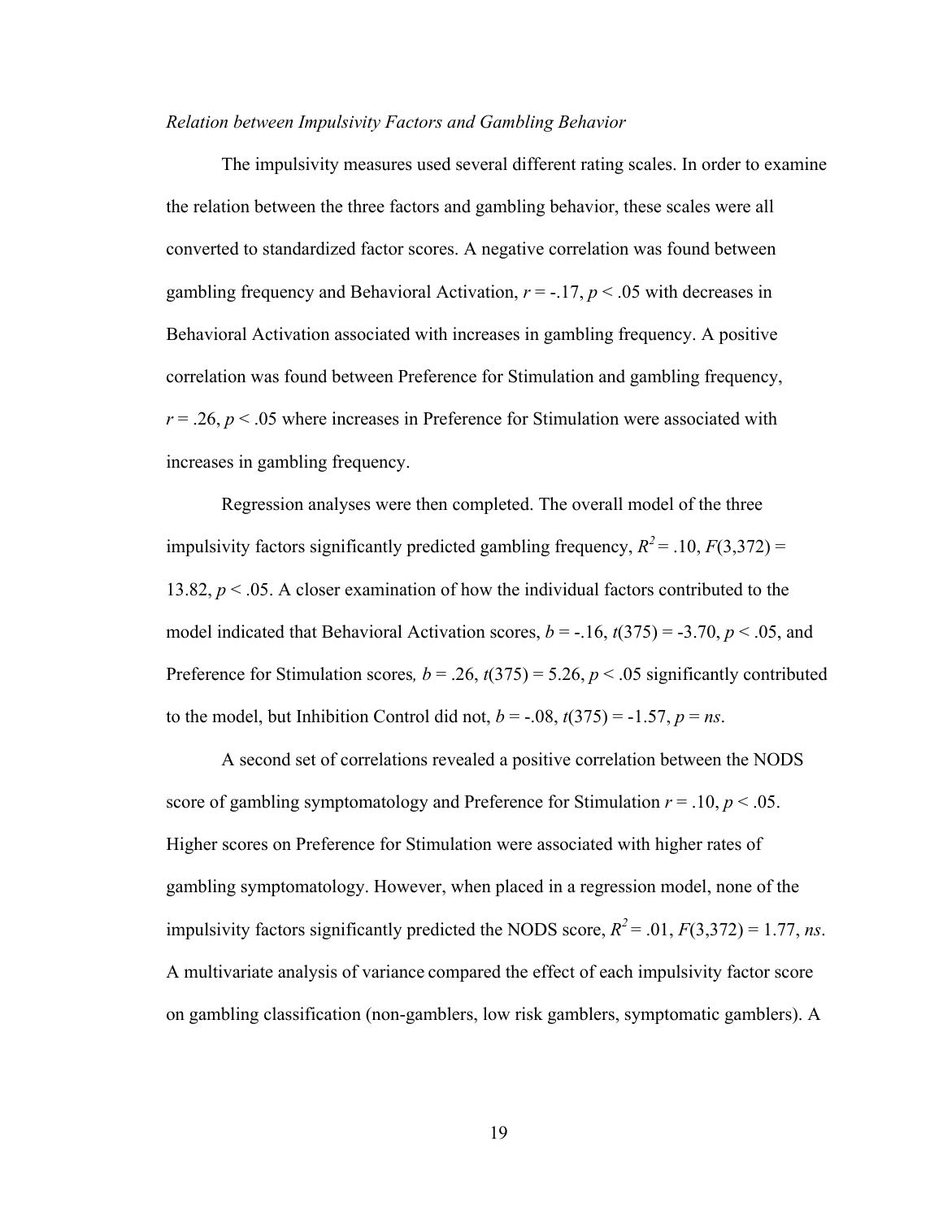*Relation between Impulsivity Factors and Gambling Behavior*

The impulsivity measures used several different rating scales. In order to examine the relation between the three factors and gambling behavior, these scales were all converted to standardized factor scores. A negative correlation was found between gambling frequency and Behavioral Activation, $r = -.17$, $p < .05$ with decreases in Behavioral Activation associated with increases in gambling frequency. A positive correlation was found between Preference for Stimulation and gambling frequency, $r = .26$, $p < .05$ where increases in Preference for Stimulation were associated with increases in gambling frequency.

Regression analyses were then completed. The overall model of the three impulsivity factors significantly predicted gambling frequency, $R^2 = .10$, $F(3,372) = 13.82$, $p < .05$. A closer examination of how the individual factors contributed to the model indicated that Behavioral Activation scores, $b = -.16$, $t(375) = -3.70$, $p < .05$, and Preference for Stimulation scores*,* $b = .26$, $t(375) = 5.26$, $p < .05$ significantly contributed to the model, but Inhibition Control did not, $b = -.08$, $t(375) = -1.57$, $p = ns$.

A second set of correlations revealed a positive correlation between the NODS score of gambling symptomatology and Preference for Stimulation $r = .10$, $p < .05$. Higher scores on Preference for Stimulation were associated with higher rates of gambling symptomatology. However, when placed in a regression model, none of the impulsivity factors significantly predicted the NODS score, $R^2 = .01$, $F(3,372) = 1.77$, *ns*. A multivariate analysis of variance compared the effect of each impulsivity factor score on gambling classification (non-gamblers, low risk gamblers, symptomatic gamblers). A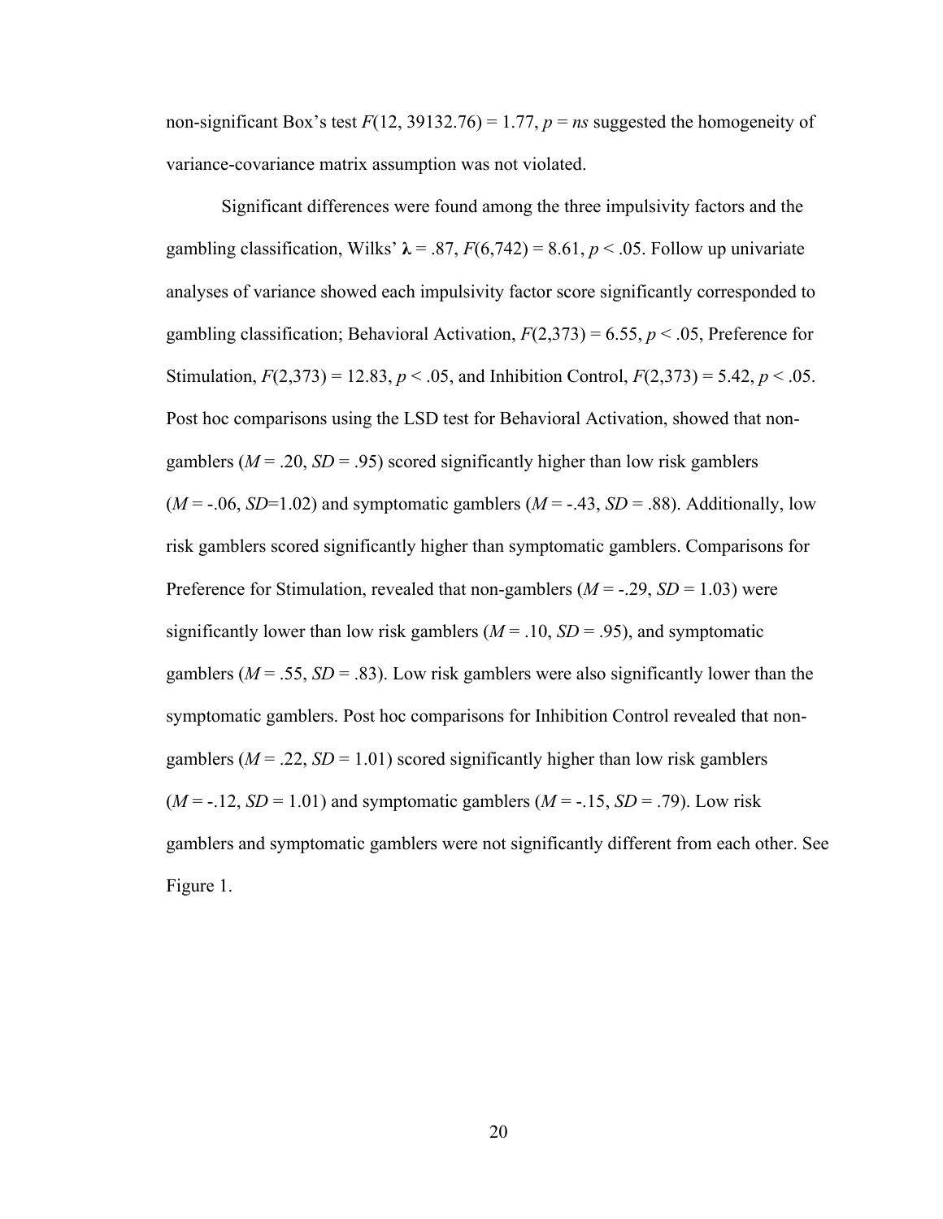non-significant Box's test $F(12, 39132.76) = 1.77$, $p = ns$ suggested the homogeneity of variance-covariance matrix assumption was not violated.

Significant differences were found among the three impulsivity factors and the gambling classification, Wilks' $\lambda = .87$, $F(6,742) = 8.61$, $p < .05$. Follow up univariate analyses of variance showed each impulsivity factor score significantly corresponded to gambling classification; Behavioral Activation, $F(2,373) = 6.55$, $p < .05$, Preference for Stimulation, $F(2,373) = 12.83$, $p < .05$, and Inhibition Control, $F(2,373) = 5.42$, $p < .05$. Post hoc comparisons using the LSD test for Behavioral Activation, showed that non-gamblers ($M = .20$, $SD = .95$) scored significantly higher than low risk gamblers ($M = -.06$, $SD=1.02$) and symptomatic gamblers ($M = -.43$, $SD = .88$). Additionally, low risk gamblers scored significantly higher than symptomatic gamblers. Comparisons for Preference for Stimulation, revealed that non-gamblers ($M = -.29$, $SD = 1.03$) were significantly lower than low risk gamblers ($M = .10$, $SD = .95$), and symptomatic gamblers ($M = .55$, $SD = .83$). Low risk gamblers were also significantly lower than the symptomatic gamblers. Post hoc comparisons for Inhibition Control revealed that non-gamblers ($M = .22$, $SD = 1.01$) scored significantly higher than low risk gamblers ($M = -.12$, $SD = 1.01$) and symptomatic gamblers ($M = -.15$, $SD = .79$). Low risk gamblers and symptomatic gamblers were not significantly different from each other. See Figure 1.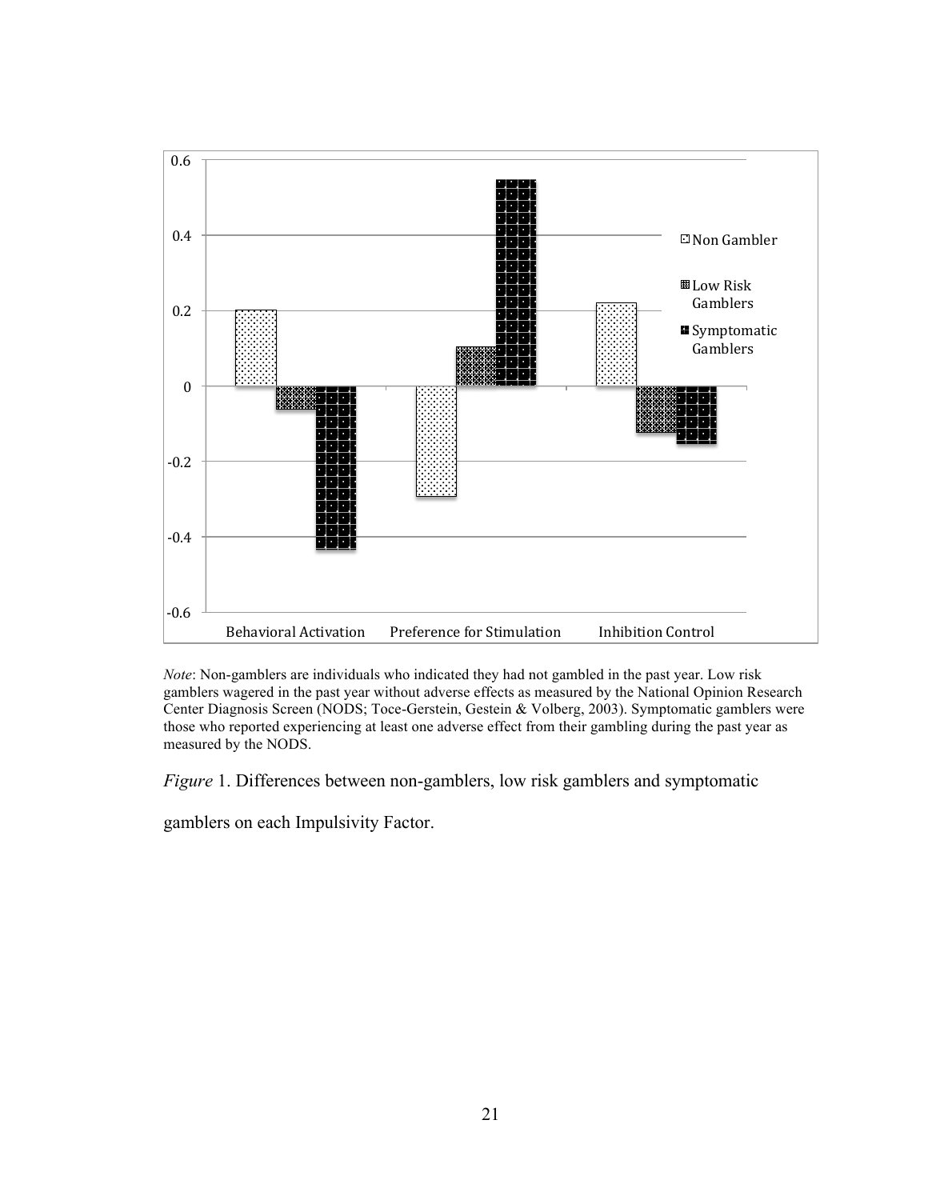*Note*: Non-gamblers are individuals who indicated they had not gambled in the past year. Low risk gamblers wagered in the past year without adverse effects as measured by the National Opinion Research Center Diagnosis Screen (NODS; Toce-Gerstein, Gestein & Volberg, 2003). Symptomatic gamblers were those who reported experiencing at least one adverse effect from their gambling during the past year as measured by the NODS.

*Figure* 1. Differences between non-gamblers, low risk gamblers and symptomatic gamblers on each Impulsivity Factor.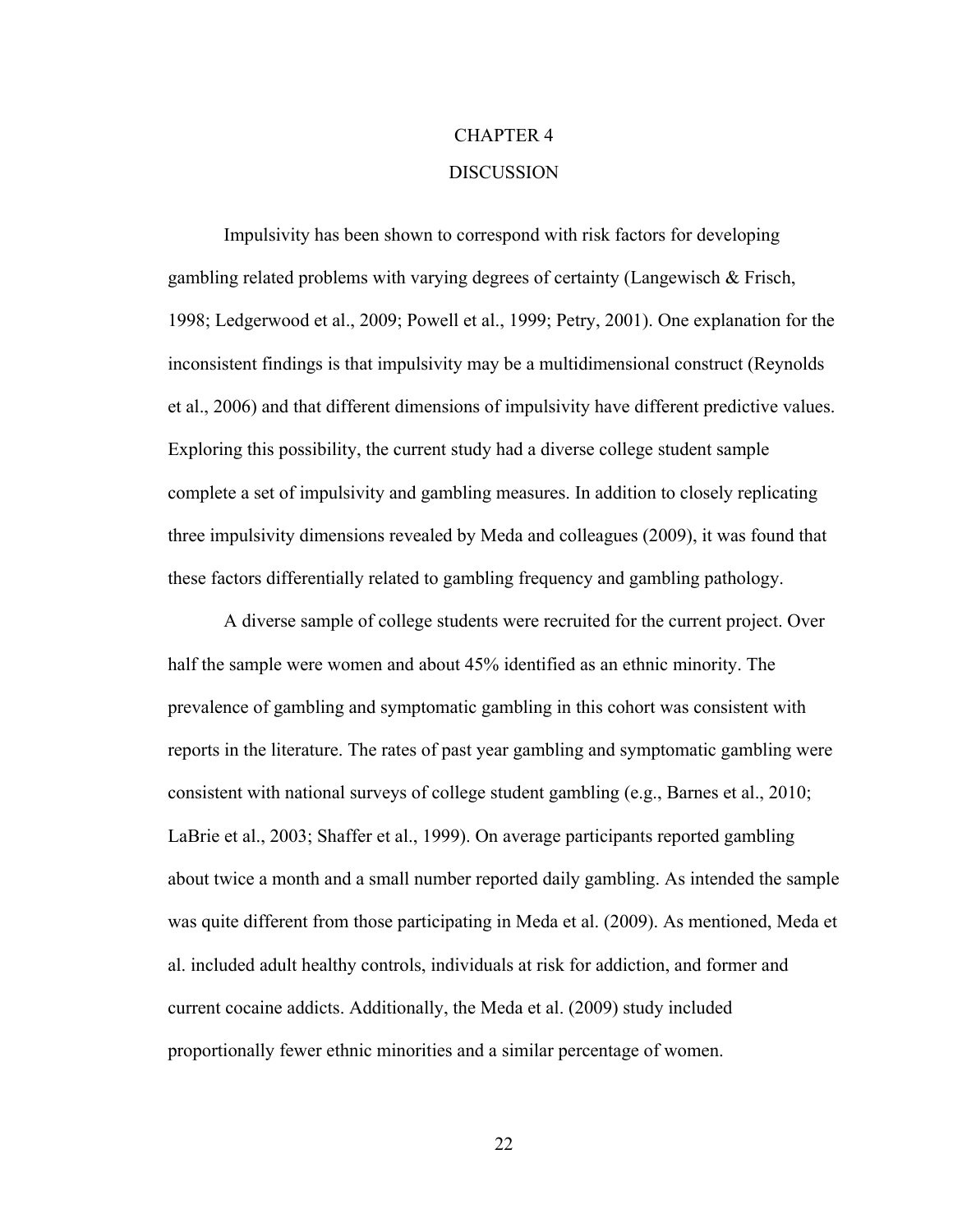# CHAPTER 4

# DISCUSSION

Impulsivity has been shown to correspond with risk factors for developing gambling related problems with varying degrees of certainty (Langewisch & Frisch, 1998; Ledgerwood et al., 2009; Powell et al., 1999; Petry, 2001). One explanation for the inconsistent findings is that impulsivity may be a multidimensional construct (Reynolds et al., 2006) and that different dimensions of impulsivity have different predictive values. Exploring this possibility, the current study had a diverse college student sample complete a set of impulsivity and gambling measures. In addition to closely replicating three impulsivity dimensions revealed by Meda and colleagues (2009), it was found that these factors differentially related to gambling frequency and gambling pathology.

A diverse sample of college students were recruited for the current project. Over half the sample were women and about 45% identified as an ethnic minority. The prevalence of gambling and symptomatic gambling in this cohort was consistent with reports in the literature. The rates of past year gambling and symptomatic gambling were consistent with national surveys of college student gambling (e.g., Barnes et al., 2010; LaBrie et al., 2003; Shaffer et al., 1999). On average participants reported gambling about twice a month and a small number reported daily gambling. As intended the sample was quite different from those participating in Meda et al. (2009). As mentioned, Meda et al. included adult healthy controls, individuals at risk for addiction, and former and current cocaine addicts. Additionally, the Meda et al. (2009) study included proportionally fewer ethnic minorities and a similar percentage of women.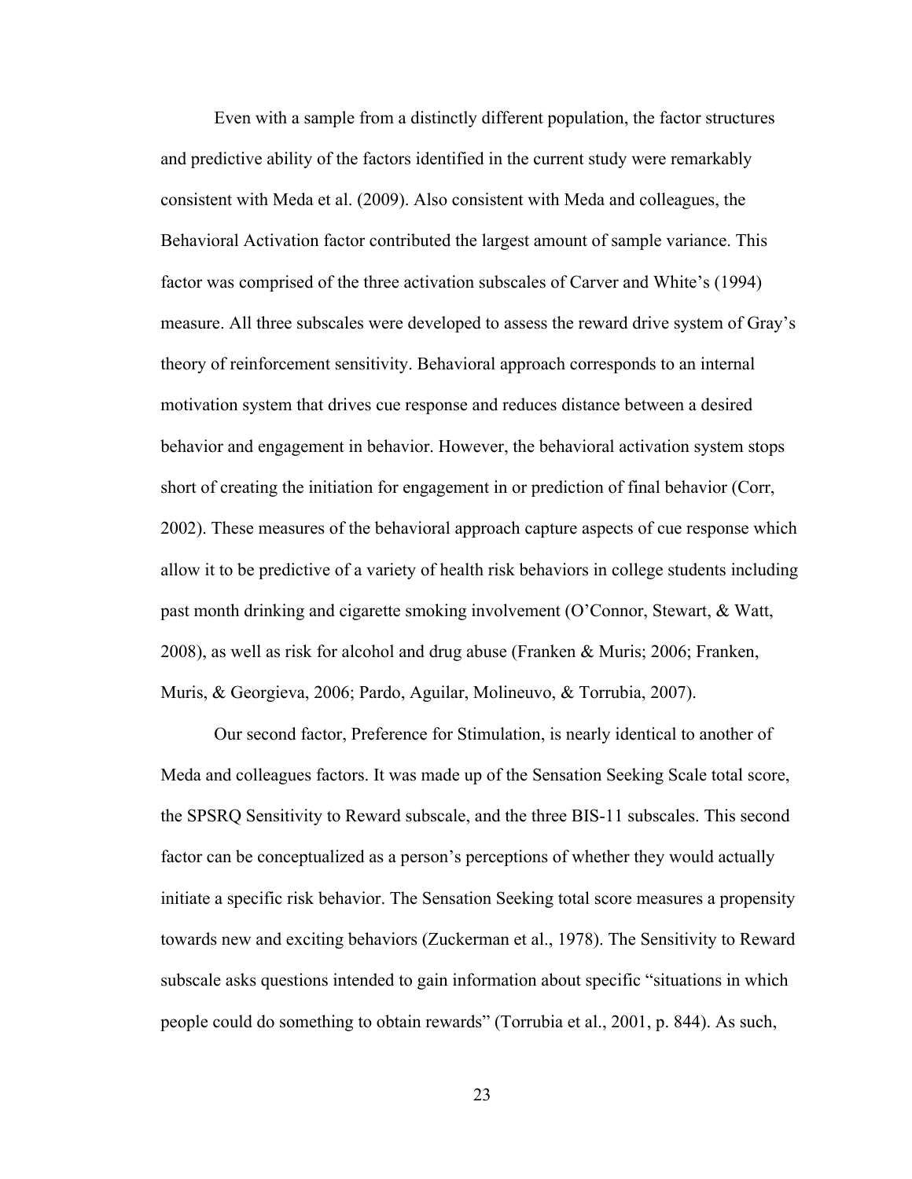Even with a sample from a distinctly different population, the factor structures and predictive ability of the factors identified in the current study were remarkably consistent with Meda et al. (2009). Also consistent with Meda and colleagues, the Behavioral Activation factor contributed the largest amount of sample variance. This factor was comprised of the three activation subscales of Carver and White's (1994) measure. All three subscales were developed to assess the reward drive system of Gray's theory of reinforcement sensitivity. Behavioral approach corresponds to an internal motivation system that drives cue response and reduces distance between a desired behavior and engagement in behavior. However, the behavioral activation system stops short of creating the initiation for engagement in or prediction of final behavior (Corr, 2002). These measures of the behavioral approach capture aspects of cue response which allow it to be predictive of a variety of health risk behaviors in college students including past month drinking and cigarette smoking involvement (O'Connor, Stewart, & Watt, 2008), as well as risk for alcohol and drug abuse (Franken & Muris; 2006; Franken, Muris, & Georgieva, 2006; Pardo, Aguilar, Molineuvo, & Torrubia, 2007).

Our second factor, Preference for Stimulation, is nearly identical to another of Meda and colleagues factors. It was made up of the Sensation Seeking Scale total score, the SPSRQ Sensitivity to Reward subscale, and the three BIS-11 subscales. This second factor can be conceptualized as a person's perceptions of whether they would actually initiate a specific risk behavior. The Sensation Seeking total score measures a propensity towards new and exciting behaviors (Zuckerman et al., 1978). The Sensitivity to Reward subscale asks questions intended to gain information about specific "situations in which people could do something to obtain rewards" (Torrubia et al., 2001, p. 844). As such,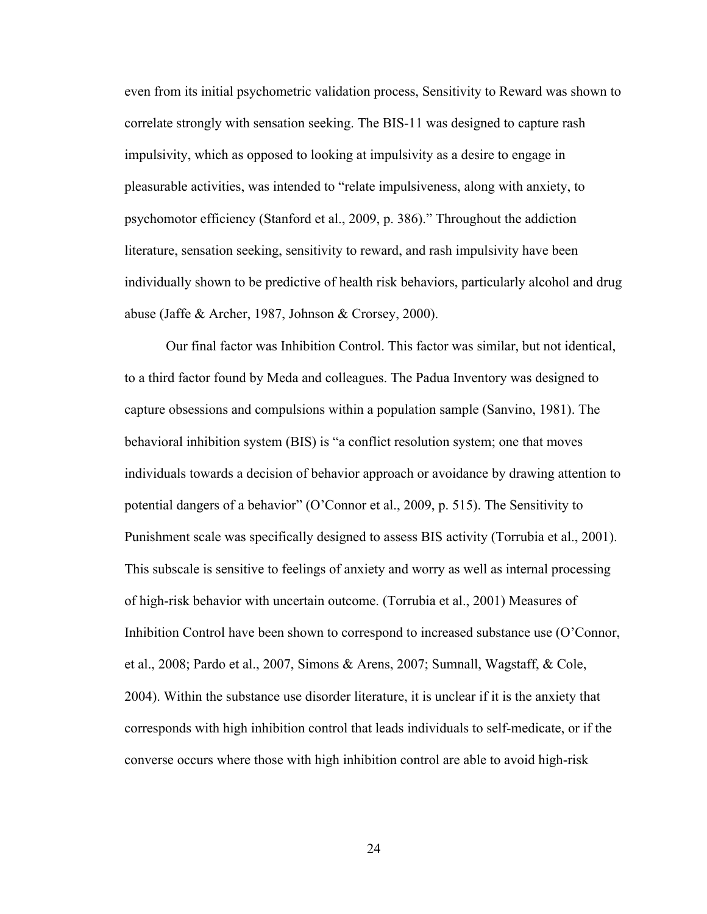even from its initial psychometric validation process, Sensitivity to Reward was shown to correlate strongly with sensation seeking. The BIS-11 was designed to capture rash impulsivity, which as opposed to looking at impulsivity as a desire to engage in pleasurable activities, was intended to "relate impulsiveness, along with anxiety, to psychomotor efficiency (Stanford et al., 2009, p. 386)." Throughout the addiction literature, sensation seeking, sensitivity to reward, and rash impulsivity have been individually shown to be predictive of health risk behaviors, particularly alcohol and drug abuse (Jaffe & Archer, 1987, Johnson & Crorsey, 2000).

Our final factor was Inhibition Control. This factor was similar, but not identical, to a third factor found by Meda and colleagues. The Padua Inventory was designed to capture obsessions and compulsions within a population sample (Sanvino, 1981). The behavioral inhibition system (BIS) is "a conflict resolution system; one that moves individuals towards a decision of behavior approach or avoidance by drawing attention to potential dangers of a behavior" (O'Connor et al., 2009, p. 515). The Sensitivity to Punishment scale was specifically designed to assess BIS activity (Torrubia et al., 2001). This subscale is sensitive to feelings of anxiety and worry as well as internal processing of high-risk behavior with uncertain outcome. (Torrubia et al., 2001) Measures of Inhibition Control have been shown to correspond to increased substance use (O'Connor, et al., 2008; Pardo et al., 2007, Simons & Arens, 2007; Sumnall, Wagstaff, & Cole, 2004). Within the substance use disorder literature, it is unclear if it is the anxiety that corresponds with high inhibition control that leads individuals to self-medicate, or if the converse occurs where those with high inhibition control are able to avoid high-risk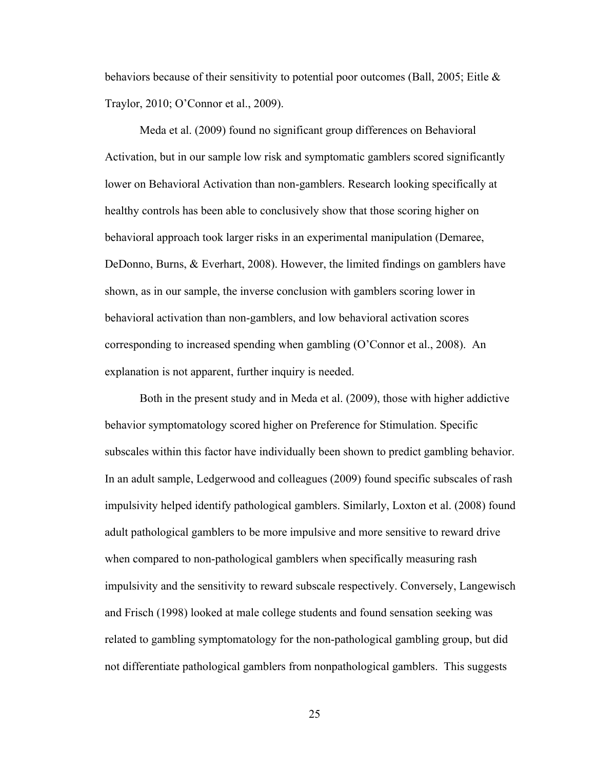behaviors because of their sensitivity to potential poor outcomes (Ball, 2005; Eitle & Traylor, 2010; O'Connor et al., 2009).

Meda et al. (2009) found no significant group differences on Behavioral Activation, but in our sample low risk and symptomatic gamblers scored significantly lower on Behavioral Activation than non-gamblers. Research looking specifically at healthy controls has been able to conclusively show that those scoring higher on behavioral approach took larger risks in an experimental manipulation (Demaree, DeDonno, Burns, & Everhart, 2008). However, the limited findings on gamblers have shown, as in our sample, the inverse conclusion with gamblers scoring lower in behavioral activation than non-gamblers, and low behavioral activation scores corresponding to increased spending when gambling (O'Connor et al., 2008). An explanation is not apparent, further inquiry is needed.

Both in the present study and in Meda et al. (2009), those with higher addictive behavior symptomatology scored higher on Preference for Stimulation. Specific subscales within this factor have individually been shown to predict gambling behavior. In an adult sample, Ledgerwood and colleagues (2009) found specific subscales of rash impulsivity helped identify pathological gamblers. Similarly, Loxton et al. (2008) found adult pathological gamblers to be more impulsive and more sensitive to reward drive when compared to non-pathological gamblers when specifically measuring rash impulsivity and the sensitivity to reward subscale respectively. Conversely, Langewisch and Frisch (1998) looked at male college students and found sensation seeking was related to gambling symptomatology for the non-pathological gambling group, but did not differentiate pathological gamblers from nonpathological gamblers. This suggests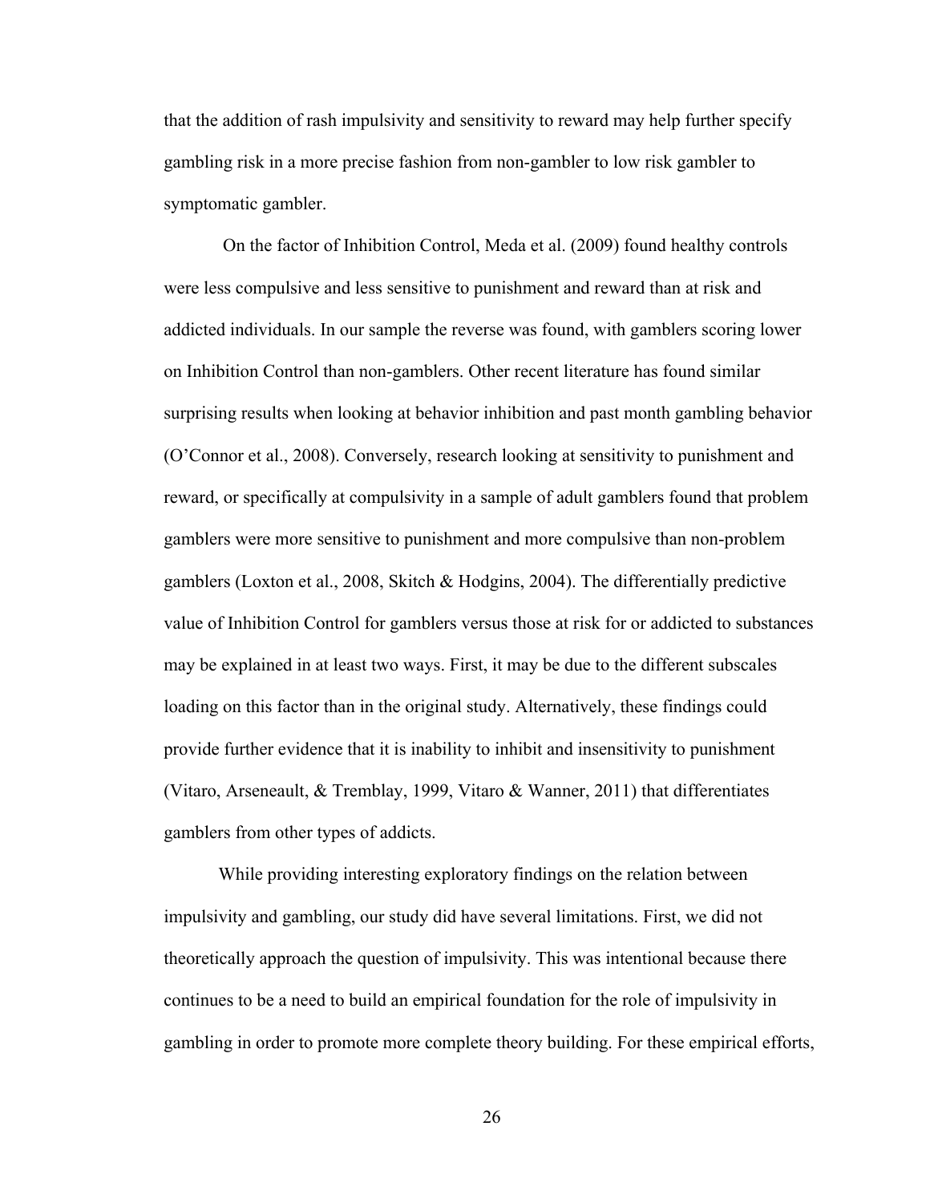that the addition of rash impulsivity and sensitivity to reward may help further specify gambling risk in a more precise fashion from non-gambler to low risk gambler to symptomatic gambler.

On the factor of Inhibition Control, Meda et al. (2009) found healthy controls were less compulsive and less sensitive to punishment and reward than at risk and addicted individuals. In our sample the reverse was found, with gamblers scoring lower on Inhibition Control than non-gamblers. Other recent literature has found similar surprising results when looking at behavior inhibition and past month gambling behavior (O'Connor et al., 2008). Conversely, research looking at sensitivity to punishment and reward, or specifically at compulsivity in a sample of adult gamblers found that problem gamblers were more sensitive to punishment and more compulsive than non-problem gamblers (Loxton et al., 2008, Skitch & Hodgins, 2004). The differentially predictive value of Inhibition Control for gamblers versus those at risk for or addicted to substances may be explained in at least two ways. First, it may be due to the different subscales loading on this factor than in the original study. Alternatively, these findings could provide further evidence that it is inability to inhibit and insensitivity to punishment (Vitaro, Arseneault, & Tremblay, 1999, Vitaro & Wanner, 2011) that differentiates gamblers from other types of addicts.

While providing interesting exploratory findings on the relation between impulsivity and gambling, our study did have several limitations. First, we did not theoretically approach the question of impulsivity. This was intentional because there continues to be a need to build an empirical foundation for the role of impulsivity in gambling in order to promote more complete theory building. For these empirical efforts,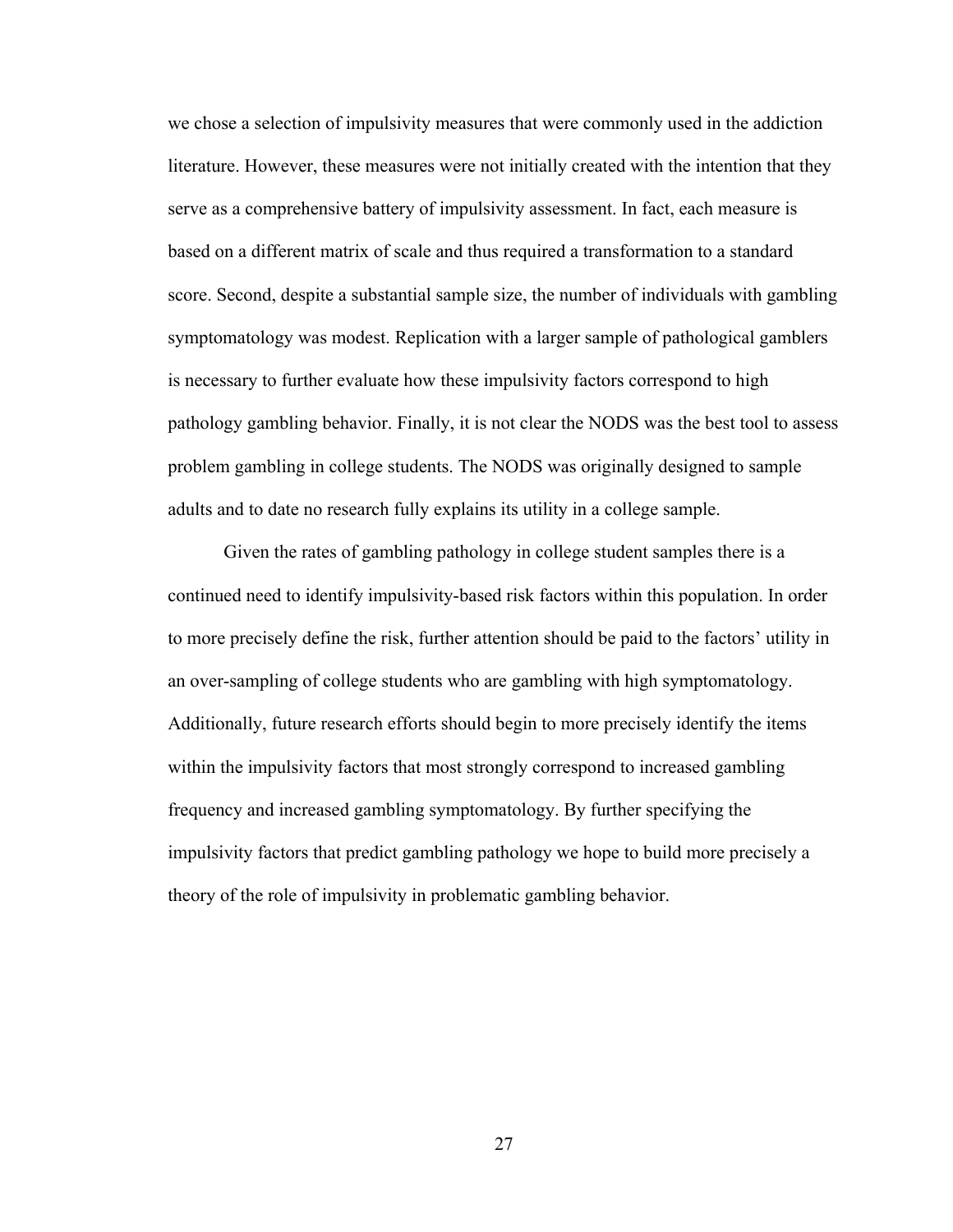we chose a selection of impulsivity measures that were commonly used in the addiction literature. However, these measures were not initially created with the intention that they serve as a comprehensive battery of impulsivity assessment. In fact, each measure is based on a different matrix of scale and thus required a transformation to a standard score. Second, despite a substantial sample size, the number of individuals with gambling symptomatology was modest. Replication with a larger sample of pathological gamblers is necessary to further evaluate how these impulsivity factors correspond to high pathology gambling behavior. Finally, it is not clear the NODS was the best tool to assess problem gambling in college students. The NODS was originally designed to sample adults and to date no research fully explains its utility in a college sample.

Given the rates of gambling pathology in college student samples there is a continued need to identify impulsivity-based risk factors within this population. In order to more precisely define the risk, further attention should be paid to the factors' utility in an over-sampling of college students who are gambling with high symptomatology. Additionally, future research efforts should begin to more precisely identify the items within the impulsivity factors that most strongly correspond to increased gambling frequency and increased gambling symptomatology. By further specifying the impulsivity factors that predict gambling pathology we hope to build more precisely a theory of the role of impulsivity in problematic gambling behavior.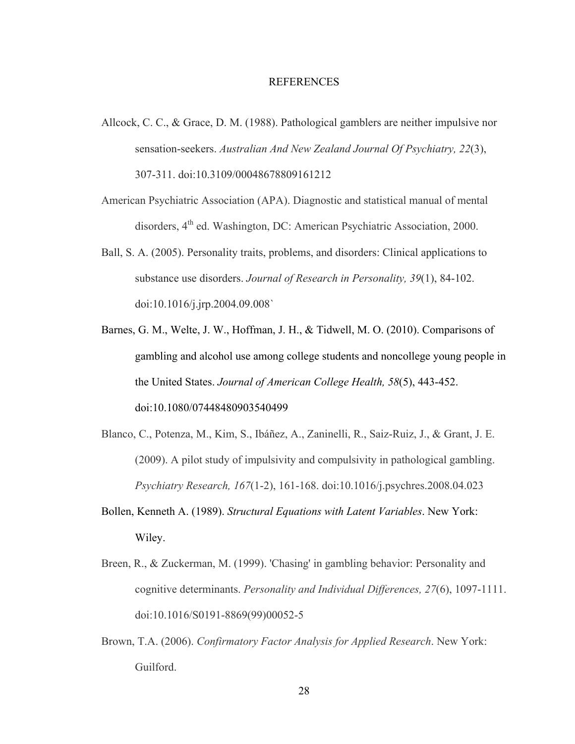# REFERENCES

Allcock, C. C., & Grace, D. M. (1988). Pathological gamblers are neither impulsive nor sensation-seekers. *Australian And New Zealand Journal Of Psychiatry, 22*(3), 307-311. doi:10.3109/00048678809161212

American Psychiatric Association (APA). Diagnostic and statistical manual of mental disorders, 4th ed. Washington, DC: American Psychiatric Association, 2000.

Ball, S. A. (2005). Personality traits, problems, and disorders: Clinical applications to substance use disorders. *Journal of Research in Personality, 39*(1), 84-102. doi:10.1016/j.jrp.2004.09.008`

Barnes, G. M., Welte, J. W., Hoffman, J. H., & Tidwell, M. O. (2010). Comparisons of gambling and alcohol use among college students and noncollege young people in the United States. *Journal of American College Health, 58*(5), 443-452. doi:10.1080/07448480903540499

Blanco, C., Potenza, M., Kim, S., Ibáñez, A., Zaninelli, R., Saiz-Ruiz, J., & Grant, J. E. (2009). A pilot study of impulsivity and compulsivity in pathological gambling. *Psychiatry Research, 167*(1-2), 161-168. doi:10.1016/j.psychres.2008.04.023

Bollen, Kenneth A. (1989). *Structural Equations with Latent Variables*. New York: Wiley.

Breen, R., & Zuckerman, M. (1999). 'Chasing' in gambling behavior: Personality and cognitive determinants. *Personality and Individual Differences, 27*(6), 1097-1111. doi:10.1016/S0191-8869(99)00052-5

Brown, T.A. (2006). *Confirmatory Factor Analysis for Applied Research*. New York: Guilford.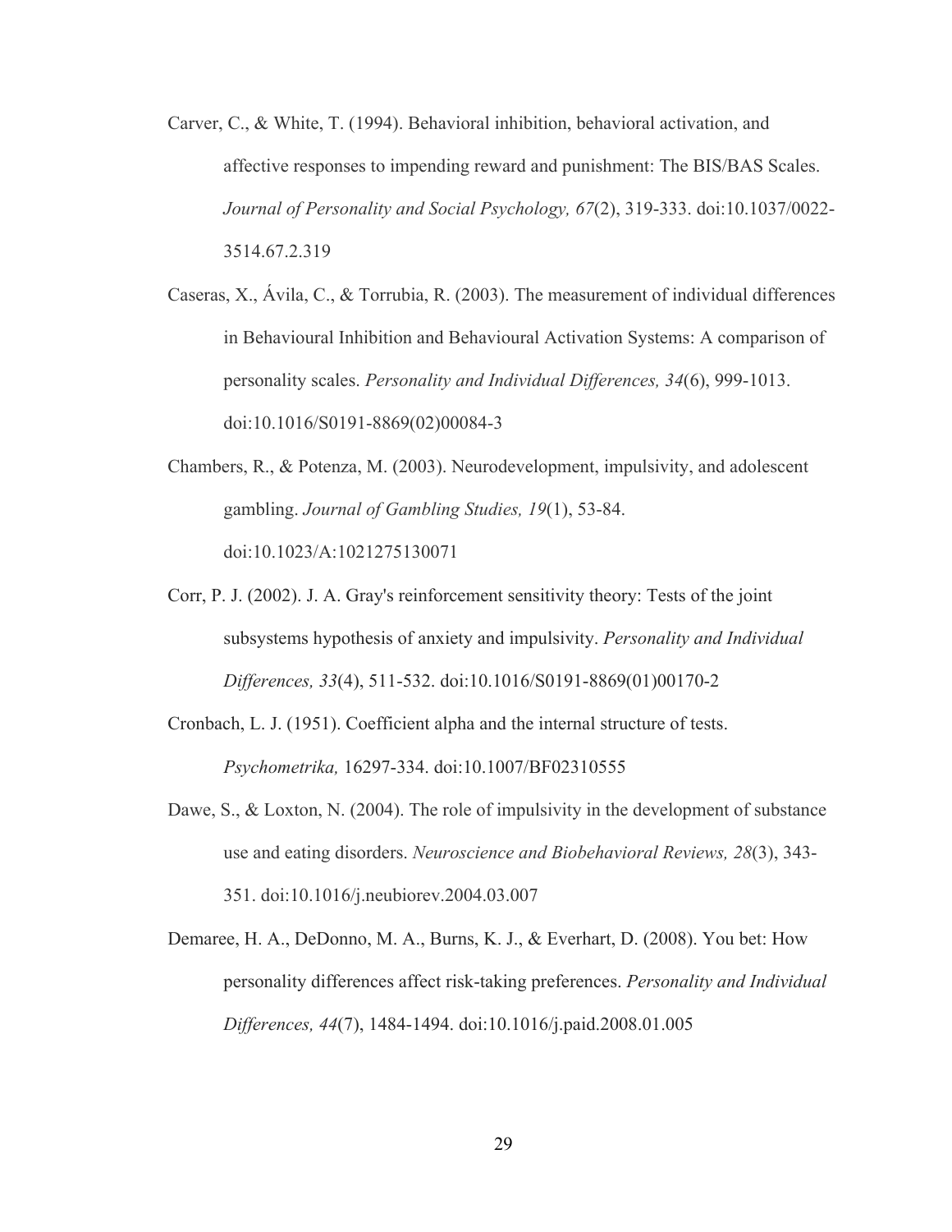Carver, C., & White, T. (1994). Behavioral inhibition, behavioral activation, and affective responses to impending reward and punishment: The BIS/BAS Scales. *Journal of Personality and Social Psychology, 67*(2), 319-333. doi:10.1037/0022-3514.67.2.319

Caseras, X., Ávila, C., & Torrubia, R. (2003). The measurement of individual differences in Behavioural Inhibition and Behavioural Activation Systems: A comparison of personality scales. *Personality and Individual Differences, 34*(6), 999-1013. doi:10.1016/S0191-8869(02)00084-3

Chambers, R., & Potenza, M. (2003). Neurodevelopment, impulsivity, and adolescent gambling. *Journal of Gambling Studies, 19*(1), 53-84. doi:10.1023/A:1021275130071

Corr, P. J. (2002). J. A. Gray's reinforcement sensitivity theory: Tests of the joint subsystems hypothesis of anxiety and impulsivity. *Personality and Individual Differences, 33*(4), 511-532. doi:10.1016/S0191-8869(01)00170-2

Cronbach, L. J. (1951). Coefficient alpha and the internal structure of tests. *Psychometrika,* 16297-334. doi:10.1007/BF02310555

Dawe, S., & Loxton, N. (2004). The role of impulsivity in the development of substance use and eating disorders. *Neuroscience and Biobehavioral Reviews, 28*(3), 343-351. doi:10.1016/j.neubiorev.2004.03.007

Demaree, H. A., DeDonno, M. A., Burns, K. J., & Everhart, D. (2008). You bet: How personality differences affect risk-taking preferences. *Personality and Individual Differences, 44*(7), 1484-1494. doi:10.1016/j.paid.2008.01.005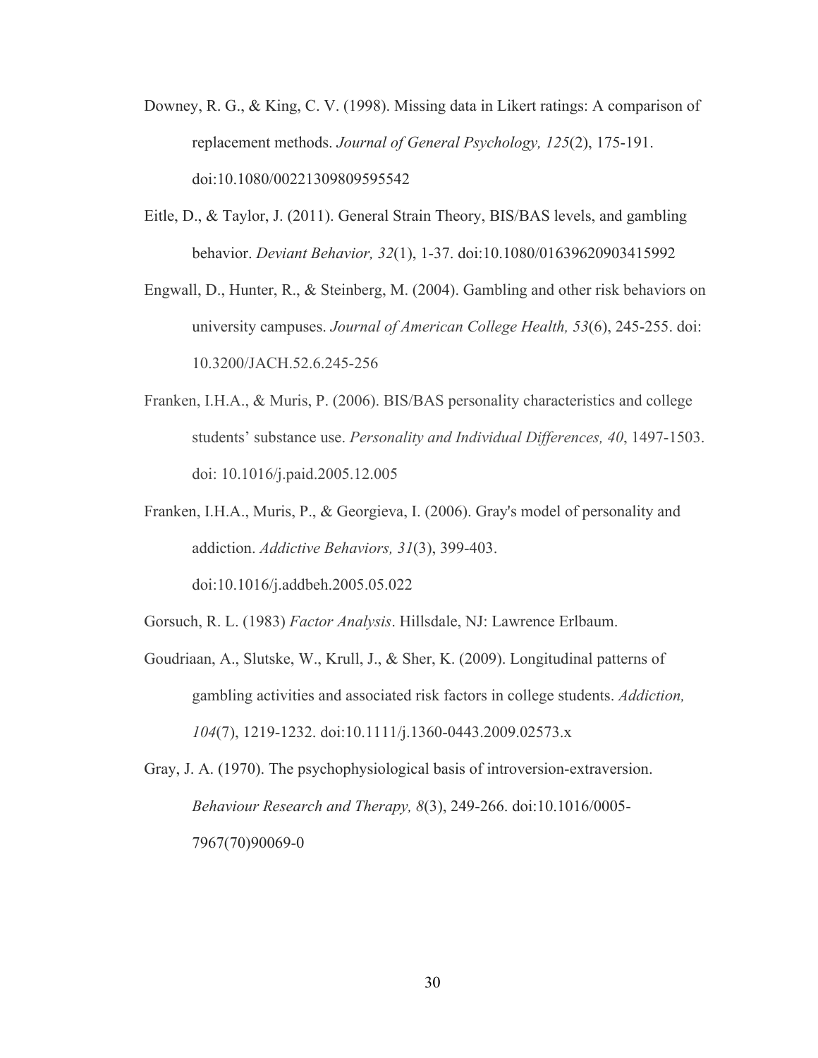Downey, R. G., & King, C. V. (1998). Missing data in Likert ratings: A comparison of replacement methods. *Journal of General Psychology, 125*(2), 175-191. doi:10.1080/00221309809595542

Eitle, D., & Taylor, J. (2011). General Strain Theory, BIS/BAS levels, and gambling behavior. *Deviant Behavior, 32*(1), 1-37. doi:10.1080/01639620903415992

Engwall, D., Hunter, R., & Steinberg, M. (2004). Gambling and other risk behaviors on university campuses. *Journal of American College Health, 53*(6), 245-255. doi: 10.3200/JACH.52.6.245-256

Franken, I.H.A., & Muris, P. (2006). BIS/BAS personality characteristics and college students' substance use. *Personality and Individual Differences, 40*, 1497-1503. doi: 10.1016/j.paid.2005.12.005

Franken, I.H.A., Muris, P., & Georgieva, I. (2006). Gray's model of personality and addiction. *Addictive Behaviors, 31*(3), 399-403. doi:10.1016/j.addbeh.2005.05.022

Gorsuch, R. L. (1983) *Factor Analysis*. Hillsdale, NJ: Lawrence Erlbaum.

Goudriaan, A., Slutske, W., Krull, J., & Sher, K. (2009). Longitudinal patterns of gambling activities and associated risk factors in college students. *Addiction, 104*(7), 1219-1232. doi:10.1111/j.1360-0443.2009.02573.x

Gray, J. A. (1970). The psychophysiological basis of introversion-extraversion. *Behaviour Research and Therapy, 8*(3), 249-266. doi:10.1016/0005-7967(70)90069-0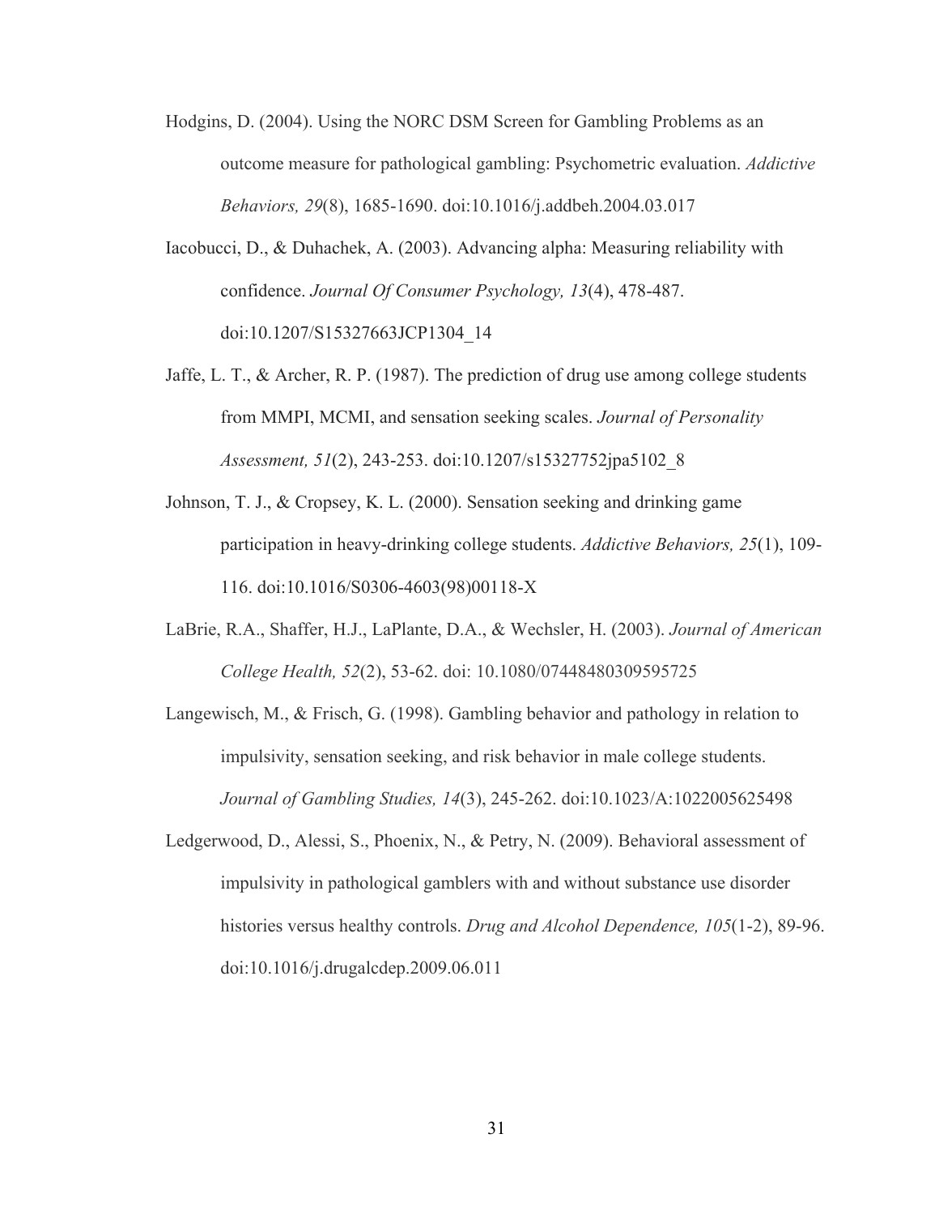Hodgins, D. (2004). Using the NORC DSM Screen for Gambling Problems as an outcome measure for pathological gambling: Psychometric evaluation. *Addictive Behaviors, 29*(8), 1685-1690. doi:10.1016/j.addbeh.2004.03.017

Iacobucci, D., & Duhachek, A. (2003). Advancing alpha: Measuring reliability with confidence. *Journal Of Consumer Psychology, 13*(4), 478-487. doi:10.1207/S15327663JCP1304_14

Jaffe, L. T., & Archer, R. P. (1987). The prediction of drug use among college students from MMPI, MCMI, and sensation seeking scales. *Journal of Personality Assessment, 51*(2), 243-253. doi:10.1207/s15327752jpa5102_8

Johnson, T. J., & Cropsey, K. L. (2000). Sensation seeking and drinking game participation in heavy-drinking college students. *Addictive Behaviors, 25*(1), 109-116. doi:10.1016/S0306-4603(98)00118-X

LaBrie, R.A., Shaffer, H.J., LaPlante, D.A., & Wechsler, H. (2003). *Journal of American College Health, 52*(2), 53-62. doi: 10.1080/07448480309595725

Langewisch, M., & Frisch, G. (1998). Gambling behavior and pathology in relation to impulsivity, sensation seeking, and risk behavior in male college students. *Journal of Gambling Studies, 14*(3), 245-262. doi:10.1023/A:1022005625498

Ledgerwood, D., Alessi, S., Phoenix, N., & Petry, N. (2009). Behavioral assessment of impulsivity in pathological gamblers with and without substance use disorder histories versus healthy controls. *Drug and Alcohol Dependence, 105*(1-2), 89-96. doi:10.1016/j.drugalcdep.2009.06.011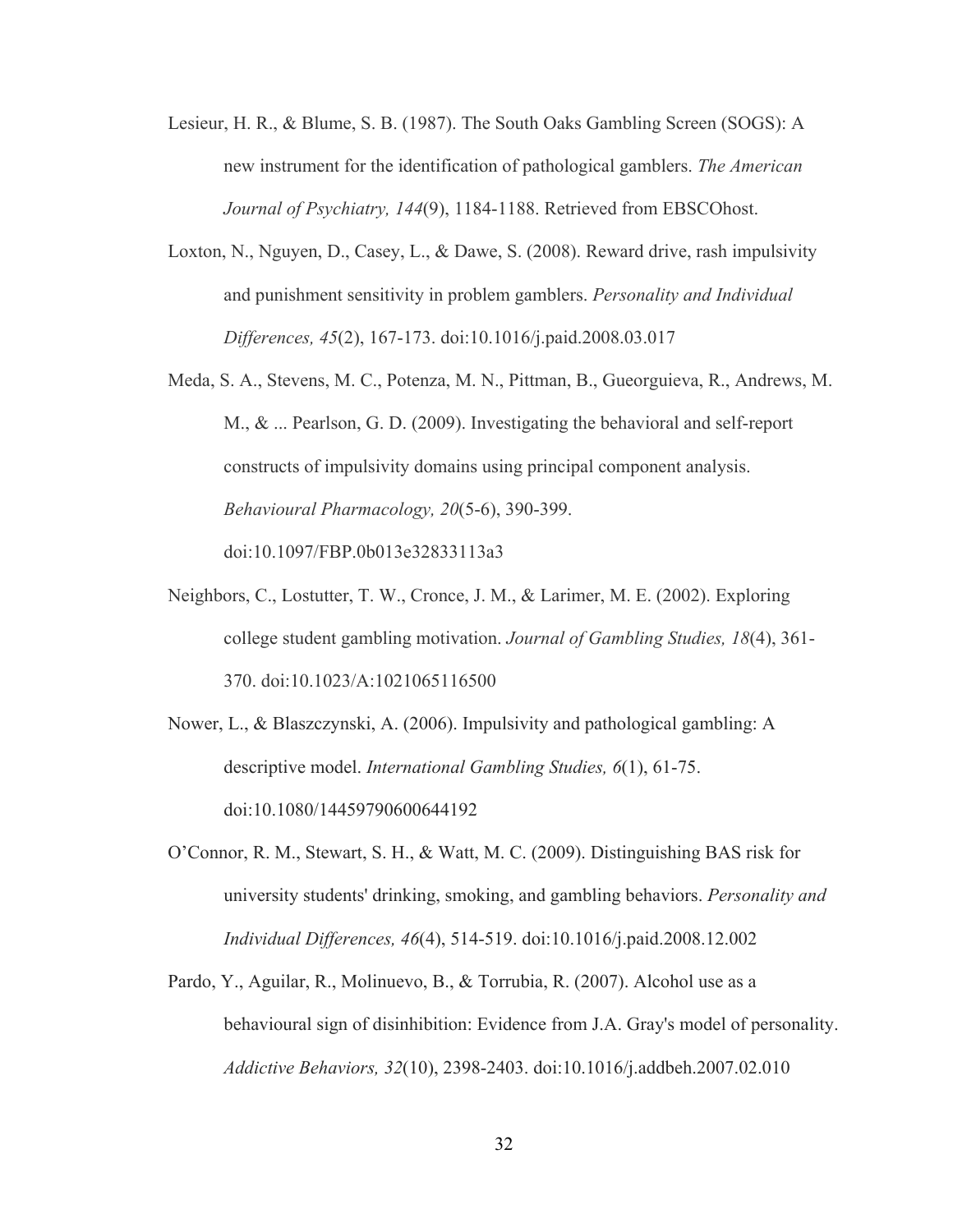Lesieur, H. R., & Blume, S. B. (1987). The South Oaks Gambling Screen (SOGS): A new instrument for the identification of pathological gamblers. *The American Journal of Psychiatry, 144*(9), 1184-1188. Retrieved from EBSCOhost.

Loxton, N., Nguyen, D., Casey, L., & Dawe, S. (2008). Reward drive, rash impulsivity and punishment sensitivity in problem gamblers. *Personality and Individual Differences, 45*(2), 167-173. doi:10.1016/j.paid.2008.03.017

Meda, S. A., Stevens, M. C., Potenza, M. N., Pittman, B., Gueorguieva, R., Andrews, M. M., & ... Pearlson, G. D. (2009). Investigating the behavioral and self-report constructs of impulsivity domains using principal component analysis. *Behavioural Pharmacology, 20*(5-6), 390-399. doi:10.1097/FBP.0b013e32833113a3

Neighbors, C., Lostutter, T. W., Cronce, J. M., & Larimer, M. E. (2002). Exploring college student gambling motivation. *Journal of Gambling Studies, 18*(4), 361-370. doi:10.1023/A:1021065116500

Nower, L., & Blaszczynski, A. (2006). Impulsivity and pathological gambling: A descriptive model. *International Gambling Studies, 6*(1), 61-75. doi:10.1080/14459790600644192

O'Connor, R. M., Stewart, S. H., & Watt, M. C. (2009). Distinguishing BAS risk for university students' drinking, smoking, and gambling behaviors. *Personality and Individual Differences, 46*(4), 514-519. doi:10.1016/j.paid.2008.12.002

Pardo, Y., Aguilar, R., Molinuevo, B., & Torrubia, R. (2007). Alcohol use as a behavioural sign of disinhibition: Evidence from J.A. Gray's model of personality. *Addictive Behaviors, 32*(10), 2398-2403. doi:10.1016/j.addbeh.2007.02.010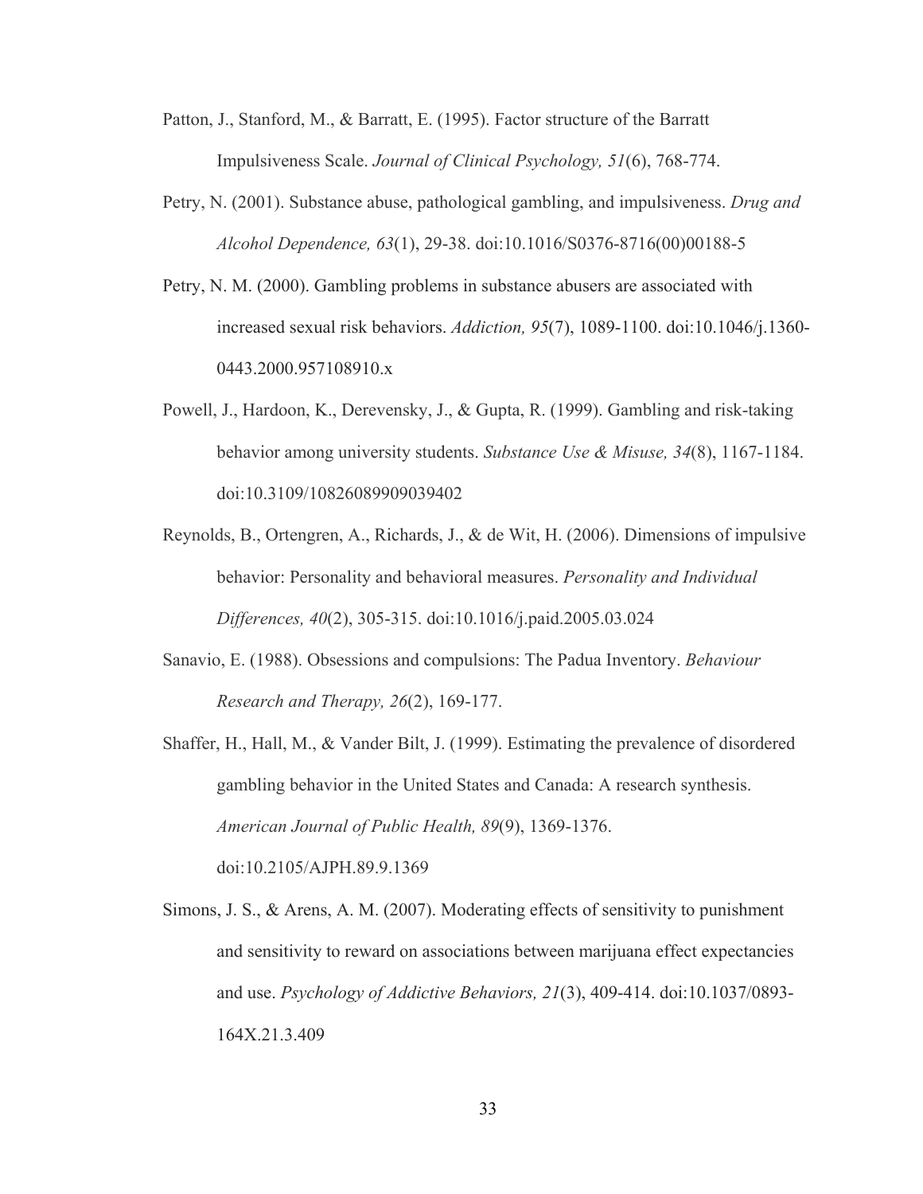Patton, J., Stanford, M., & Barratt, E. (1995). Factor structure of the Barratt Impulsiveness Scale. *Journal of Clinical Psychology, 51*(6), 768-774.

Petry, N. (2001). Substance abuse, pathological gambling, and impulsiveness. *Drug and Alcohol Dependence, 63*(1), 29-38. doi:10.1016/S0376-8716(00)00188-5

Petry, N. M. (2000). Gambling problems in substance abusers are associated with increased sexual risk behaviors. *Addiction, 95*(7), 1089-1100. doi:10.1046/j.1360-0443.2000.957108910.x

Powell, J., Hardoon, K., Derevensky, J., & Gupta, R. (1999). Gambling and risk-taking behavior among university students. *Substance Use & Misuse, 34*(8), 1167-1184. doi:10.3109/10826089909039402

Reynolds, B., Ortengren, A., Richards, J., & de Wit, H. (2006). Dimensions of impulsive behavior: Personality and behavioral measures. *Personality and Individual Differences, 40*(2), 305-315. doi:10.1016/j.paid.2005.03.024

Sanavio, E. (1988). Obsessions and compulsions: The Padua Inventory. *Behaviour Research and Therapy, 26*(2), 169-177.

Shaffer, H., Hall, M., & Vander Bilt, J. (1999). Estimating the prevalence of disordered gambling behavior in the United States and Canada: A research synthesis. *American Journal of Public Health, 89*(9), 1369-1376. doi:10.2105/AJPH.89.9.1369

Simons, J. S., & Arens, A. M. (2007). Moderating effects of sensitivity to punishment and sensitivity to reward on associations between marijuana effect expectancies and use. *Psychology of Addictive Behaviors, 21*(3), 409-414. doi:10.1037/0893-164X.21.3.409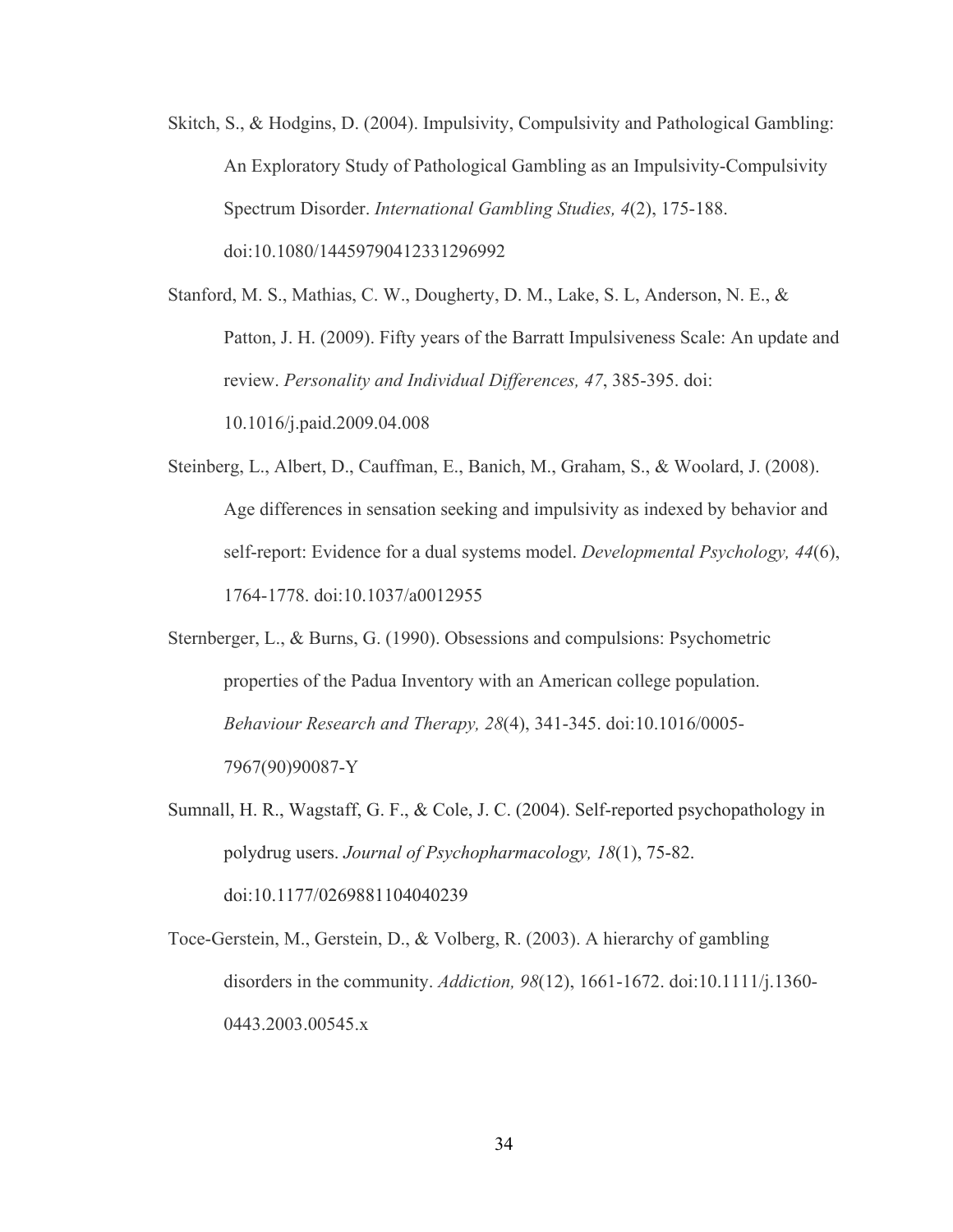Skitch, S., & Hodgins, D. (2004). Impulsivity, Compulsivity and Pathological Gambling: An Exploratory Study of Pathological Gambling as an Impulsivity-Compulsivity Spectrum Disorder. *International Gambling Studies, 4*(2), 175-188. doi:10.1080/14459790412331296992

Stanford, M. S., Mathias, C. W., Dougherty, D. M., Lake, S. L, Anderson, N. E., & Patton, J. H. (2009). Fifty years of the Barratt Impulsiveness Scale: An update and review. *Personality and Individual Differences, 47*, 385-395. doi: 10.1016/j.paid.2009.04.008

Steinberg, L., Albert, D., Cauffman, E., Banich, M., Graham, S., & Woolard, J. (2008). Age differences in sensation seeking and impulsivity as indexed by behavior and self-report: Evidence for a dual systems model. *Developmental Psychology, 44*(6), 1764-1778. doi:10.1037/a0012955

Sternberger, L., & Burns, G. (1990). Obsessions and compulsions: Psychometric properties of the Padua Inventory with an American college population. *Behaviour Research and Therapy, 28*(4), 341-345. doi:10.1016/0005-7967(90)90087-Y

Sumnall, H. R., Wagstaff, G. F., & Cole, J. C. (2004). Self-reported psychopathology in polydrug users. *Journal of Psychopharmacology, 18*(1), 75-82. doi:10.1177/0269881104040239

Toce-Gerstein, M., Gerstein, D., & Volberg, R. (2003). A hierarchy of gambling disorders in the community. *Addiction, 98*(12), 1661-1672. doi:10.1111/j.1360-0443.2003.00545.x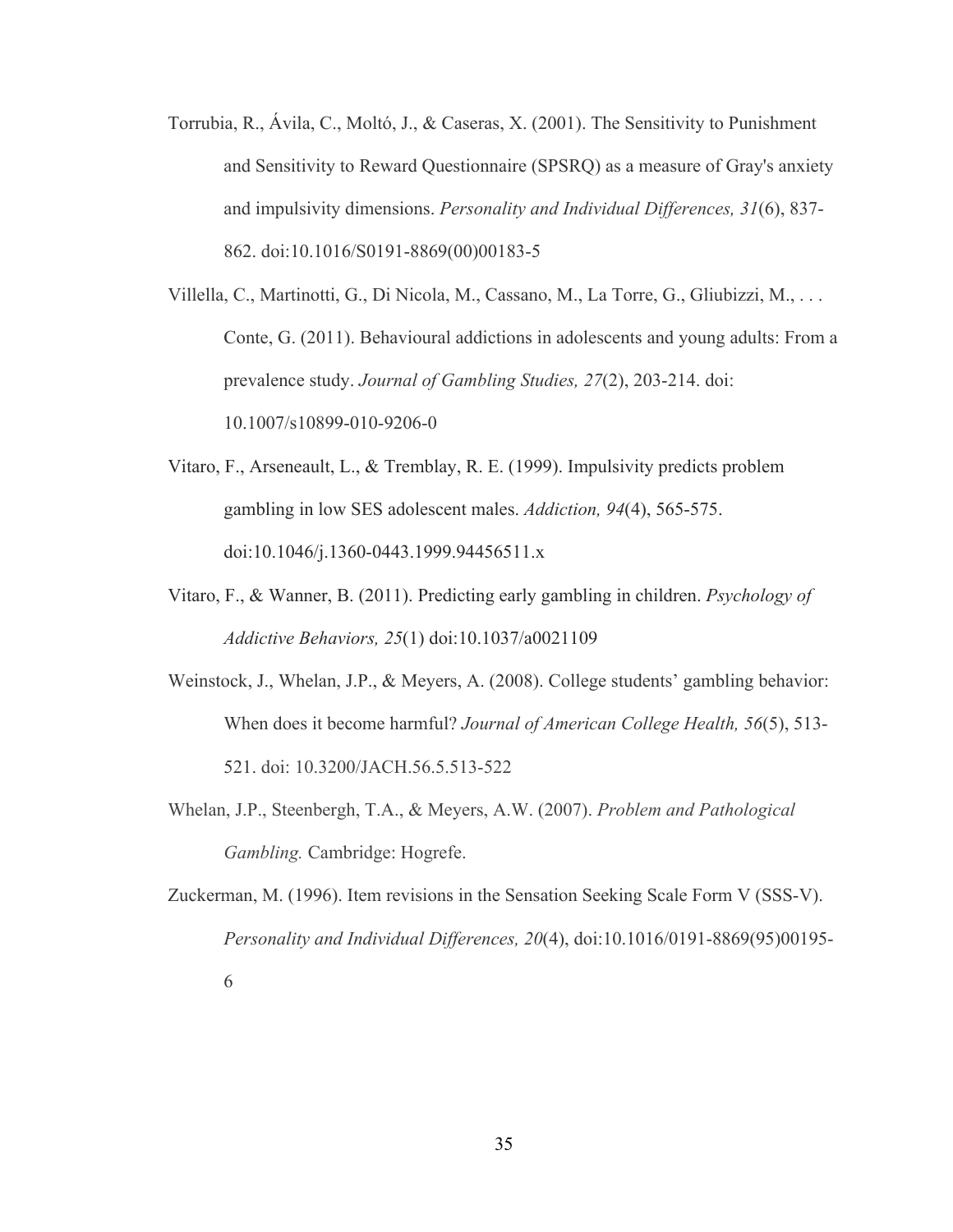Torrubia, R., Ávila, C., Moltó, J., & Caseras, X. (2001). The Sensitivity to Punishment and Sensitivity to Reward Questionnaire (SPSRQ) as a measure of Gray's anxiety and impulsivity dimensions. *Personality and Individual Differences, 31*(6), 837-862. doi:10.1016/S0191-8869(00)00183-5

Villella, C., Martinotti, G., Di Nicola, M., Cassano, M., La Torre, G., Gliubizzi, M., . . . Conte, G. (2011). Behavioural addictions in adolescents and young adults: From a prevalence study. *Journal of Gambling Studies, 27*(2), 203-214. doi: 10.1007/s10899-010-9206-0

Vitaro, F., Arseneault, L., & Tremblay, R. E. (1999). Impulsivity predicts problem gambling in low SES adolescent males. *Addiction, 94*(4), 565-575. doi:10.1046/j.1360-0443.1999.94456511.x

Vitaro, F., & Wanner, B. (2011). Predicting early gambling in children. *Psychology of Addictive Behaviors, 25*(1) doi:10.1037/a0021109

Weinstock, J., Whelan, J.P., & Meyers, A. (2008). College students' gambling behavior: When does it become harmful? *Journal of American College Health, 56*(5), 513-521. doi: 10.3200/JACH.56.5.513-522

Whelan, J.P., Steenbergh, T.A., & Meyers, A.W. (2007). *Problem and Pathological Gambling.* Cambridge: Hogrefe.

Zuckerman, M. (1996). Item revisions in the Sensation Seeking Scale Form V (SSS-V). *Personality and Individual Differences, 20*(4), doi:10.1016/0191-8869(95)00195-6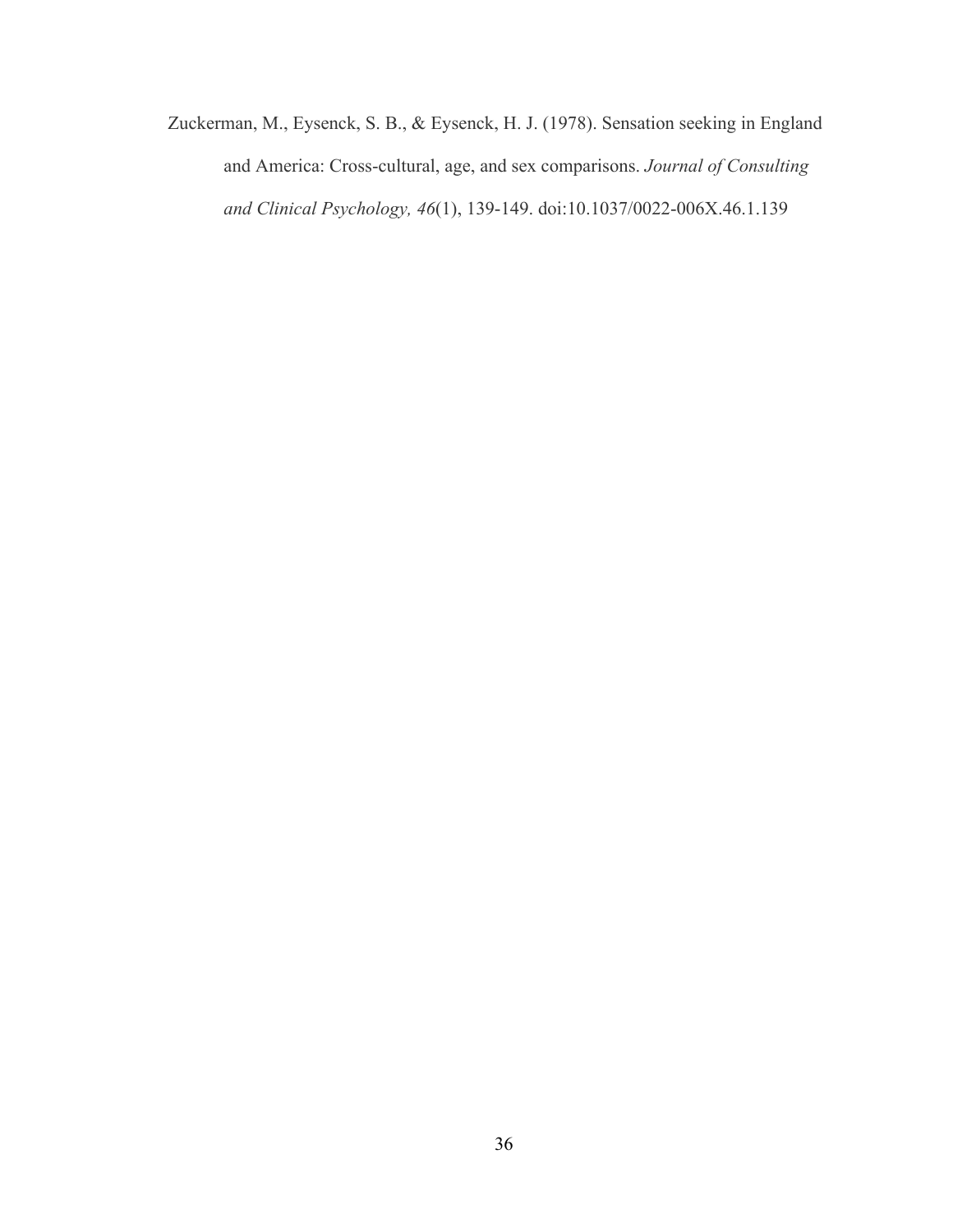Zuckerman, M., Eysenck, S. B., & Eysenck, H. J. (1978). Sensation seeking in England and America: Cross-cultural, age, and sex comparisons. *Journal of Consulting and Clinical Psychology, 46*(1), 139-149. doi:10.1037/0022-006X.46.1.139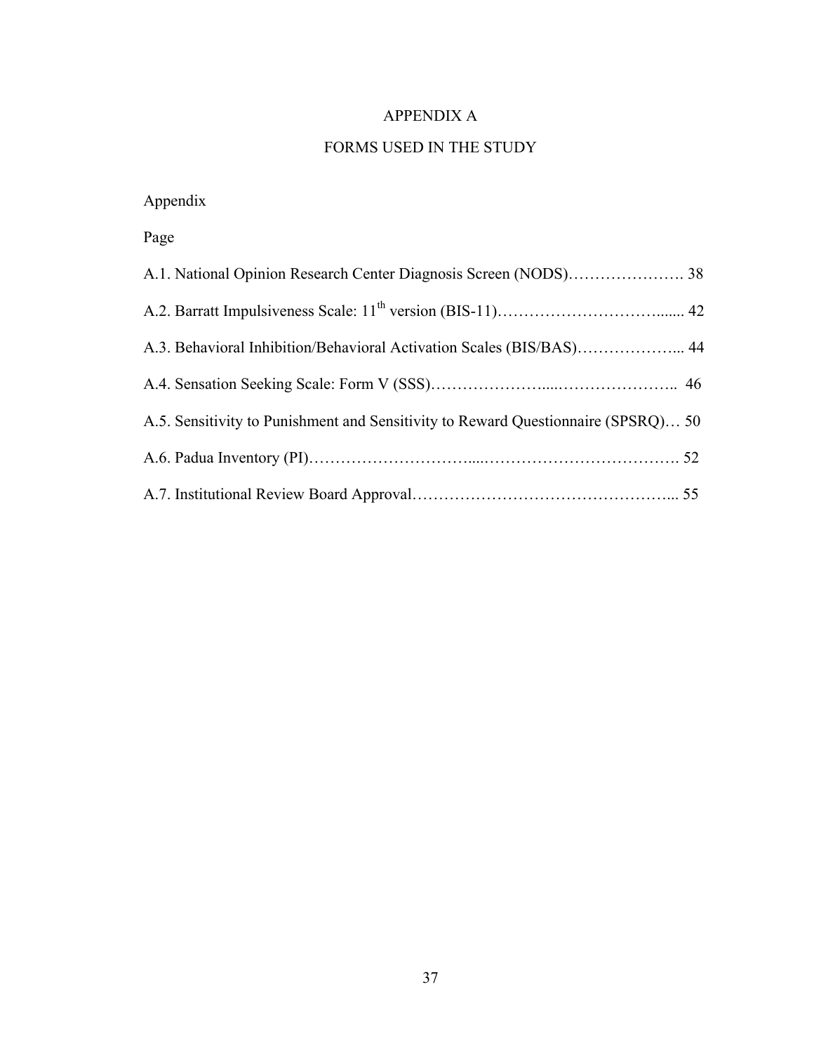# APPENDIX A

## FORMS USED IN THE STUDY

Appendix

Page

A.1. National Opinion Research Center Diagnosis Screen (NODS)…………………. 38

A.2. Barratt Impulsiveness Scale: $11^{th}$ version (BIS-11)……………………………...... 42

A.3. Behavioral Inhibition/Behavioral Activation Scales (BIS/BAS)………………... 44

A.4. Sensation Seeking Scale: Form V (SSS)…………………....………………….. 46

A.5. Sensitivity to Punishment and Sensitivity to Reward Questionnaire (SPSRQ)… 50

A.6. Padua Inventory (PI)………………………….....………………………………. 52

A.7. Institutional Review Board Approval…………………………………………... 55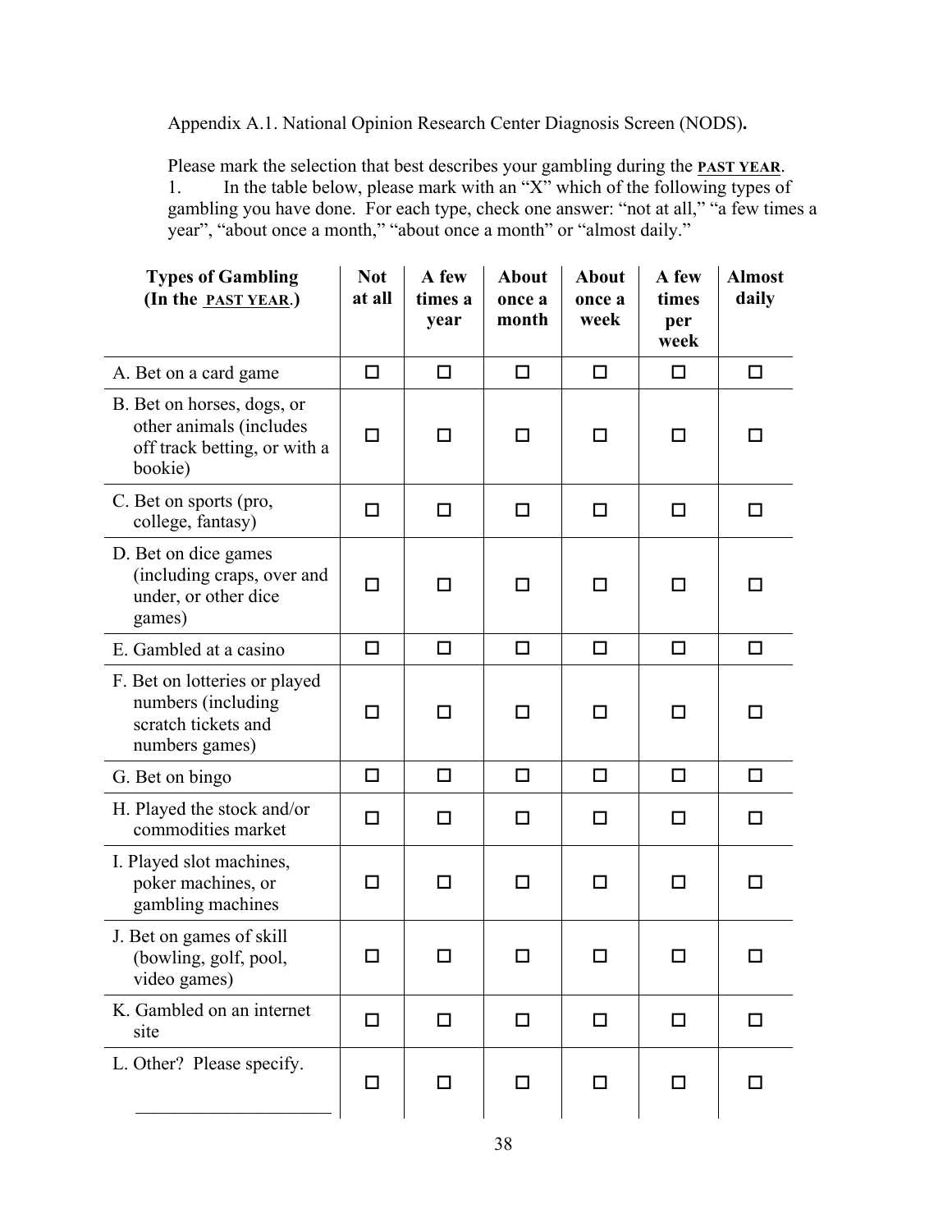Appendix A.1. National Opinion Research Center Diagnosis Screen (NODS)**.**

Please mark the selection that best describes your gambling during the **PAST YEAR**.

1. In the table below, please mark with an "X" which of the following types of gambling you have done. For each type, check one answer: "not at all," "a few times a year", "about once a month," "about once a month" or "almost daily."

| Types of Gambling (In the PAST YEAR.) | Not at all | A few times a year | About once a month | About once a week | A few times per week | Almost daily |
|---|---|---|---|---|---|---|
| A. Bet on a card game | ☐ | ☐ | ☐ | ☐ | ☐ | ☐ |
| B. Bet on horses, dogs, or other animals (includes off track betting, or with a bookie) | ☐ | ☐ | ☐ | ☐ | ☐ | ☐ |
| C. Bet on sports (pro, college, fantasy) | ☐ | ☐ | ☐ | ☐ | ☐ | ☐ |
| D. Bet on dice games (including craps, over and under, or other dice games) | ☐ | ☐ | ☐ | ☐ | ☐ | ☐ |
| E. Gambled at a casino | ☐ | ☐ | ☐ | ☐ | ☐ | ☐ |
| F. Bet on lotteries or played numbers (including scratch tickets and numbers games) | ☐ | ☐ | ☐ | ☐ | ☐ | ☐ |
| G. Bet on bingo | ☐ | ☐ | ☐ | ☐ | ☐ | ☐ |
| H. Played the stock and/or commodities market | ☐ | ☐ | ☐ | ☐ | ☐ | ☐ |
| I. Played slot machines, poker machines, or gambling machines | ☐ | ☐ | ☐ | ☐ | ☐ | ☐ |
| J. Bet on games of skill (bowling, golf, pool, video games) | ☐ | ☐ | ☐ | ☐ | ☐ | ☐ |
| K. Gambled on an internet site | ☐ | ☐ | ☐ | ☐ | ☐ | ☐ |
| L. Other? Please specify. ____________________ | ☐ | ☐ | ☐ | ☐ | ☐ | ☐ |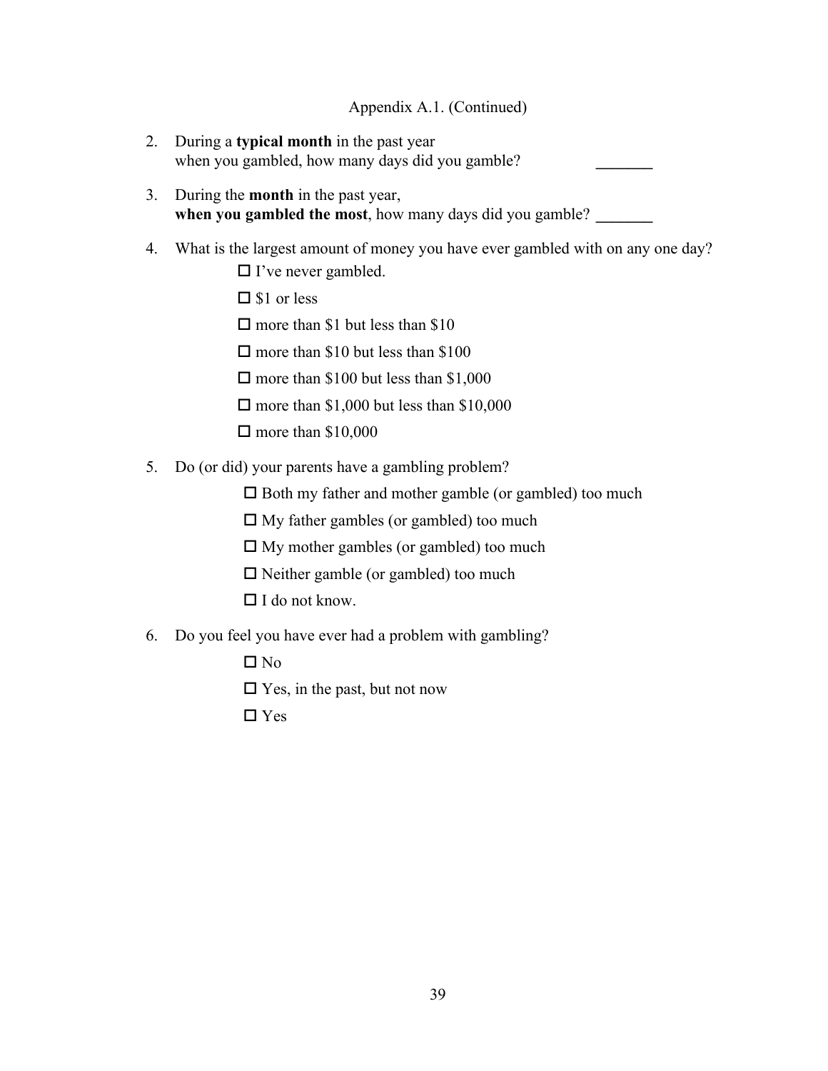Appendix A.1. (Continued)

2. During a **typical month** in the past year when you gambled, how many days did you gamble? _______

3. During the **month** in the past year, **when you gambled the most**, how many days did you gamble? _______

4. What is the largest amount of money you have ever gambled with on any one day?

   ☐ I've never gambled.

   ☐ $1 or less

   ☐ more than $1 but less than $10

   ☐ more than $10 but less than $100

   ☐ more than $100 but less than $1,000

   ☐ more than $1,000 but less than $10,000

   ☐ more than $10,000

5. Do (or did) your parents have a gambling problem?

   ☐ Both my father and mother gamble (or gambled) too much

   ☐ My father gambles (or gambled) too much

   ☐ My mother gambles (or gambled) too much

   ☐ Neither gamble (or gambled) too much

   ☐ I do not know.

6. Do you feel you have ever had a problem with gambling?

   ☐ No

   ☐ Yes, in the past, but not now

   ☐ Yes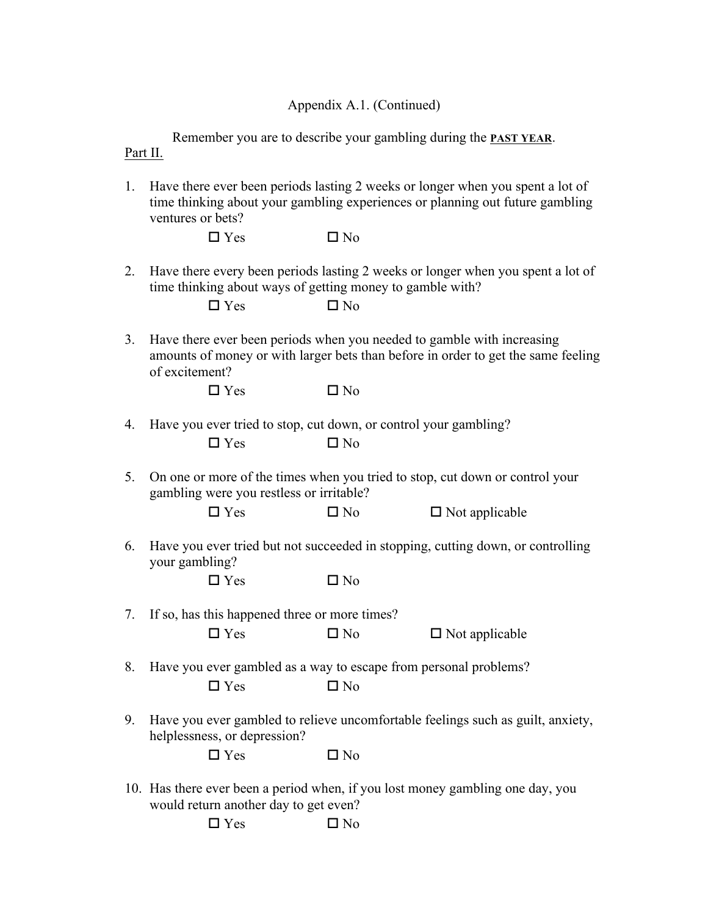Appendix A.1. (Continued)

Remember you are to describe your gambling during the **PAST YEAR**.

Part II.

1. Have there ever been periods lasting 2 weeks or longer when you spent a lot of time thinking about your gambling experiences or planning out future gambling ventures or bets?

   ☐ Yes ☐ No

2. Have there every been periods lasting 2 weeks or longer when you spent a lot of time thinking about ways of getting money to gamble with?

   ☐ Yes ☐ No

3. Have there ever been periods when you needed to gamble with increasing amounts of money or with larger bets than before in order to get the same feeling of excitement?

   ☐ Yes ☐ No

4. Have you ever tried to stop, cut down, or control your gambling?

   ☐ Yes ☐ No

5. On one or more of the times when you tried to stop, cut down or control your gambling were you restless or irritable?

   ☐ Yes ☐ No ☐ Not applicable

6. Have you ever tried but not succeeded in stopping, cutting down, or controlling your gambling?

   ☐ Yes ☐ No

7. If so, has this happened three or more times?

   ☐ Yes ☐ No ☐ Not applicable

8. Have you ever gambled as a way to escape from personal problems?

   ☐ Yes ☐ No

9. Have you ever gambled to relieve uncomfortable feelings such as guilt, anxiety, helplessness, or depression?

   ☐ Yes ☐ No

10. Has there ever been a period when, if you lost money gambling one day, you would return another day to get even?

    ☐ Yes ☐ No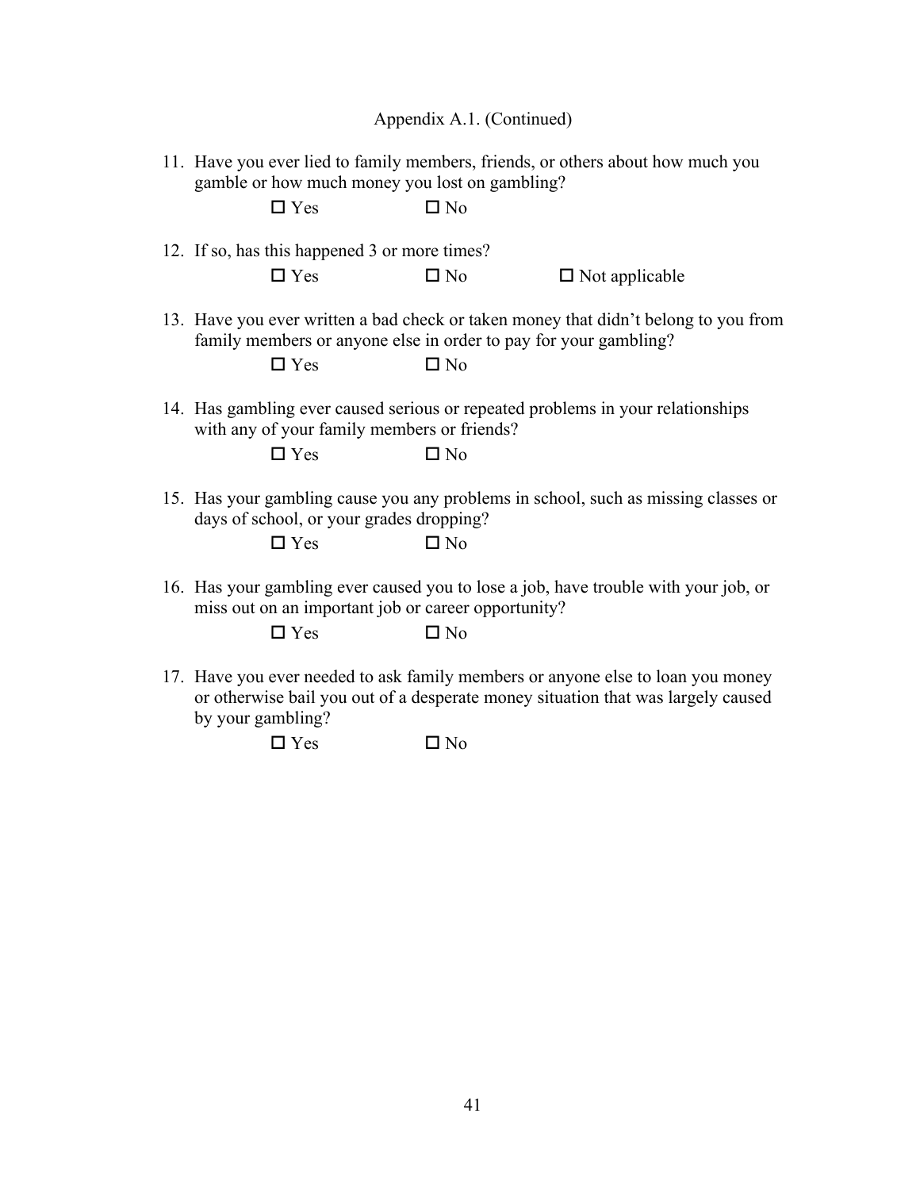Appendix A.1. (Continued)

11. Have you ever lied to family members, friends, or others about how much you gamble or how much money you lost on gambling?

    ☐ Yes ☐ No

12. If so, has this happened 3 or more times?

    ☐ Yes ☐ No ☐ Not applicable

13. Have you ever written a bad check or taken money that didn't belong to you from family members or anyone else in order to pay for your gambling?

    ☐ Yes ☐ No

14. Has gambling ever caused serious or repeated problems in your relationships with any of your family members or friends?

    ☐ Yes ☐ No

15. Has your gambling cause you any problems in school, such as missing classes or days of school, or your grades dropping?

    ☐ Yes ☐ No

16. Has your gambling ever caused you to lose a job, have trouble with your job, or miss out on an important job or career opportunity?

    ☐ Yes ☐ No

17. Have you ever needed to ask family members or anyone else to loan you money or otherwise bail you out of a desperate money situation that was largely caused by your gambling?

    ☐ Yes ☐ No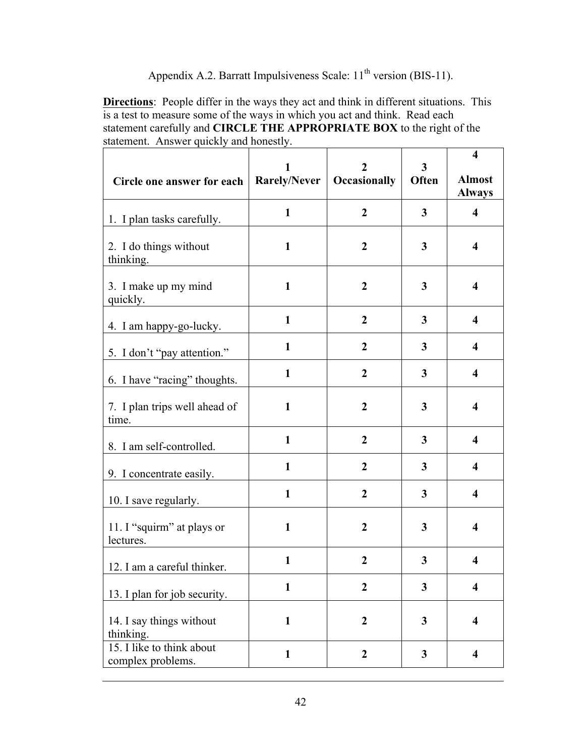Appendix A.2. Barratt Impulsiveness Scale: 11th version (BIS-11).

**Directions**: People differ in the ways they act and think in different situations. This is a test to measure some of the ways in which you act and think. Read each statement carefully and **CIRCLE THE APPROPRIATE BOX** to the right of the statement. Answer quickly and honestly.

| Circle one answer for each | 1 Rarely/Never | 2 Occasionally | 3 Often | 4 Almost Always |
|---|---|---|---|---|
| 1. I plan tasks carefully. | 1 | 2 | 3 | 4 |
| 2. I do things without thinking. | 1 | 2 | 3 | 4 |
| 3. I make up my mind quickly. | 1 | 2 | 3 | 4 |
| 4. I am happy-go-lucky. | 1 | 2 | 3 | 4 |
| 5. I don't "pay attention." | 1 | 2 | 3 | 4 |
| 6. I have "racing" thoughts. | 1 | 2 | 3 | 4 |
| 7. I plan trips well ahead of time. | 1 | 2 | 3 | 4 |
| 8. I am self-controlled. | 1 | 2 | 3 | 4 |
| 9. I concentrate easily. | 1 | 2 | 3 | 4 |
| 10. I save regularly. | 1 | 2 | 3 | 4 |
| 11. I "squirm" at plays or lectures. | 1 | 2 | 3 | 4 |
| 12. I am a careful thinker. | 1 | 2 | 3 | 4 |
| 13. I plan for job security. | 1 | 2 | 3 | 4 |
| 14. I say things without thinking. | 1 | 2 | 3 | 4 |
| 15. I like to think about complex problems. | 1 | 2 | 3 | 4 |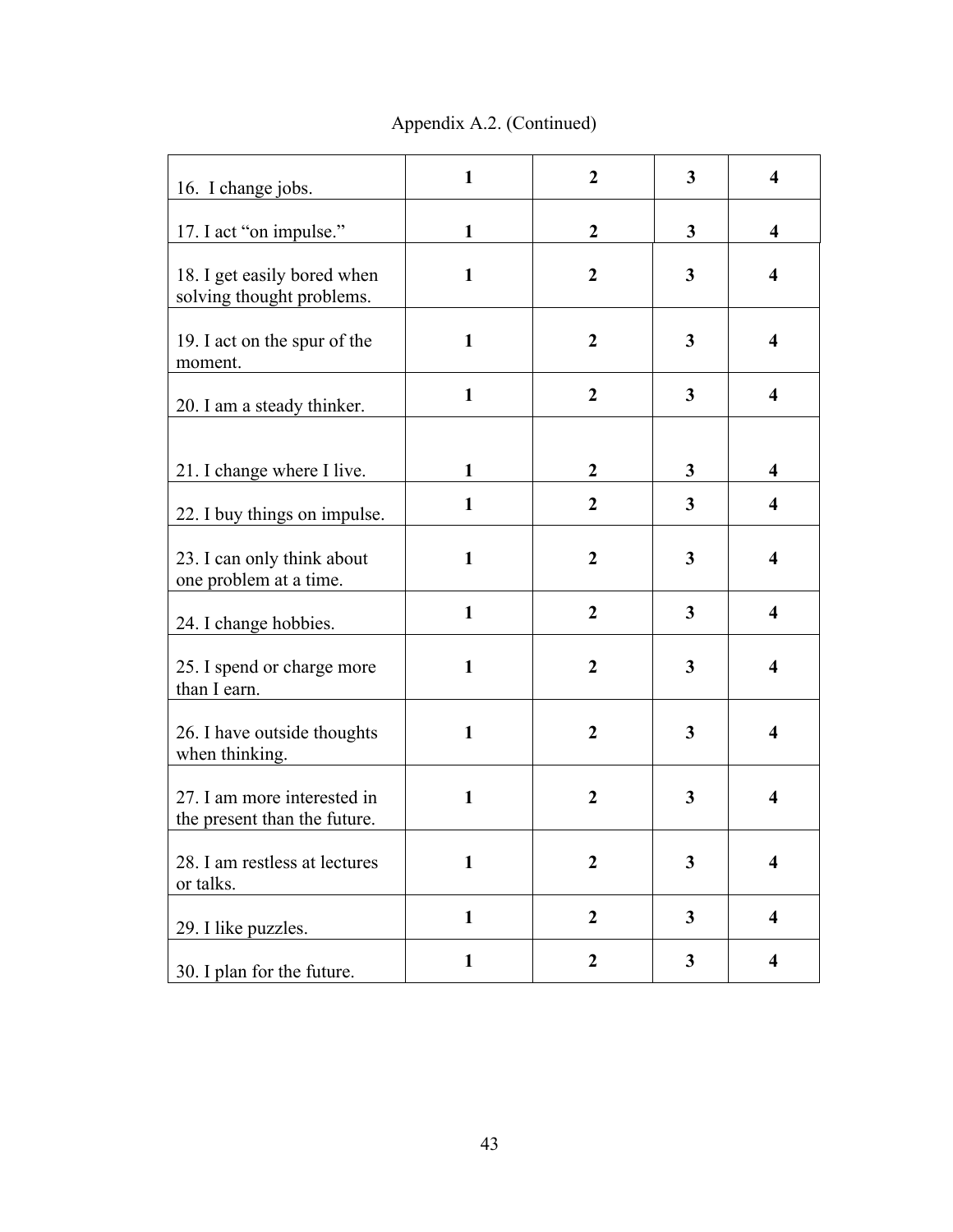Appendix A.2. (Continued)

| | | | | |
|---|---|---|---|---|
| 16. I change jobs. | **1** | **2** | **3** | **4** |
| 17. I act "on impulse." | **1** | **2** | **3** | **4** |
| 18. I get easily bored when solving thought problems. | **1** | **2** | **3** | **4** |
| 19. I act on the spur of the moment. | **1** | **2** | **3** | **4** |
| 20. I am a steady thinker. | **1** | **2** | **3** | **4** |
| 21. I change where I live. | **1** | **2** | **3** | **4** |
| 22. I buy things on impulse. | **1** | **2** | **3** | **4** |
| 23. I can only think about one problem at a time. | **1** | **2** | **3** | **4** |
| 24. I change hobbies. | **1** | **2** | **3** | **4** |
| 25. I spend or charge more than I earn. | **1** | **2** | **3** | **4** |
| 26. I have outside thoughts when thinking. | **1** | **2** | **3** | **4** |
| 27. I am more interested in the present than the future. | **1** | **2** | **3** | **4** |
| 28. I am restless at lectures or talks. | **1** | **2** | **3** | **4** |
| 29. I like puzzles. | **1** | **2** | **3** | **4** |
| 30. I plan for the future. | **1** | **2** | **3** | **4** |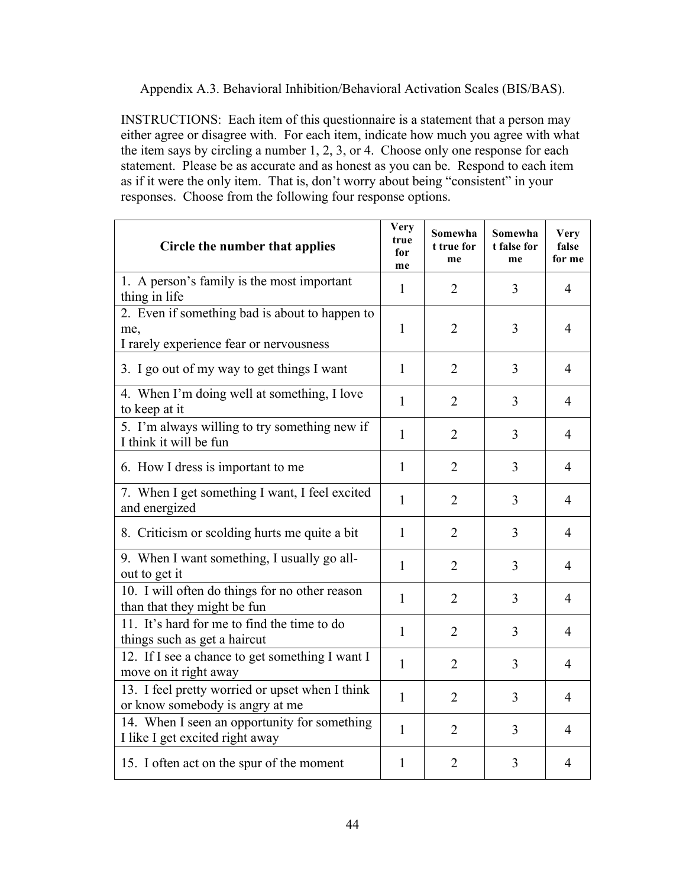Appendix A.3. Behavioral Inhibition/Behavioral Activation Scales (BIS/BAS).

INSTRUCTIONS: Each item of this questionnaire is a statement that a person may either agree or disagree with. For each item, indicate how much you agree with what the item says by circling a number 1, 2, 3, or 4. Choose only one response for each statement. Please be as accurate and as honest as you can be. Respond to each item as if it were the only item. That is, don't worry about being "consistent" in your responses. Choose from the following four response options.

| Circle the number that applies | Very true for me | Somewhat true for me | Somewhat false for me | Very false for me |
|---|---|---|---|---|
| 1. A person's family is the most important thing in life | 1 | 2 | 3 | 4 |
| 2. Even if something bad is about to happen to me, I rarely experience fear or nervousness | 1 | 2 | 3 | 4 |
| 3. I go out of my way to get things I want | 1 | 2 | 3 | 4 |
| 4. When I'm doing well at something, I love to keep at it | 1 | 2 | 3 | 4 |
| 5. I'm always willing to try something new if I think it will be fun | 1 | 2 | 3 | 4 |
| 6. How I dress is important to me | 1 | 2 | 3 | 4 |
| 7. When I get something I want, I feel excited and energized | 1 | 2 | 3 | 4 |
| 8. Criticism or scolding hurts me quite a bit | 1 | 2 | 3 | 4 |
| 9. When I want something, I usually go all-out to get it | 1 | 2 | 3 | 4 |
| 10. I will often do things for no other reason than that they might be fun | 1 | 2 | 3 | 4 |
| 11. It's hard for me to find the time to do things such as get a haircut | 1 | 2 | 3 | 4 |
| 12. If I see a chance to get something I want I move on it right away | 1 | 2 | 3 | 4 |
| 13. I feel pretty worried or upset when I think or know somebody is angry at me | 1 | 2 | 3 | 4 |
| 14. When I seen an opportunity for something I like I get excited right away | 1 | 2 | 3 | 4 |
| 15. I often act on the spur of the moment | 1 | 2 | 3 | 4 |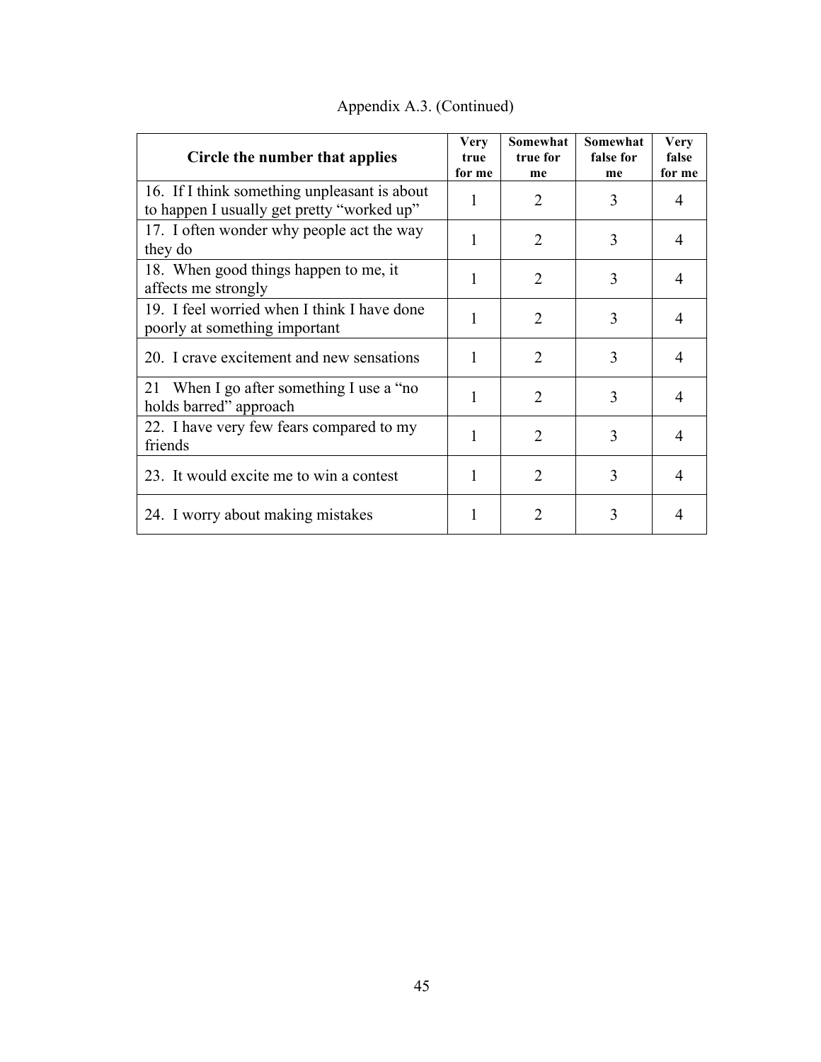Appendix A.3. (Continued)

| Circle the number that applies | Very true for me | Somewhat true for me | Somewhat false for me | Very false for me |
|---|---|---|---|---|
| 16. If I think something unpleasant is about to happen I usually get pretty "worked up" | 1 | 2 | 3 | 4 |
| 17. I often wonder why people act the way they do | 1 | 2 | 3 | 4 |
| 18. When good things happen to me, it affects me strongly | 1 | 2 | 3 | 4 |
| 19. I feel worried when I think I have done poorly at something important | 1 | 2 | 3 | 4 |
| 20. I crave excitement and new sensations | 1 | 2 | 3 | 4 |
| 21 When I go after something I use a "no holds barred" approach | 1 | 2 | 3 | 4 |
| 22. I have very few fears compared to my friends | 1 | 2 | 3 | 4 |
| 23. It would excite me to win a contest | 1 | 2 | 3 | 4 |
| 24. I worry about making mistakes | 1 | 2 | 3 | 4 |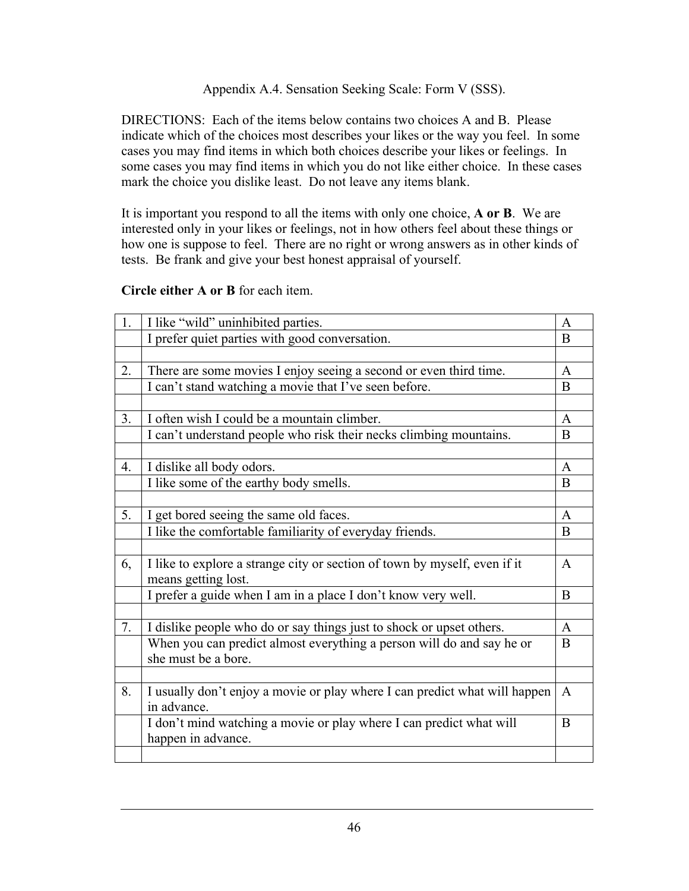Appendix A.4. Sensation Seeking Scale: Form V (SSS).

DIRECTIONS: Each of the items below contains two choices A and B. Please indicate which of the choices most describes your likes or the way you feel. In some cases you may find items in which both choices describe your likes or feelings. In some cases you may find items in which you do not like either choice. In these cases mark the choice you dislike least. Do not leave any items blank.

It is important you respond to all the items with only one choice, **A or B**. We are interested only in your likes or feelings, not in how others feel about these things or how one is suppose to feel. There are no right or wrong answers as in other kinds of tests. Be frank and give your best honest appraisal of yourself.

**Circle either A or B** for each item.

| | | |
|---|---|---|
| 1. | I like "wild" uninhibited parties. | A |
| | I prefer quiet parties with good conversation. | B |
| | | |
| 2. | There are some movies I enjoy seeing a second or even third time. | A |
| | I can't stand watching a movie that I've seen before. | B |
| | | |
| 3. | I often wish I could be a mountain climber. | A |
| | I can't understand people who risk their necks climbing mountains. | B |
| | | |
| 4. | I dislike all body odors. | A |
| | I like some of the earthy body smells. | B |
| | | |
| 5. | I get bored seeing the same old faces. | A |
| | I like the comfortable familiarity of everyday friends. | B |
| | | |
| 6, | I like to explore a strange city or section of town by myself, even if it means getting lost. | A |
| | I prefer a guide when I am in a place I don't know very well. | B |
| | | |
| 7. | I dislike people who do or say things just to shock or upset others. | A |
| | When you can predict almost everything a person will do and say he or she must be a bore. | B |
| | | |
| 8. | I usually don't enjoy a movie or play where I can predict what will happen in advance. | A |
| | I don't mind watching a movie or play where I can predict what will happen in advance. | B |
| | | |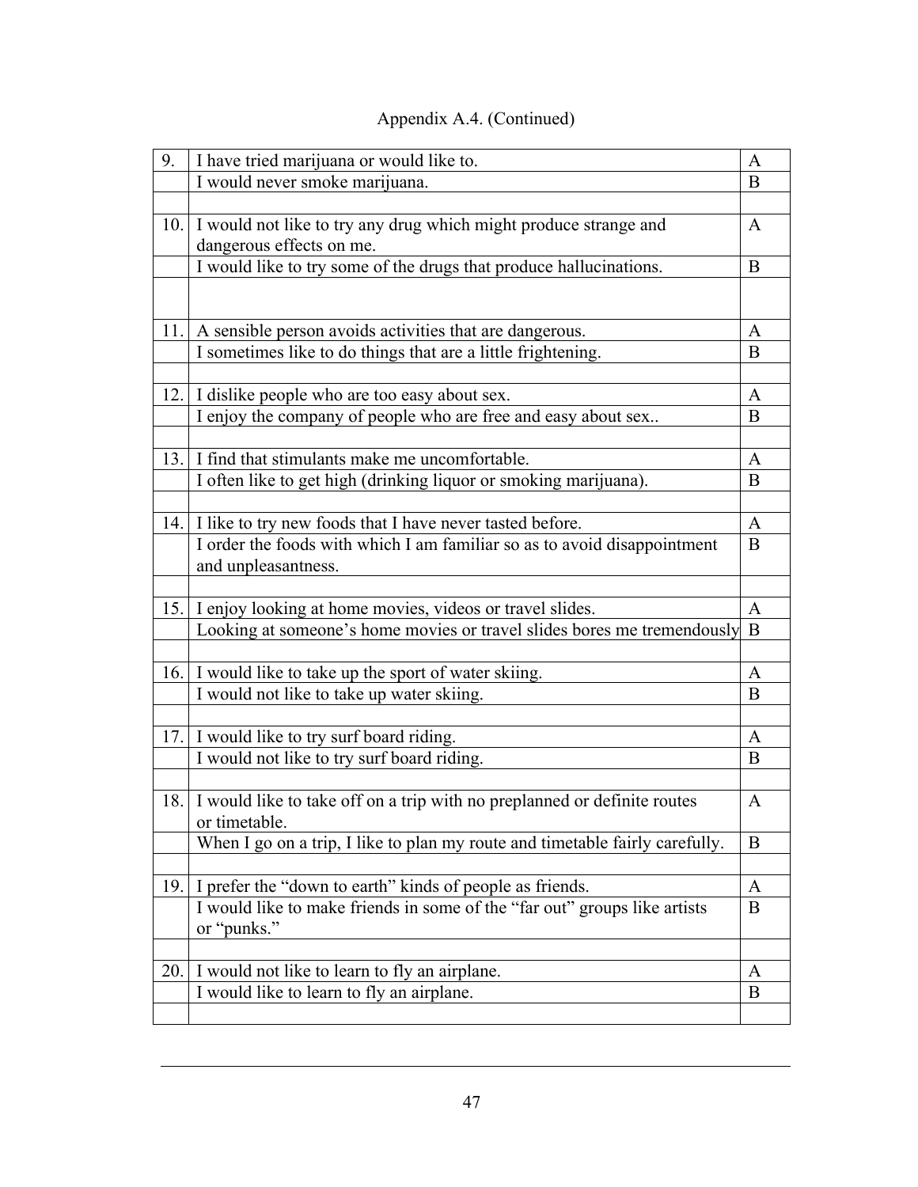Appendix A.4. (Continued)

| | | |
|---|---|---|
| 9. | I have tried marijuana or would like to. | A |
| | I would never smoke marijuana. | B |
| | | |
| 10. | I would not like to try any drug which might produce strange and dangerous effects on me. | A |
| | I would like to try some of the drugs that produce hallucinations. | B |
| | | |
| 11. | A sensible person avoids activities that are dangerous. | A |
| | I sometimes like to do things that are a little frightening. | B |
| | | |
| 12. | I dislike people who are too easy about sex. | A |
| | I enjoy the company of people who are free and easy about sex.. | B |
| | | |
| 13. | I find that stimulants make me uncomfortable. | A |
| | I often like to get high (drinking liquor or smoking marijuana). | B |
| | | |
| 14. | I like to try new foods that I have never tasted before. | A |
| | I order the foods with which I am familiar so as to avoid disappointment and unpleasantness. | B |
| | | |
| 15. | I enjoy looking at home movies, videos or travel slides. | A |
| | Looking at someone's home movies or travel slides bores me tremendously | B |
| | | |
| 16. | I would like to take up the sport of water skiing. | A |
| | I would not like to take up water skiing. | B |
| | | |
| 17. | I would like to try surf board riding. | A |
| | I would not like to try surf board riding. | B |
| | | |
| 18. | I would like to take off on a trip with no preplanned or definite routes or timetable. | A |
| | When I go on a trip, I like to plan my route and timetable fairly carefully. | B |
| | | |
| 19. | I prefer the "down to earth" kinds of people as friends. | A |
| | I would like to make friends in some of the "far out" groups like artists or "punks." | B |
| | | |
| 20. | I would not like to learn to fly an airplane. | A |
| | I would like to learn to fly an airplane. | B |
| | | |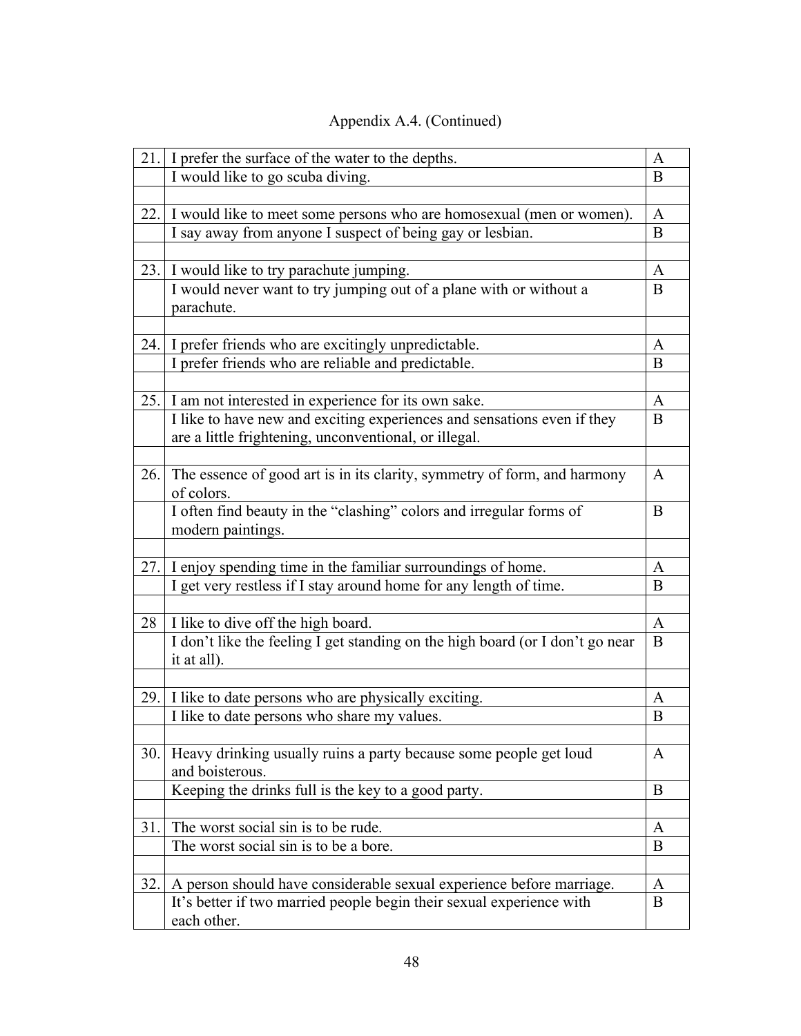Appendix A.4. (Continued)

| | | |
|---|---|---|
| 21. | I prefer the surface of the water to the depths. | A |
| | I would like to go scuba diving. | B |
| | | |
| 22. | I would like to meet some persons who are homosexual (men or women). | A |
| | I say away from anyone I suspect of being gay or lesbian. | B |
| | | |
| 23. | I would like to try parachute jumping. | A |
| | I would never want to try jumping out of a plane with or without a parachute. | B |
| | | |
| 24. | I prefer friends who are excitingly unpredictable. | A |
| | I prefer friends who are reliable and predictable. | B |
| | | |
| 25. | I am not interested in experience for its own sake. | A |
| | I like to have new and exciting experiences and sensations even if they are a little frightening, unconventional, or illegal. | B |
| | | |
| 26. | The essence of good art is in its clarity, symmetry of form, and harmony of colors. | A |
| | I often find beauty in the "clashing" colors and irregular forms of modern paintings. | B |
| | | |
| 27. | I enjoy spending time in the familiar surroundings of home. | A |
| | I get very restless if I stay around home for any length of time. | B |
| | | |
| 28 | I like to dive off the high board. | A |
| | I don't like the feeling I get standing on the high board (or I don't go near it at all). | B |
| | | |
| 29. | I like to date persons who are physically exciting. | A |
| | I like to date persons who share my values. | B |
| | | |
| 30. | Heavy drinking usually ruins a party because some people get loud and boisterous. | A |
| | Keeping the drinks full is the key to a good party. | B |
| | | |
| 31. | The worst social sin is to be rude. | A |
| | The worst social sin is to be a bore. | B |
| | | |
| 32. | A person should have considerable sexual experience before marriage. | A |
| | It's better if two married people begin their sexual experience with each other. | B |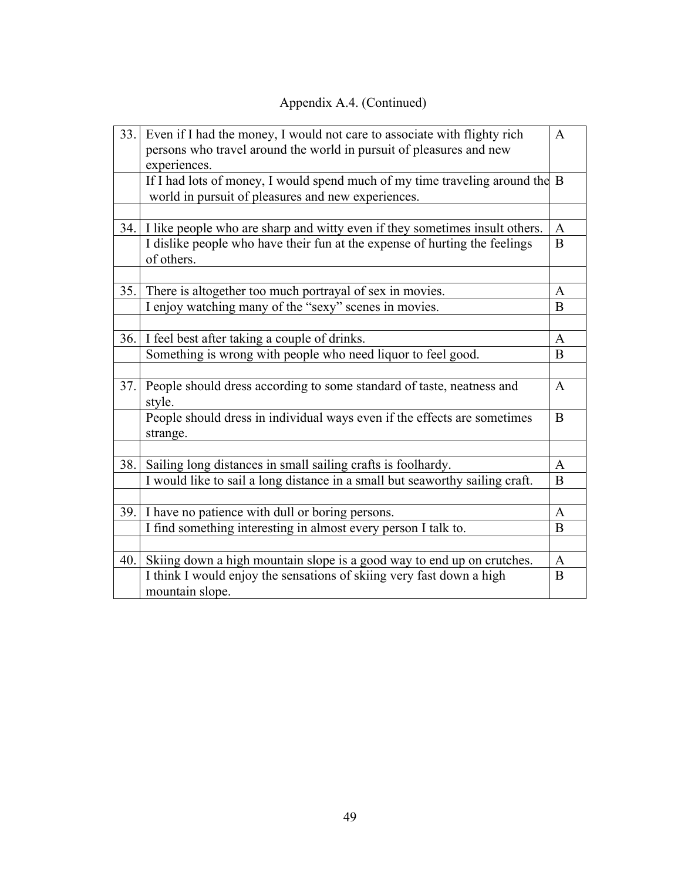Appendix A.4. (Continued)

| | | |
|---|---|---|
| 33. | Even if I had the money, I would not care to associate with flighty rich persons who travel around the world in pursuit of pleasures and new experiences. | A |
| | If I had lots of money, I would spend much of my time traveling around the world in pursuit of pleasures and new experiences. | B |
| | | |
| 34. | I like people who are sharp and witty even if they sometimes insult others. | A |
| | I dislike people who have their fun at the expense of hurting the feelings of others. | B |
| | | |
| 35. | There is altogether too much portrayal of sex in movies. | A |
| | I enjoy watching many of the “sexy” scenes in movies. | B |
| | | |
| 36. | I feel best after taking a couple of drinks. | A |
| | Something is wrong with people who need liquor to feel good. | B |
| | | |
| 37. | People should dress according to some standard of taste, neatness and style. | A |
| | People should dress in individual ways even if the effects are sometimes strange. | B |
| | | |
| 38. | Sailing long distances in small sailing crafts is foolhardy. | A |
| | I would like to sail a long distance in a small but seaworthy sailing craft. | B |
| | | |
| 39. | I have no patience with dull or boring persons. | A |
| | I find something interesting in almost every person I talk to. | B |
| | | |
| 40. | Skiing down a high mountain slope is a good way to end up on crutches. | A |
| | I think I would enjoy the sensations of skiing very fast down a high mountain slope. | B |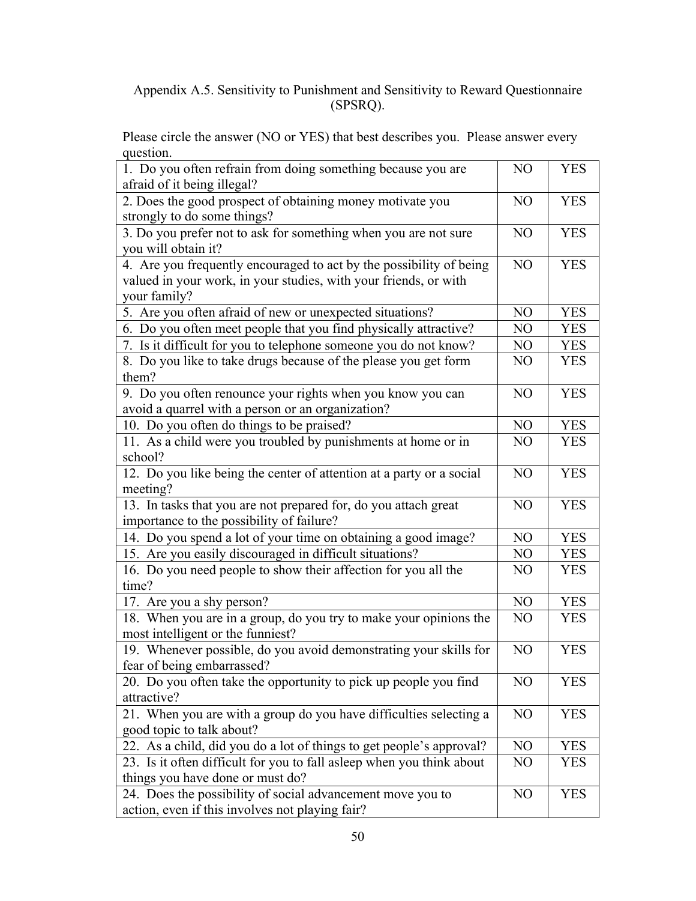Appendix A.5. Sensitivity to Punishment and Sensitivity to Reward Questionnaire (SPSRQ).

Please circle the answer (NO or YES) that best describes you. Please answer every question.

| | | |
|---|---|---|
| 1. Do you often refrain from doing something because you are afraid of it being illegal? | NO | YES |
| 2. Does the good prospect of obtaining money motivate you strongly to do some things? | NO | YES |
| 3. Do you prefer not to ask for something when you are not sure you will obtain it? | NO | YES |
| 4. Are you frequently encouraged to act by the possibility of being valued in your work, in your studies, with your friends, or with your family? | NO | YES |
| 5. Are you often afraid of new or unexpected situations? | NO | YES |
| 6. Do you often meet people that you find physically attractive? | NO | YES |
| 7. Is it difficult for you to telephone someone you do not know? | NO | YES |
| 8. Do you like to take drugs because of the please you get form them? | NO | YES |
| 9. Do you often renounce your rights when you know you can avoid a quarrel with a person or an organization? | NO | YES |
| 10. Do you often do things to be praised? | NO | YES |
| 11. As a child were you troubled by punishments at home or in school? | NO | YES |
| 12. Do you like being the center of attention at a party or a social meeting? | NO | YES |
| 13. In tasks that you are not prepared for, do you attach great importance to the possibility of failure? | NO | YES |
| 14. Do you spend a lot of your time on obtaining a good image? | NO | YES |
| 15. Are you easily discouraged in difficult situations? | NO | YES |
| 16. Do you need people to show their affection for you all the time? | NO | YES |
| 17. Are you a shy person? | NO | YES |
| 18. When you are in a group, do you try to make your opinions the most intelligent or the funniest? | NO | YES |
| 19. Whenever possible, do you avoid demonstrating your skills for fear of being embarrassed? | NO | YES |
| 20. Do you often take the opportunity to pick up people you find attractive? | NO | YES |
| 21. When you are with a group do you have difficulties selecting a good topic to talk about? | NO | YES |
| 22. As a child, did you do a lot of things to get people's approval? | NO | YES |
| 23. Is it often difficult for you to fall asleep when you think about things you have done or must do? | NO | YES |
| 24. Does the possibility of social advancement move you to action, even if this involves not playing fair? | NO | YES |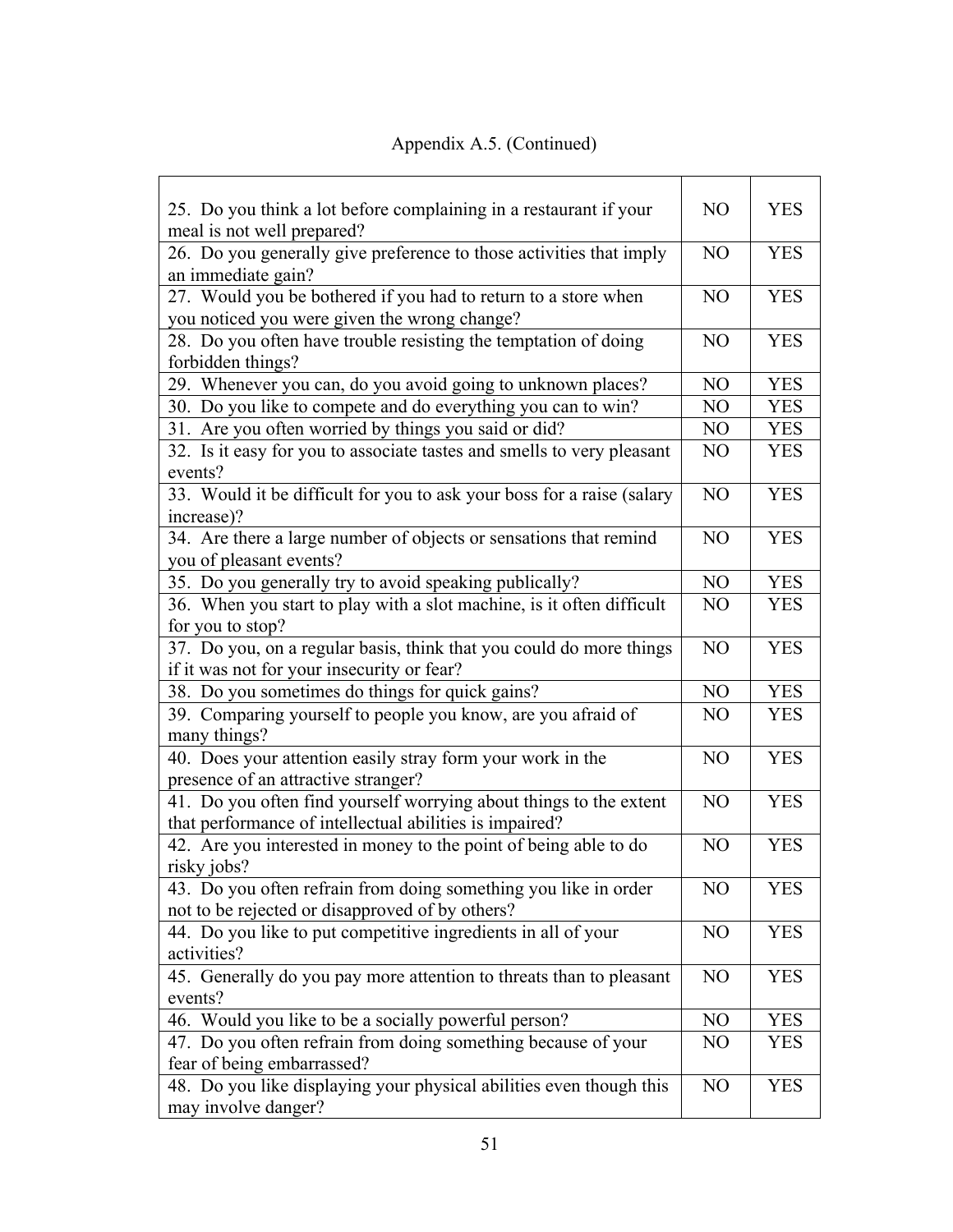Appendix A.5. (Continued)

| | | |
|---|---|---|
| 25. Do you think a lot before complaining in a restaurant if your meal is not well prepared? | NO | YES |
| 26. Do you generally give preference to those activities that imply an immediate gain? | NO | YES |
| 27. Would you be bothered if you had to return to a store when you noticed you were given the wrong change? | NO | YES |
| 28. Do you often have trouble resisting the temptation of doing forbidden things? | NO | YES |
| 29. Whenever you can, do you avoid going to unknown places? | NO | YES |
| 30. Do you like to compete and do everything you can to win? | NO | YES |
| 31. Are you often worried by things you said or did? | NO | YES |
| 32. Is it easy for you to associate tastes and smells to very pleasant events? | NO | YES |
| 33. Would it be difficult for you to ask your boss for a raise (salary increase)? | NO | YES |
| 34. Are there a large number of objects or sensations that remind you of pleasant events? | NO | YES |
| 35. Do you generally try to avoid speaking publically? | NO | YES |
| 36. When you start to play with a slot machine, is it often difficult for you to stop? | NO | YES |
| 37. Do you, on a regular basis, think that you could do more things if it was not for your insecurity or fear? | NO | YES |
| 38. Do you sometimes do things for quick gains? | NO | YES |
| 39. Comparing yourself to people you know, are you afraid of many things? | NO | YES |
| 40. Does your attention easily stray form your work in the presence of an attractive stranger? | NO | YES |
| 41. Do you often find yourself worrying about things to the extent that performance of intellectual abilities is impaired? | NO | YES |
| 42. Are you interested in money to the point of being able to do risky jobs? | NO | YES |
| 43. Do you often refrain from doing something you like in order not to be rejected or disapproved of by others? | NO | YES |
| 44. Do you like to put competitive ingredients in all of your activities? | NO | YES |
| 45. Generally do you pay more attention to threats than to pleasant events? | NO | YES |
| 46. Would you like to be a socially powerful person? | NO | YES |
| 47. Do you often refrain from doing something because of your fear of being embarrassed? | NO | YES |
| 48. Do you like displaying your physical abilities even though this may involve danger? | NO | YES |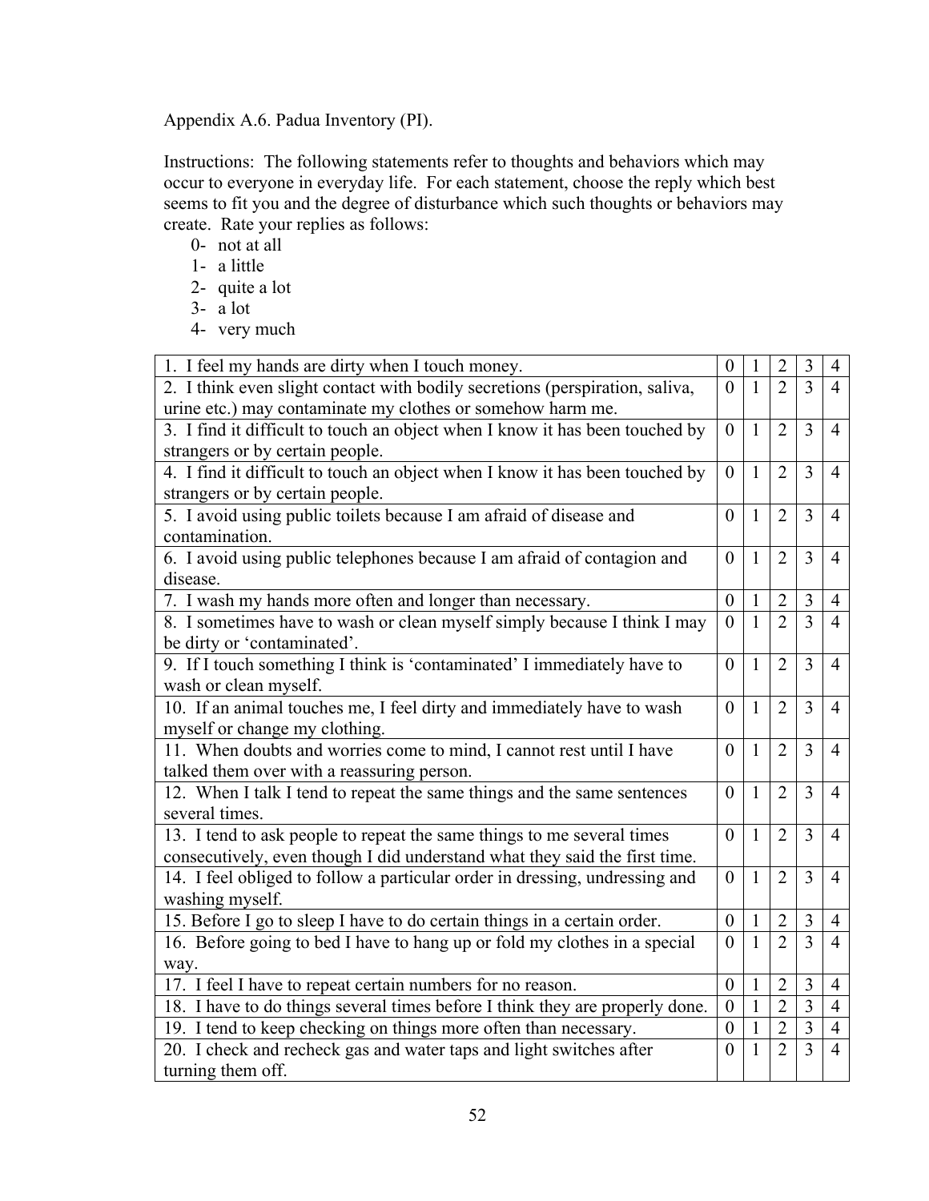Appendix A.6. Padua Inventory (PI).

Instructions: The following statements refer to thoughts and behaviors which may occur to everyone in everyday life. For each statement, choose the reply which best seems to fit you and the degree of disturbance which such thoughts or behaviors may create. Rate your replies as follows:

0- not at all
1- a little
2- quite a lot
3- a lot
4- very much

| | | | | | |
|---|---|---|---|---|---|
| 1. I feel my hands are dirty when I touch money. | 0 | 1 | 2 | 3 | 4 |
| 2. I think even slight contact with bodily secretions (perspiration, saliva, urine etc.) may contaminate my clothes or somehow harm me. | 0 | 1 | 2 | 3 | 4 |
| 3. I find it difficult to touch an object when I know it has been touched by strangers or by certain people. | 0 | 1 | 2 | 3 | 4 |
| 4. I find it difficult to touch an object when I know it has been touched by strangers or by certain people. | 0 | 1 | 2 | 3 | 4 |
| 5. I avoid using public toilets because I am afraid of disease and contamination. | 0 | 1 | 2 | 3 | 4 |
| 6. I avoid using public telephones because I am afraid of contagion and disease. | 0 | 1 | 2 | 3 | 4 |
| 7. I wash my hands more often and longer than necessary. | 0 | 1 | 2 | 3 | 4 |
| 8. I sometimes have to wash or clean myself simply because I think I may be dirty or 'contaminated'. | 0 | 1 | 2 | 3 | 4 |
| 9. If I touch something I think is 'contaminated' I immediately have to wash or clean myself. | 0 | 1 | 2 | 3 | 4 |
| 10. If an animal touches me, I feel dirty and immediately have to wash myself or change my clothing. | 0 | 1 | 2 | 3 | 4 |
| 11. When doubts and worries come to mind, I cannot rest until I have talked them over with a reassuring person. | 0 | 1 | 2 | 3 | 4 |
| 12. When I talk I tend to repeat the same things and the same sentences several times. | 0 | 1 | 2 | 3 | 4 |
| 13. I tend to ask people to repeat the same things to me several times consecutively, even though I did understand what they said the first time. | 0 | 1 | 2 | 3 | 4 |
| 14. I feel obliged to follow a particular order in dressing, undressing and washing myself. | 0 | 1 | 2 | 3 | 4 |
| 15. Before I go to sleep I have to do certain things in a certain order. | 0 | 1 | 2 | 3 | 4 |
| 16. Before going to bed I have to hang up or fold my clothes in a special way. | 0 | 1 | 2 | 3 | 4 |
| 17. I feel I have to repeat certain numbers for no reason. | 0 | 1 | 2 | 3 | 4 |
| 18. I have to do things several times before I think they are properly done. | 0 | 1 | 2 | 3 | 4 |
| 19. I tend to keep checking on things more often than necessary. | 0 | 1 | 2 | 3 | 4 |
| 20. I check and recheck gas and water taps and light switches after turning them off. | 0 | 1 | 2 | 3 | 4 |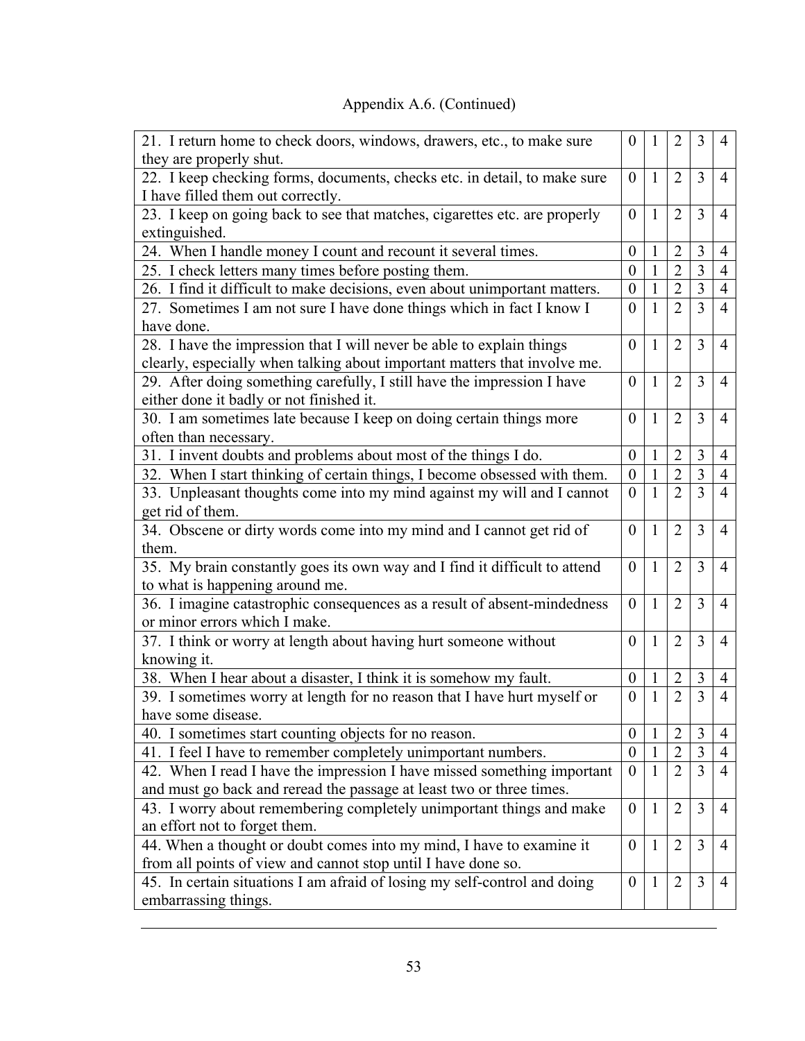Appendix A.6. (Continued)

| | | | | | |
|---|---|---|---|---|---|
| 21. I return home to check doors, windows, drawers, etc., to make sure they are properly shut. | 0 | 1 | 2 | 3 | 4 |
| 22. I keep checking forms, documents, checks etc. in detail, to make sure I have filled them out correctly. | 0 | 1 | 2 | 3 | 4 |
| 23. I keep on going back to see that matches, cigarettes etc. are properly extinguished. | 0 | 1 | 2 | 3 | 4 |
| 24. When I handle money I count and recount it several times. | 0 | 1 | 2 | 3 | 4 |
| 25. I check letters many times before posting them. | 0 | 1 | 2 | 3 | 4 |
| 26. I find it difficult to make decisions, even about unimportant matters. | 0 | 1 | 2 | 3 | 4 |
| 27. Sometimes I am not sure I have done things which in fact I know I have done. | 0 | 1 | 2 | 3 | 4 |
| 28. I have the impression that I will never be able to explain things clearly, especially when talking about important matters that involve me. | 0 | 1 | 2 | 3 | 4 |
| 29. After doing something carefully, I still have the impression I have either done it badly or not finished it. | 0 | 1 | 2 | 3 | 4 |
| 30. I am sometimes late because I keep on doing certain things more often than necessary. | 0 | 1 | 2 | 3 | 4 |
| 31. I invent doubts and problems about most of the things I do. | 0 | 1 | 2 | 3 | 4 |
| 32. When I start thinking of certain things, I become obsessed with them. | 0 | 1 | 2 | 3 | 4 |
| 33. Unpleasant thoughts come into my mind against my will and I cannot get rid of them. | 0 | 1 | 2 | 3 | 4 |
| 34. Obscene or dirty words come into my mind and I cannot get rid of them. | 0 | 1 | 2 | 3 | 4 |
| 35. My brain constantly goes its own way and I find it difficult to attend to what is happening around me. | 0 | 1 | 2 | 3 | 4 |
| 36. I imagine catastrophic consequences as a result of absent-mindedness or minor errors which I make. | 0 | 1 | 2 | 3 | 4 |
| 37. I think or worry at length about having hurt someone without knowing it. | 0 | 1 | 2 | 3 | 4 |
| 38. When I hear about a disaster, I think it is somehow my fault. | 0 | 1 | 2 | 3 | 4 |
| 39. I sometimes worry at length for no reason that I have hurt myself or have some disease. | 0 | 1 | 2 | 3 | 4 |
| 40. I sometimes start counting objects for no reason. | 0 | 1 | 2 | 3 | 4 |
| 41. I feel I have to remember completely unimportant numbers. | 0 | 1 | 2 | 3 | 4 |
| 42. When I read I have the impression I have missed something important and must go back and reread the passage at least two or three times. | 0 | 1 | 2 | 3 | 4 |
| 43. I worry about remembering completely unimportant things and make an effort not to forget them. | 0 | 1 | 2 | 3 | 4 |
| 44. When a thought or doubt comes into my mind, I have to examine it from all points of view and cannot stop until I have done so. | 0 | 1 | 2 | 3 | 4 |
| 45. In certain situations I am afraid of losing my self-control and doing embarrassing things. | 0 | 1 | 2 | 3 | 4 |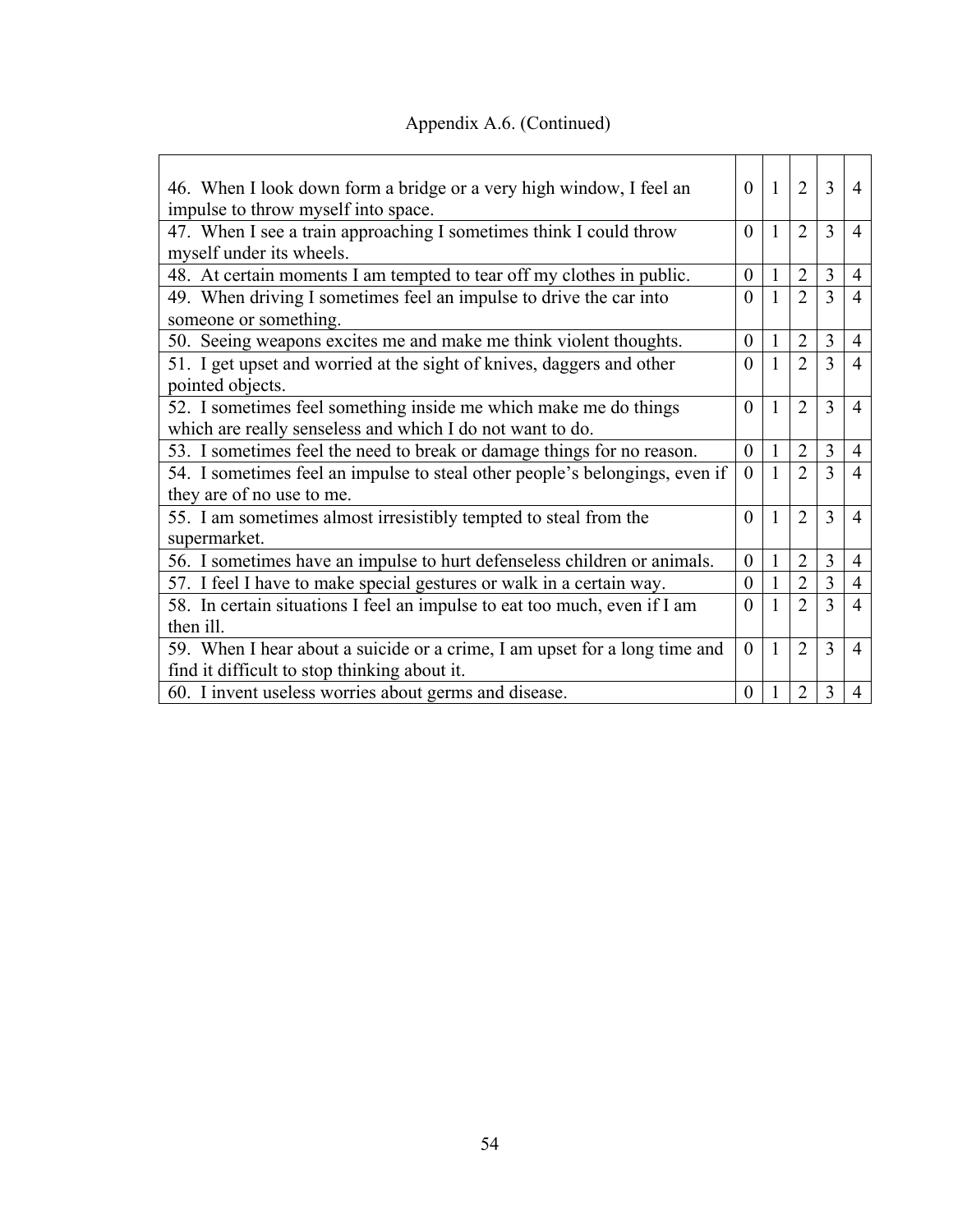Appendix A.6. (Continued)

| | | | | | |
|---|---|---|---|---|---|
| 46. When I look down form a bridge or a very high window, I feel an impulse to throw myself into space. | 0 | 1 | 2 | 3 | 4 |
| 47. When I see a train approaching I sometimes think I could throw myself under its wheels. | 0 | 1 | 2 | 3 | 4 |
| 48. At certain moments I am tempted to tear off my clothes in public. | 0 | 1 | 2 | 3 | 4 |
| 49. When driving I sometimes feel an impulse to drive the car into someone or something. | 0 | 1 | 2 | 3 | 4 |
| 50. Seeing weapons excites me and make me think violent thoughts. | 0 | 1 | 2 | 3 | 4 |
| 51. I get upset and worried at the sight of knives, daggers and other pointed objects. | 0 | 1 | 2 | 3 | 4 |
| 52. I sometimes feel something inside me which make me do things which are really senseless and which I do not want to do. | 0 | 1 | 2 | 3 | 4 |
| 53. I sometimes feel the need to break or damage things for no reason. | 0 | 1 | 2 | 3 | 4 |
| 54. I sometimes feel an impulse to steal other people's belongings, even if they are of no use to me. | 0 | 1 | 2 | 3 | 4 |
| 55. I am sometimes almost irresistibly tempted to steal from the supermarket. | 0 | 1 | 2 | 3 | 4 |
| 56. I sometimes have an impulse to hurt defenseless children or animals. | 0 | 1 | 2 | 3 | 4 |
| 57. I feel I have to make special gestures or walk in a certain way. | 0 | 1 | 2 | 3 | 4 |
| 58. In certain situations I feel an impulse to eat too much, even if I am then ill. | 0 | 1 | 2 | 3 | 4 |
| 59. When I hear about a suicide or a crime, I am upset for a long time and find it difficult to stop thinking about it. | 0 | 1 | 2 | 3 | 4 |
| 60. I invent useless worries about germs and disease. | 0 | 1 | 2 | 3 | 4 |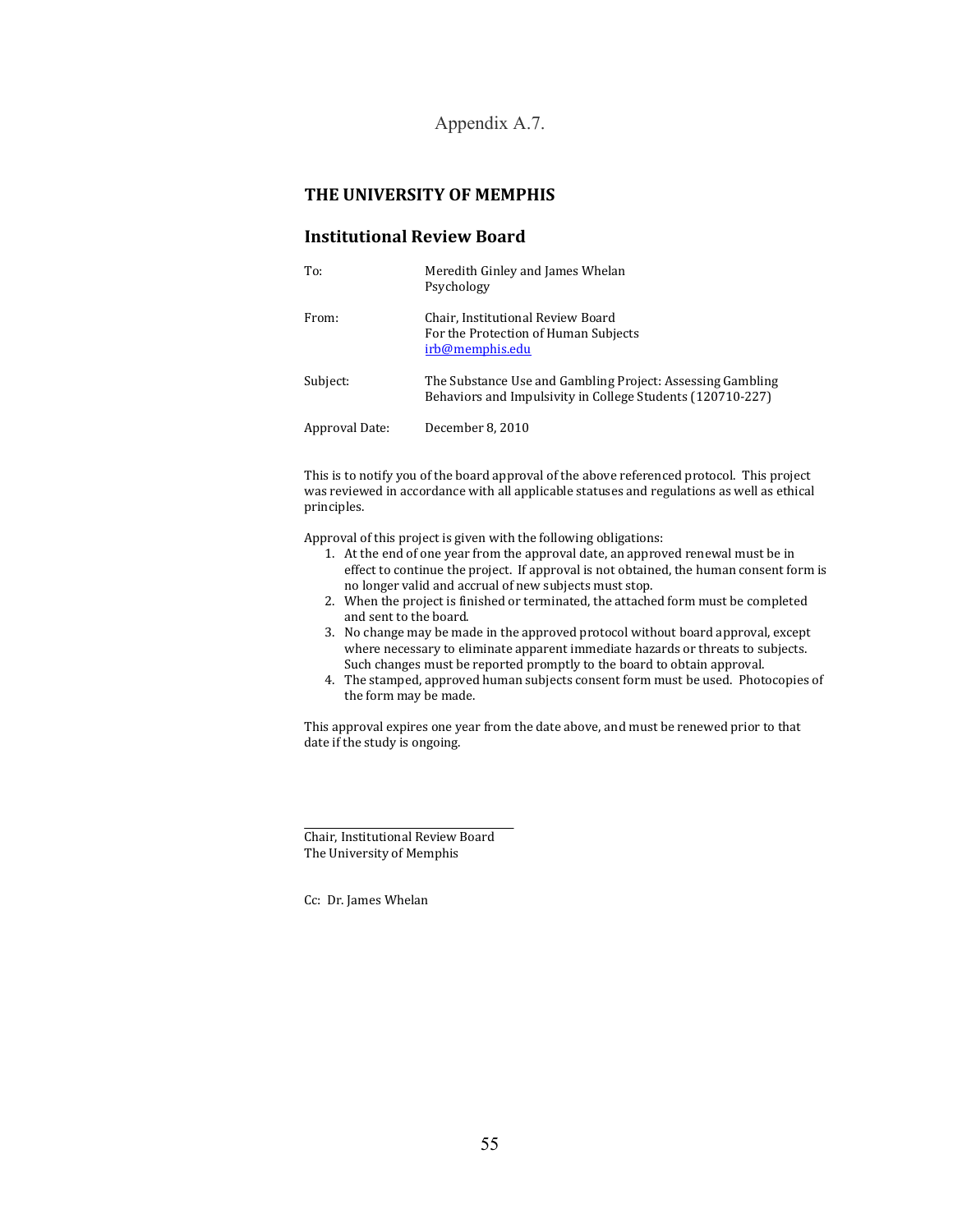Appendix A.7.

## THE UNIVERSITY OF MEMPHIS

## Institutional Review Board

| | |
|---|---|
| To: | Meredith Ginley and James Whelan<br>Psychology |
| From: | Chair, Institutional Review Board<br>For the Protection of Human Subjects<br>irb@memphis.edu |
| Subject: | The Substance Use and Gambling Project: Assessing Gambling Behaviors and Impulsivity in College Students (120710-227) |
| Approval Date: | December 8, 2010 |

This is to notify you of the board approval of the above referenced protocol. This project was reviewed in accordance with all applicable statuses and regulations as well as ethical principles.

Approval of this project is given with the following obligations:

1. At the end of one year from the approval date, an approved renewal must be in effect to continue the project. If approval is not obtained, the human consent form is no longer valid and accrual of new subjects must stop.
2. When the project is finished or terminated, the attached form must be completed and sent to the board.
3. No change may be made in the approved protocol without board approval, except where necessary to eliminate apparent immediate hazards or threats to subjects. Such changes must be reported promptly to the board to obtain approval.
4. The stamped, approved human subjects consent form must be used. Photocopies of the form may be made.

This approval expires one year from the date above, and must be renewed prior to that date if the study is ongoing.

\_\_\_\_\_\_\_\_\_\_\_\_\_\_\_\_\_\_\_\_\_\_\_\_\_\_\_\_\_\_\_\_\_\_

Chair, Institutional Review Board
The University of Memphis

Cc: Dr. James Whelan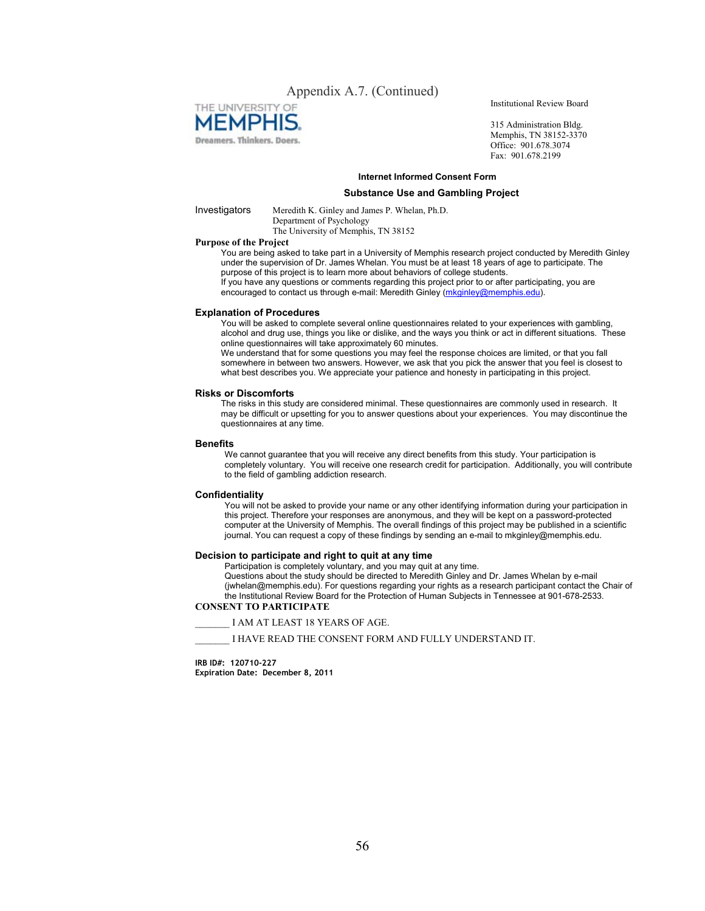Appendix A.7. (Continued)

THE UNIVERSITY OF MEMPHIS
Dreamers. Thinkers. Doers.

Institutional Review Board

315 Administration Bldg.
Memphis, TN 38152-3370
Office: 901.678.3074
Fax: 901.678.2199

**Internet Informed Consent Form**

**Substance Use and Gambling Project**

Investigators: Meredith K. Ginley and James P. Whelan, Ph.D.
Department of Psychology
The University of Memphis, TN 38152

**Purpose of the Project**

You are being asked to take part in a University of Memphis research project conducted by Meredith Ginley under the supervision of Dr. James Whelan. You must be at least 18 years of age to participate. The purpose of this project is to learn more about behaviors of college students.
If you have any questions or comments regarding this project prior to or after participating, you are encouraged to contact us through e-mail: Meredith Ginley (mkginley@memphis.edu).

**Explanation of Procedures**

You will be asked to complete several online questionnaires related to your experiences with gambling, alcohol and drug use, things you like or dislike, and the ways you think or act in different situations. These online questionnaires will take approximately 60 minutes.
We understand that for some questions you may feel the response choices are limited, or that you fall somewhere in between two answers. However, we ask that you pick the answer that you feel is closest to what best describes you. We appreciate your patience and honesty in participating in this project.

**Risks or Discomforts**

The risks in this study are considered minimal. These questionnaires are commonly used in research. It may be difficult or upsetting for you to answer questions about your experiences. You may discontinue the questionnaires at any time.

**Benefits**

We cannot guarantee that you will receive any direct benefits from this study. Your participation is completely voluntary. You will receive one research credit for participation. Additionally, you will contribute to the field of gambling addiction research.

**Confidentiality**

You will not be asked to provide your name or any other identifying information during your participation in this project. Therefore your responses are anonymous, and they will be kept on a password-protected computer at the University of Memphis. The overall findings of this project may be published in a scientific journal. You can request a copy of these findings by sending an e-mail to mkginley@memphis.edu.

**Decision to participate and right to quit at any time**

Participation is completely voluntary, and you may quit at any time.
Questions about the study should be directed to Meredith Ginley and Dr. James Whelan by e-mail (jwhelan@memphis.edu). For questions regarding your rights as a research participant contact the Chair of the Institutional Review Board for the Protection of Human Subjects in Tennessee at 901-678-2533.

**CONSENT TO PARTICIPATE**

_______ I AM AT LEAST 18 YEARS OF AGE.

_______ I HAVE READ THE CONSENT FORM AND FULLY UNDERSTAND IT.

**IRB ID#: 120710-227**
**Expiration Date: December 8, 2011**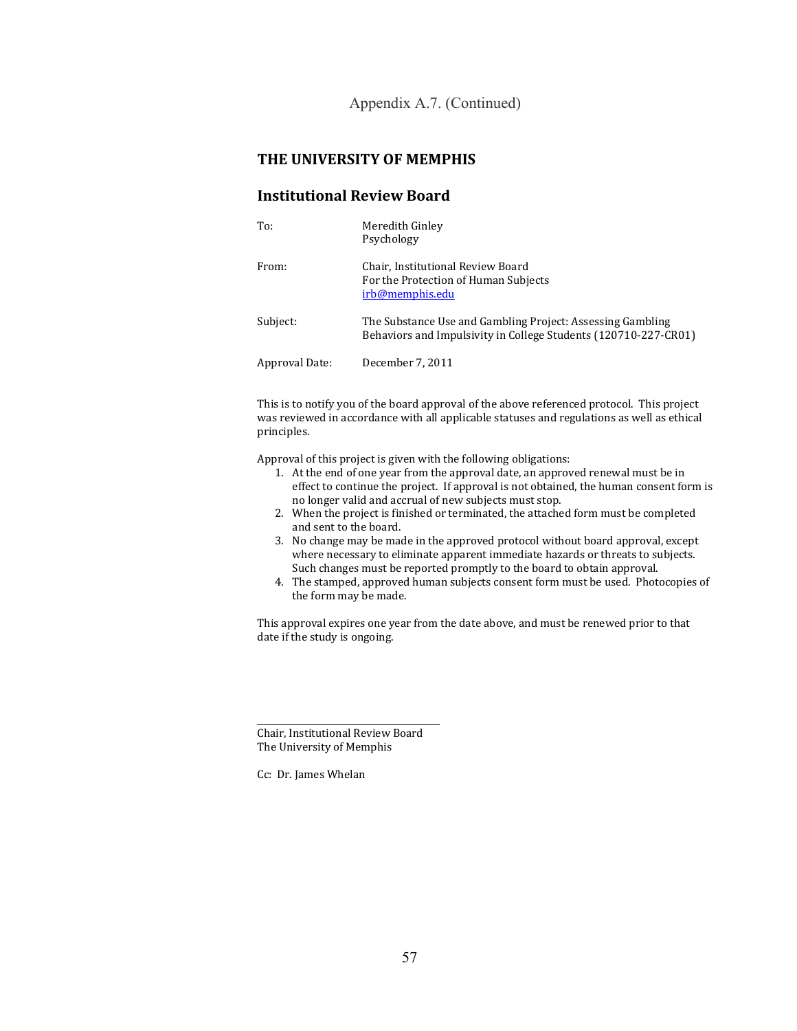Appendix A.7. (Continued)

## THE UNIVERSITY OF MEMPHIS

## Institutional Review Board

| | |
|---|---|
| To: | Meredith Ginley<br>Psychology |
| From: | Chair, Institutional Review Board<br>For the Protection of Human Subjects<br>irb@memphis.edu |
| Subject: | The Substance Use and Gambling Project: Assessing Gambling Behaviors and Impulsivity in College Students (120710-227-CR01) |
| Approval Date: | December 7, 2011 |

This is to notify you of the board approval of the above referenced protocol. This project was reviewed in accordance with all applicable statuses and regulations as well as ethical principles.

Approval of this project is given with the following obligations:

1. At the end of one year from the approval date, an approved renewal must be in effect to continue the project. If approval is not obtained, the human consent form is no longer valid and accrual of new subjects must stop.
2. When the project is finished or terminated, the attached form must be completed and sent to the board.
3. No change may be made in the approved protocol without board approval, except where necessary to eliminate apparent immediate hazards or threats to subjects. Such changes must be reported promptly to the board to obtain approval.
4. The stamped, approved human subjects consent form must be used. Photocopies of the form may be made.

This approval expires one year from the date above, and must be renewed prior to that date if the study is ongoing.

\_\_\_\_\_\_\_\_\_\_\_\_\_\_\_\_\_\_\_\_\_\_\_\_\_\_\_\_\_\_\_\_\_\_\_\_\_\_

Chair, Institutional Review Board
The University of Memphis

Cc: Dr. James Whelan